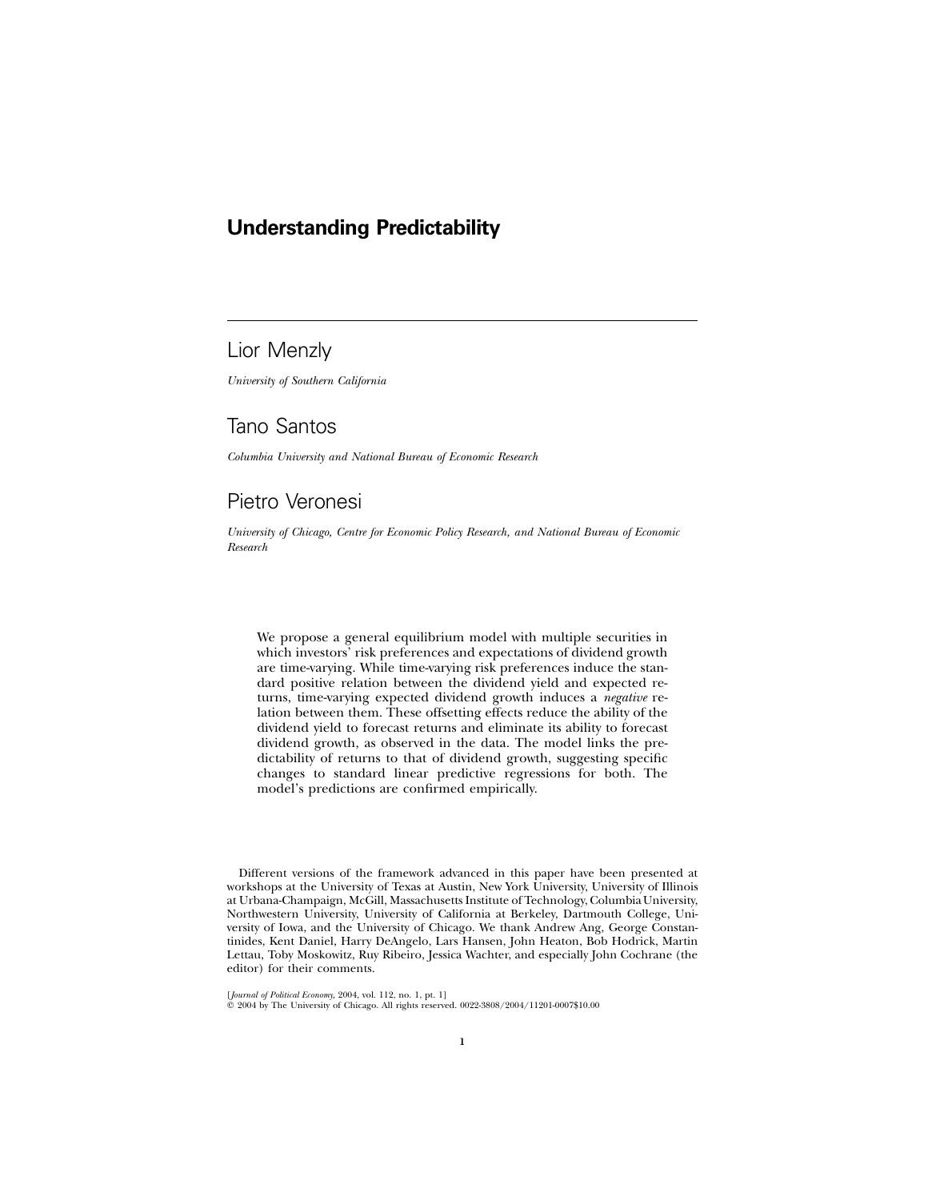# Understanding Predictability

Lior Menzly

*University of Southern California*

Tano Santos

*Columbia University and National Bureau of Economic Research*

Pietro Veronesi

*University of Chicago, Centre for Economic Policy Research, and National Bureau of Economic Research*

We propose a general equilibrium model with multiple securities in which investors' risk preferences and expectations of dividend growth are time-varying. While time-varying risk preferences induce the standard positive relation between the dividend yield and expected returns, time-varying expected dividend growth induces a *negative* relation between them. These offsetting effects reduce the ability of the dividend yield to forecast returns and eliminate its ability to forecast dividend growth, as observed in the data. The model links the predictability of returns to that of dividend growth, suggesting specific changes to standard linear predictive regressions for both. The model's predictions are confirmed empirically.

Different versions of the framework advanced in this paper have been presented at workshops at the University of Texas at Austin, New York University, University of Illinois at Urbana-Champaign, McGill, Massachusetts Institute of Technology, Columbia University, Northwestern University, University of California at Berkeley, Dartmouth College, University of Iowa, and the University of Chicago. We thank Andrew Ang, George Constantinides, Kent Daniel, Harry DeAngelo, Lars Hansen, John Heaton, Bob Hodrick, Martin Lettau, Toby Moskowitz, Ruy Ribeiro, Jessica Wachter, and especially John Cochrane (the editor) for their comments.

[*Journal of Political Economy*, 2004, vol. 112, no. 1, pt. 1]
© 2004 by The University of Chicago. All rights reserved. 0022-3808/2004/11201-0007$10.00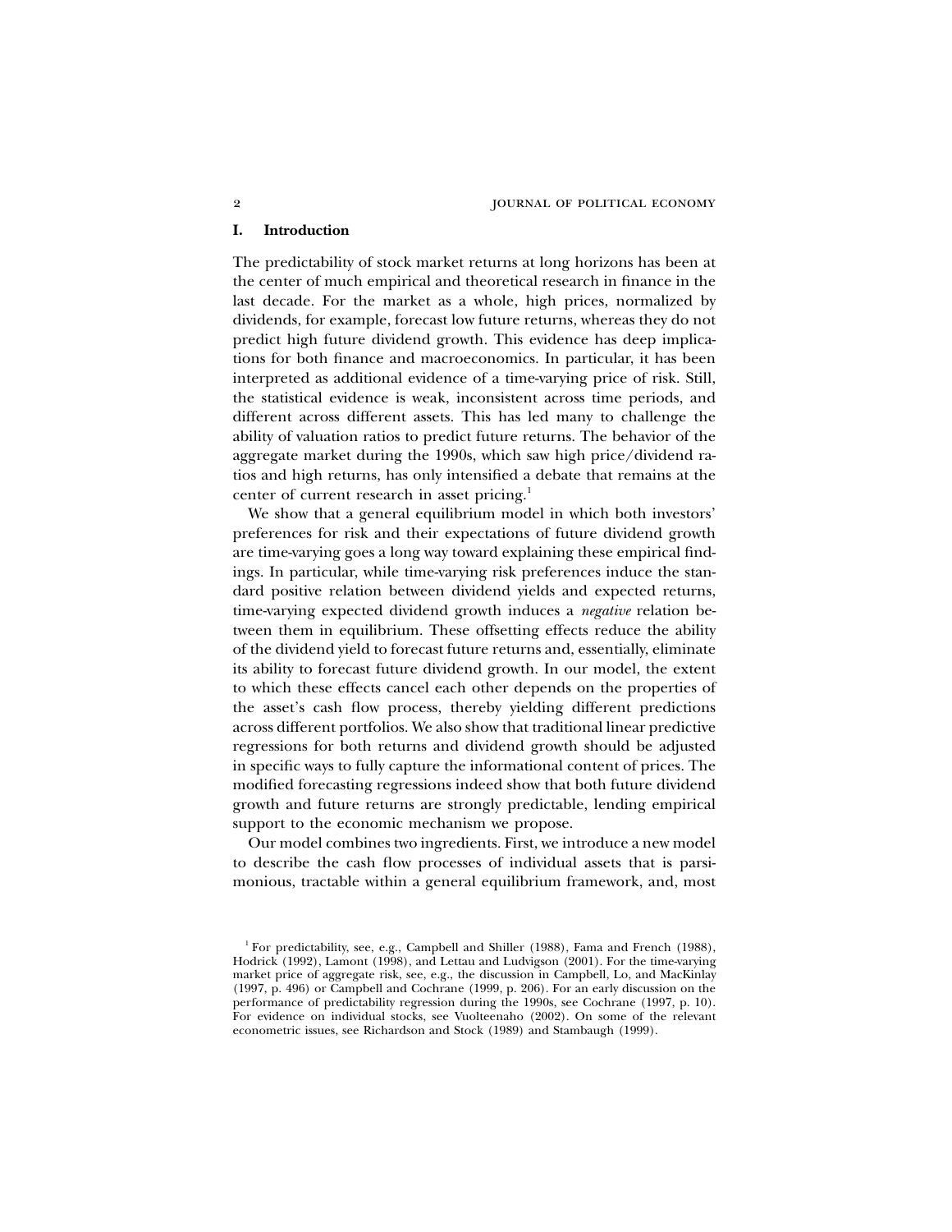## I. Introduction

The predictability of stock market returns at long horizons has been at the center of much empirical and theoretical research in finance in the last decade. For the market as a whole, high prices, normalized by dividends, for example, forecast low future returns, whereas they do not predict high future dividend growth. This evidence has deep implications for both finance and macroeconomics. In particular, it has been interpreted as additional evidence of a time-varying price of risk. Still, the statistical evidence is weak, inconsistent across time periods, and different across different assets. This has led many to challenge the ability of valuation ratios to predict future returns. The behavior of the aggregate market during the 1990s, which saw high price/dividend ratios and high returns, has only intensified a debate that remains at the center of current research in asset pricing.[1]

We show that a general equilibrium model in which both investors' preferences for risk and their expectations of future dividend growth are time-varying goes a long way toward explaining these empirical findings. In particular, while time-varying risk preferences induce the standard positive relation between dividend yields and expected returns, time-varying expected dividend growth induces a *negative* relation between them in equilibrium. These offsetting effects reduce the ability of the dividend yield to forecast future returns and, essentially, eliminate its ability to forecast future dividend growth. In our model, the extent to which these effects cancel each other depends on the properties of the asset's cash flow process, thereby yielding different predictions across different portfolios. We also show that traditional linear predictive regressions for both returns and dividend growth should be adjusted in specific ways to fully capture the informational content of prices. The modified forecasting regressions indeed show that both future dividend growth and future returns are strongly predictable, lending empirical support to the economic mechanism we propose.

Our model combines two ingredients. First, we introduce a new model to describe the cash flow processes of individual assets that is parsimonious, tractable within a general equilibrium framework, and, most

[1] For predictability, see, e.g., Campbell and Shiller (1988), Fama and French (1988), Hodrick (1992), Lamont (1998), and Lettau and Ludvigson (2001). For the time-varying market price of aggregate risk, see, e.g., the discussion in Campbell, Lo, and MacKinlay (1997, p. 496) or Campbell and Cochrane (1999, p. 206). For an early discussion on the performance of predictability regression during the 1990s, see Cochrane (1997, p. 10). For evidence on individual stocks, see Vuolteenaho (2002). On some of the relevant econometric issues, see Richardson and Stock (1989) and Stambaugh (1999).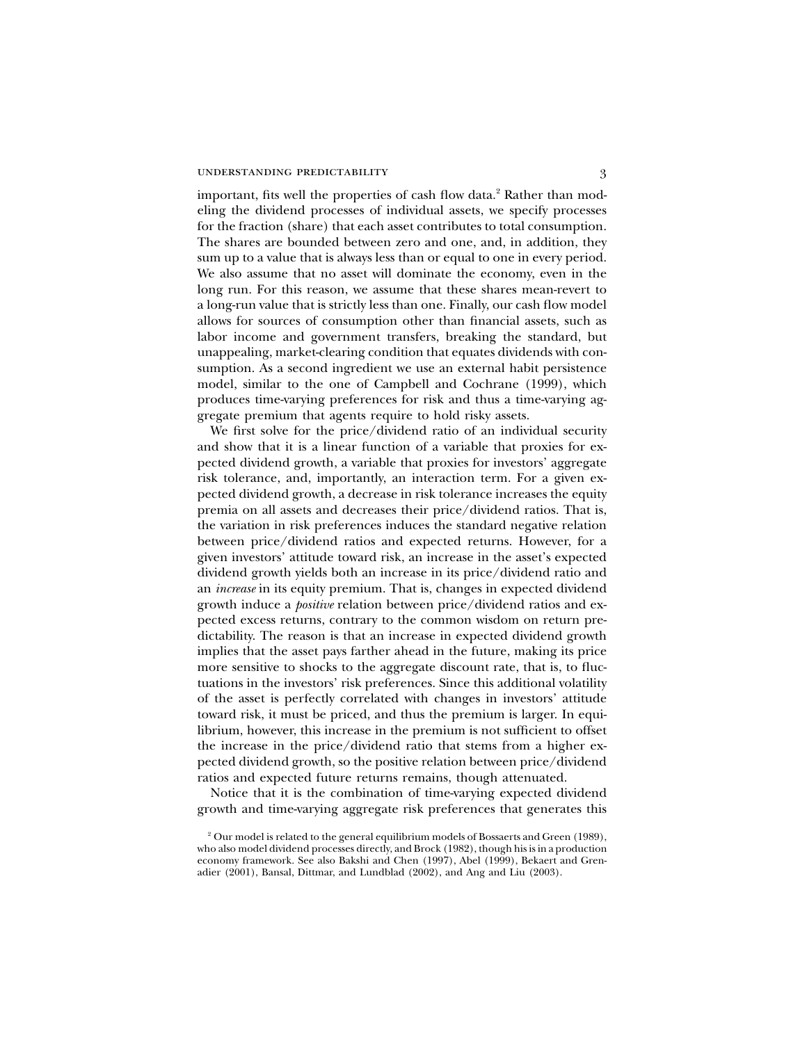important, fits well the properties of cash flow data.[2] Rather than modeling the dividend processes of individual assets, we specify processes for the fraction (share) that each asset contributes to total consumption. The shares are bounded between zero and one, and, in addition, they sum up to a value that is always less than or equal to one in every period. We also assume that no asset will dominate the economy, even in the long run. For this reason, we assume that these shares mean-revert to a long-run value that is strictly less than one. Finally, our cash flow model allows for sources of consumption other than financial assets, such as labor income and government transfers, breaking the standard, but unappealing, market-clearing condition that equates dividends with consumption. As a second ingredient we use an external habit persistence model, similar to the one of Campbell and Cochrane (1999), which produces time-varying preferences for risk and thus a time-varying aggregate premium that agents require to hold risky assets.

We first solve for the price/dividend ratio of an individual security and show that it is a linear function of a variable that proxies for expected dividend growth, a variable that proxies for investors' aggregate risk tolerance, and, importantly, an interaction term. For a given expected dividend growth, a decrease in risk tolerance increases the equity premia on all assets and decreases their price/dividend ratios. That is, the variation in risk preferences induces the standard negative relation between price/dividend ratios and expected returns. However, for a given investors' attitude toward risk, an increase in the asset's expected dividend growth yields both an increase in its price/dividend ratio and an *increase* in its equity premium. That is, changes in expected dividend growth induce a *positive* relation between price/dividend ratios and expected excess returns, contrary to the common wisdom on return predictability. The reason is that an increase in expected dividend growth implies that the asset pays farther ahead in the future, making its price more sensitive to shocks to the aggregate discount rate, that is, to fluctuations in the investors' risk preferences. Since this additional volatility of the asset is perfectly correlated with changes in investors' attitude toward risk, it must be priced, and thus the premium is larger. In equilibrium, however, this increase in the premium is not sufficient to offset the increase in the price/dividend ratio that stems from a higher expected dividend growth, so the positive relation between price/dividend ratios and expected future returns remains, though attenuated.

Notice that it is the combination of time-varying expected dividend growth and time-varying aggregate risk preferences that generates this

[2] Our model is related to the general equilibrium models of Bossaerts and Green (1989), who also model dividend processes directly, and Brock (1982), though his is in a production economy framework. See also Bakshi and Chen (1997), Abel (1999), Bekaert and Grenadier (2001), Bansal, Dittmar, and Lundblad (2002), and Ang and Liu (2003).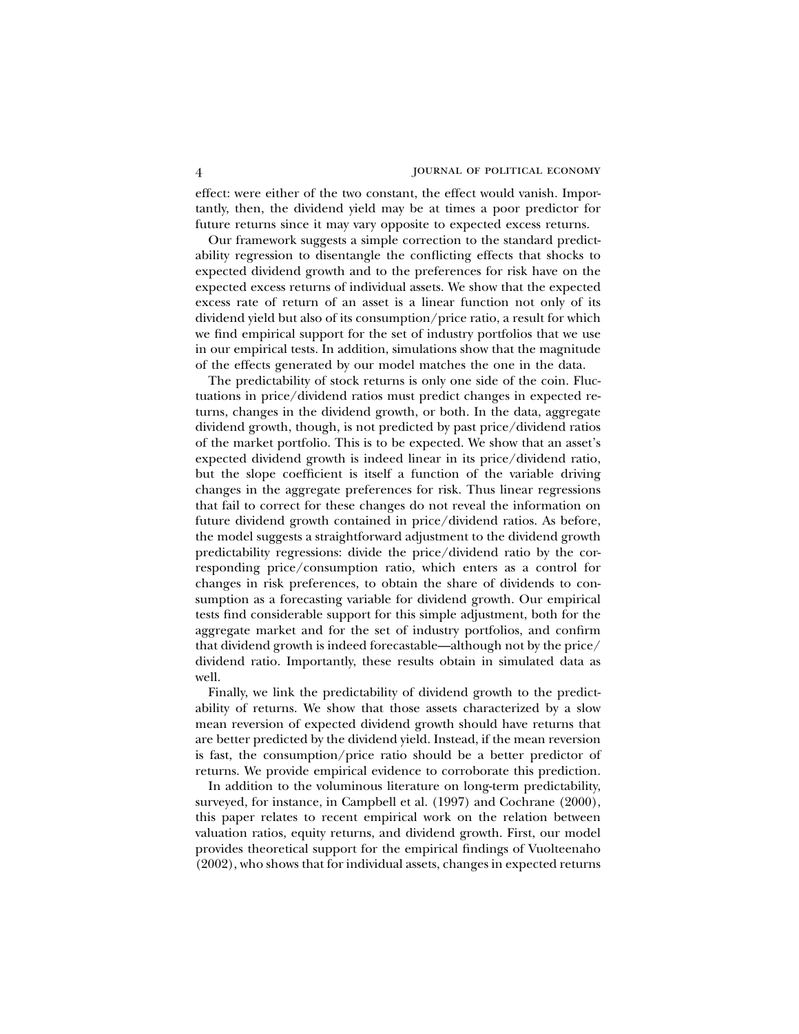effect: were either of the two constant, the effect would vanish. Importantly, then, the dividend yield may be at times a poor predictor for future returns since it may vary opposite to expected excess returns.

Our framework suggests a simple correction to the standard predictability regression to disentangle the conflicting effects that shocks to expected dividend growth and to the preferences for risk have on the expected excess returns of individual assets. We show that the expected excess rate of return of an asset is a linear function not only of its dividend yield but also of its consumption/price ratio, a result for which we find empirical support for the set of industry portfolios that we use in our empirical tests. In addition, simulations show that the magnitude of the effects generated by our model matches the one in the data.

The predictability of stock returns is only one side of the coin. Fluctuations in price/dividend ratios must predict changes in expected returns, changes in the dividend growth, or both. In the data, aggregate dividend growth, though, is not predicted by past price/dividend ratios of the market portfolio. This is to be expected. We show that an asset's expected dividend growth is indeed linear in its price/dividend ratio, but the slope coefficient is itself a function of the variable driving changes in the aggregate preferences for risk. Thus linear regressions that fail to correct for these changes do not reveal the information on future dividend growth contained in price/dividend ratios. As before, the model suggests a straightforward adjustment to the dividend growth predictability regressions: divide the price/dividend ratio by the corresponding price/consumption ratio, which enters as a control for changes in risk preferences, to obtain the share of dividends to consumption as a forecasting variable for dividend growth. Our empirical tests find considerable support for this simple adjustment, both for the aggregate market and for the set of industry portfolios, and confirm that dividend growth is indeed forecastable—although not by the price/dividend ratio. Importantly, these results obtain in simulated data as well.

Finally, we link the predictability of dividend growth to the predictability of returns. We show that those assets characterized by a slow mean reversion of expected dividend growth should have returns that are better predicted by the dividend yield. Instead, if the mean reversion is fast, the consumption/price ratio should be a better predictor of returns. We provide empirical evidence to corroborate this prediction.

In addition to the voluminous literature on long-term predictability, surveyed, for instance, in Campbell et al. (1997) and Cochrane (2000), this paper relates to recent empirical work on the relation between valuation ratios, equity returns, and dividend growth. First, our model provides theoretical support for the empirical findings of Vuolteenaho (2002), who shows that for individual assets, changes in expected returns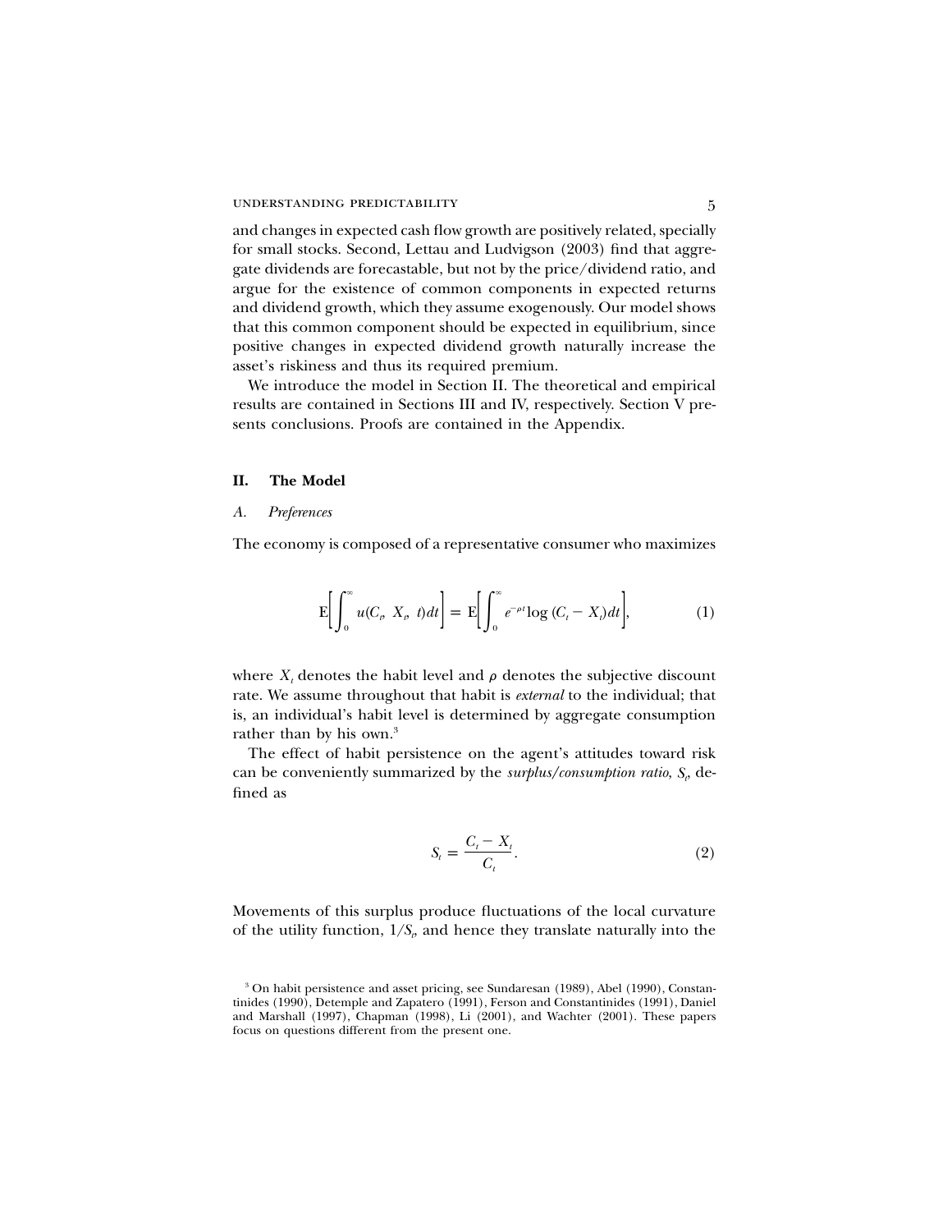and changes in expected cash flow growth are positively related, specially for small stocks. Second, Lettau and Ludvigson (2003) find that aggregate dividends are forecastable, but not by the price/dividend ratio, and argue for the existence of common components in expected returns and dividend growth, which they assume exogenously. Our model shows that this common component should be expected in equilibrium, since positive changes in expected dividend growth naturally increase the asset's riskiness and thus its required premium.

We introduce the model in Section II. The theoretical and empirical results are contained in Sections III and IV, respectively. Section V presents conclusions. Proofs are contained in the Appendix.

## II. The Model

### A. *Preferences*

The economy is composed of a representative consumer who maximizes

$$\mathrm{E}\left[\int_0^\infty u(C_t,\ X_t,\ t)dt\right] = \mathrm{E}\left[\int_0^\infty e^{-\rho t}\log\left(C_t - X_t\right)dt\right], \tag{1}$$

where $X_t$ denotes the habit level and $\rho$ denotes the subjective discount rate. We assume throughout that habit is *external* to the individual; that is, an individual's habit level is determined by aggregate consumption rather than by his own.[3]

The effect of habit persistence on the agent's attitudes toward risk can be conveniently summarized by the *surplus/consumption ratio*, $S_t$, defined as

$$S_t = \frac{C_t - X_t}{C_t}. \tag{2}$$

Movements of this surplus produce fluctuations of the local curvature of the utility function, $1/S_t$, and hence they translate naturally into the

[3] On habit persistence and asset pricing, see Sundaresan (1989), Abel (1990), Constantinides (1990), Detemple and Zapatero (1991), Ferson and Constantinides (1991), Daniel and Marshall (1997), Chapman (1998), Li (2001), and Wachter (2001). These papers focus on questions different from the present one.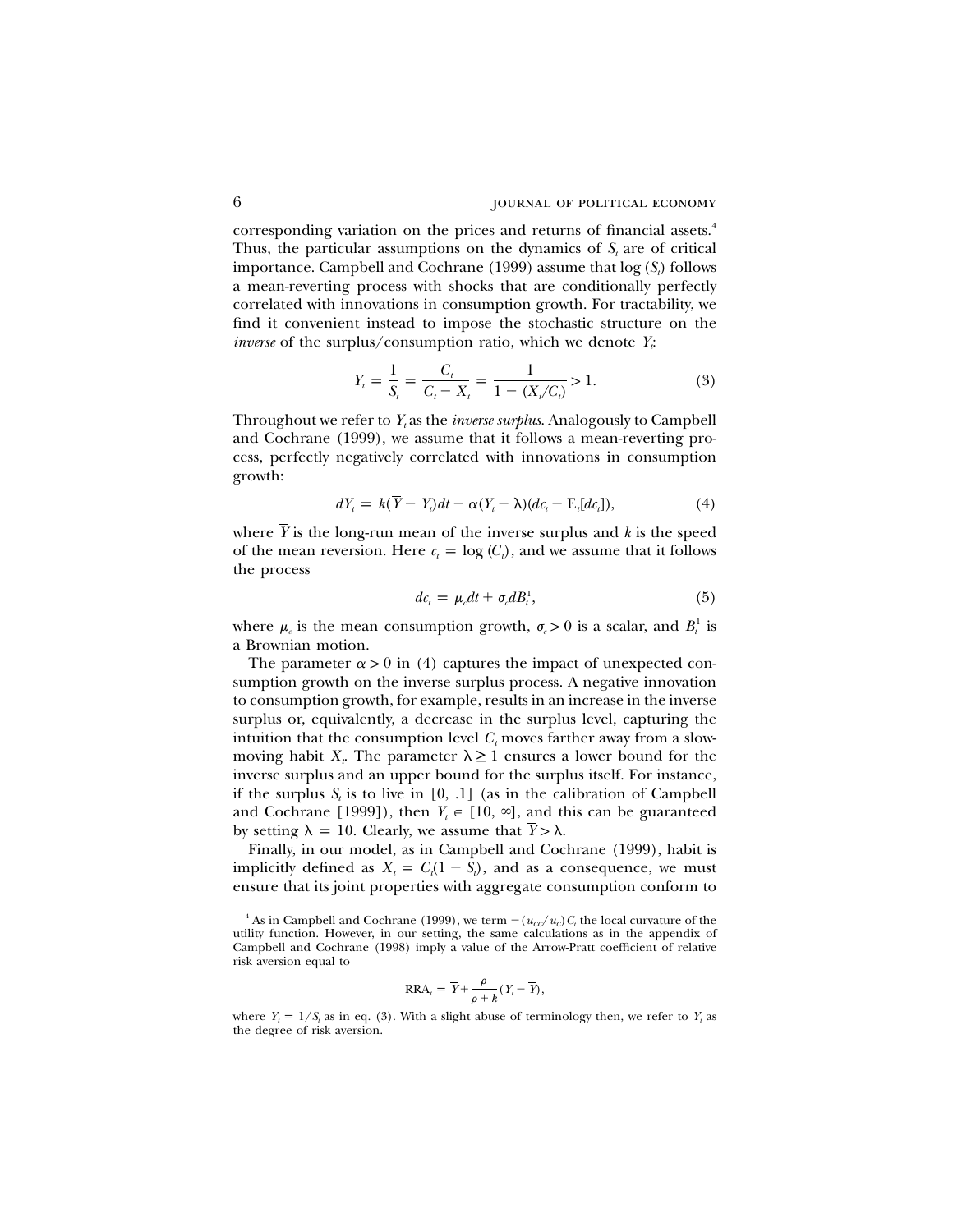corresponding variation on the prices and returns of financial assets.[4] Thus, the particular assumptions on the dynamics of $S_t$ are of critical importance. Campbell and Cochrane (1999) assume that $\log(S_t)$ follows a mean-reverting process with shocks that are conditionally perfectly correlated with innovations in consumption growth. For tractability, we find it convenient instead to impose the stochastic structure on the *inverse* of the surplus/consumption ratio, which we denote $Y_t$:

$$Y_t = \frac{1}{S_t} = \frac{C_t}{C_t - X_t} = \frac{1}{1 - (X_t/C_t)} > 1. \tag{3}$$

Throughout we refer to $Y_t$ as the *inverse surplus*. Analogously to Campbell and Cochrane (1999), we assume that it follows a mean-reverting process, perfectly negatively correlated with innovations in consumption growth:

$$dY_t = k(\overline{Y} - Y_t)dt - \alpha(Y_t - \lambda)(dc_t - \mathrm{E}_t[dc_t]), \tag{4}$$

where $\overline{Y}$ is the long-run mean of the inverse surplus and $k$ is the speed of the mean reversion. Here $c_t = \log(C_t)$, and we assume that it follows the process

$$dc_t = \mu_c dt + \sigma_c dB_t^1, \tag{5}$$

where $\mu_c$ is the mean consumption growth, $\sigma_c > 0$ is a scalar, and $B_t^1$ is a Brownian motion.

The parameter $\alpha > 0$ in (4) captures the impact of unexpected consumption growth on the inverse surplus process. A negative innovation to consumption growth, for example, results in an increase in the inverse surplus or, equivalently, a decrease in the surplus level, capturing the intuition that the consumption level $C_t$ moves farther away from a slow-moving habit $X_t$. The parameter $\lambda \geq 1$ ensures a lower bound for the inverse surplus and an upper bound for the surplus itself. For instance, if the surplus $S_t$ is to live in $[0, .1]$ (as in the calibration of Campbell and Cochrane [1999]), then $Y_t \in [10, \infty]$, and this can be guaranteed by setting $\lambda = 10$. Clearly, we assume that $\overline{Y} > \lambda$.

Finally, in our model, as in Campbell and Cochrane (1999), habit is implicitly defined as $X_t = C_t(1 - S_t)$, and as a consequence, we must ensure that its joint properties with aggregate consumption conform to

---

[4] As in Campbell and Cochrane (1999), we term $-(u_{CC}/u_C)C_t$ the local curvature of the utility function. However, in our setting, the same calculations as in the appendix of Campbell and Cochrane (1998) imply a value of the Arrow-Pratt coefficient of relative risk aversion equal to

$$\mathrm{RRA}_t = \overline{Y} + \frac{\rho}{\rho + k}(Y_t - \overline{Y}),$$

where $Y_t = 1/S_t$ as in eq. (3). With a slight abuse of terminology then, we refer to $Y_t$ as the degree of risk aversion.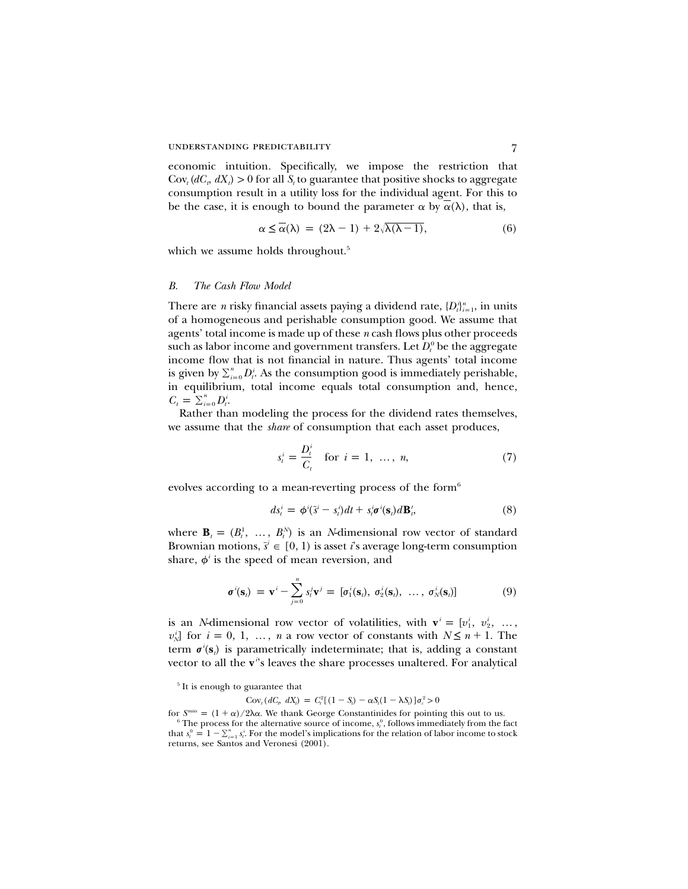economic intuition. Specifically, we impose the restriction that $\text{Cov}_t(dC_t, dX_t) > 0$ for all $S_t$ to guarantee that positive shocks to aggregate consumption result in a utility loss for the individual agent. For this to be the case, it is enough to bound the parameter $\alpha$ by $\overline{\alpha}(\lambda)$, that is,

$$\alpha \leq \overline{\alpha}(\lambda) = (2\lambda - 1) + 2\sqrt{\lambda(\lambda - 1)}, \tag{6}$$

which we assume holds throughout.[5]

### B. The Cash Flow Model

There are $n$ risky financial assets paying a dividend rate, $\{D_t^i\}_{i=1}^n$, in units of a homogeneous and perishable consumption good. We assume that agents' total income is made up of these $n$ cash flows plus other proceeds such as labor income and government transfers. Let $D_t^0$ be the aggregate income flow that is not financial in nature. Thus agents' total income is given by $\sum_{i=0}^n D_t^i$. As the consumption good is immediately perishable, in equilibrium, total income equals total consumption and, hence, $C_t = \sum_{i=0}^n D_t^i$.

Rather than modeling the process for the dividend rates themselves, we assume that the *share* of consumption that each asset produces,

$$s_t^i = \frac{D_t^i}{C_t} \quad \text{for } i = 1, \ldots, n, \tag{7}$$

evolves according to a mean-reverting process of the form[6]

$$ds_t^i = \phi^i(\bar{s}^i - s_t^i)dt + s_t^i \boldsymbol{\sigma}^i(\mathbf{s}_t)d\mathbf{B}_t', \tag{8}$$

where $\mathbf{B}_t = (B_t^1, \ldots, B_t^N)$ is an $N$-dimensional row vector of standard Brownian motions, $\bar{s}^i \in [0, 1)$ is asset $i$'s average long-term consumption share, $\phi^i$ is the speed of mean reversion, and

$$\boldsymbol{\sigma}^i(\mathbf{s}_t) = \mathbf{v}^i - \sum_{j=0}^n s_t^j \mathbf{v}^j = [\sigma_1^i(\mathbf{s}_t), \sigma_2^i(\mathbf{s}_t), \ldots, \sigma_N^i(\mathbf{s}_t)] \tag{9}$$

is an $N$-dimensional row vector of volatilities, with $\mathbf{v}^i = [v_1^i, v_2^i, \ldots, v_N^i]$ for $i = 0, 1, \ldots, n$ a row vector of constants with $N \leq n + 1$. The term $\boldsymbol{\sigma}^i(\mathbf{s}_t)$ is parametrically indeterminate; that is, adding a constant vector to all the $\mathbf{v}^i$'s leaves the share processes unaltered. For analytical

[5] It is enough to guarantee that

$$\text{Cov}_t(dC_t, dX_t) = C_t^2[(1 - S_t) - \alpha S_t(1 - \lambda S_t)]\sigma_c^2 > 0$$

for $S^{\min} = (1 + \alpha)/2\lambda\alpha$. We thank George Constantinides for pointing this out to us.

[6] The process for the alternative source of income, $s_t^0$, follows immediately from the fact that $s_t^0 = 1 - \sum_{i=1}^n s_t^i$. For the model's implications for the relation of labor income to stock returns, see Santos and Veronesi (2001).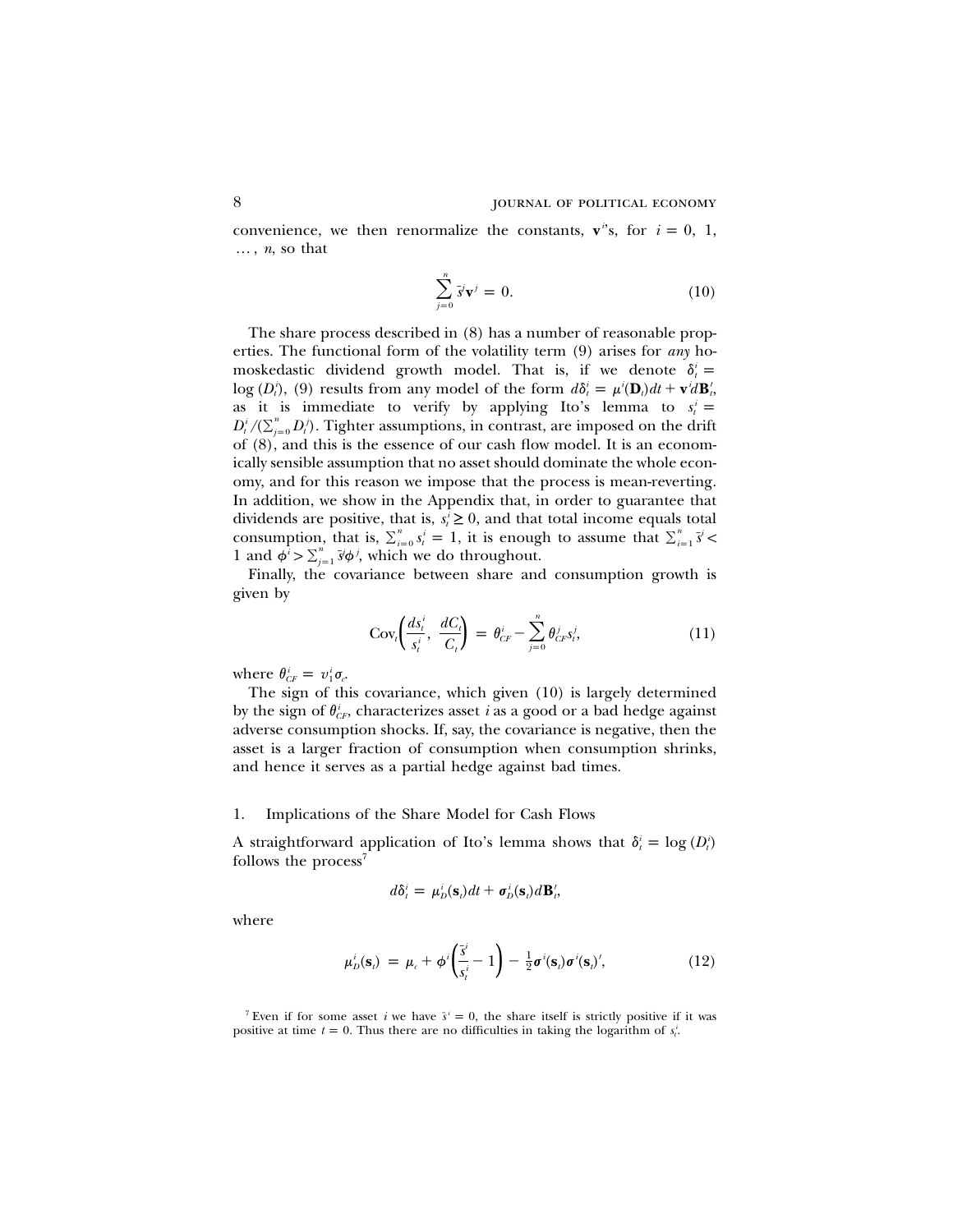convenience, we then renormalize the constants, $\mathbf{v}^i$'s, for $i = 0, 1, \ldots, n$, so that

$$\sum_{j=0}^{n} \bar{s}^j \mathbf{v}^j = 0. \tag{10}$$

The share process described in (8) has a number of reasonable properties. The functional form of the volatility term (9) arises for *any* homoskedastic dividend growth model. That is, if we denote $\delta_t^i = \log(D_t^i)$, (9) results from any model of the form $d\delta_t^i = \mu^i(\mathbf{D}_t)dt + \mathbf{v}^i d\mathbf{B}_t'$, as it is immediate to verify by applying Ito's lemma to $s_t^i = D_t^i/(\sum_{j=0}^{n} D_t^j)$. Tighter assumptions, in contrast, are imposed on the drift of (8), and this is the essence of our cash flow model. It is an economically sensible assumption that no asset should dominate the whole economy, and for this reason we impose that the process is mean-reverting. In addition, we show in the Appendix that, in order to guarantee that dividends are positive, that is, $s_t^i \geq 0$, and that total income equals total consumption, that is, $\sum_{i=0}^{n} s_t^i = 1$, it is enough to assume that $\sum_{i=1}^{n} \bar{s}^i < 1$ and $\phi^i > \sum_{j=1}^{n} \bar{s}^j \phi^j$, which we do throughout.

Finally, the covariance between share and consumption growth is given by

$$\mathrm{Cov}_t\left(\frac{ds_t^i}{s_t^i}, \frac{dC_t}{C_t}\right) = \theta_{CF}^i - \sum_{j=0}^{n} \theta_{CF}^j s_t^j, \tag{11}$$

where $\theta_{CF}^i = v_1^i \sigma_c$.

The sign of this covariance, which given (10) is largely determined by the sign of $\theta_{CF}^i$, characterizes asset $i$ as a good or a bad hedge against adverse consumption shocks. If, say, the covariance is negative, then the asset is a larger fraction of consumption when consumption shrinks, and hence it serves as a partial hedge against bad times.

### 1. Implications of the Share Model for Cash Flows

A straightforward application of Ito's lemma shows that $\delta_t^i = \log(D_t^i)$ follows the process[7]

$$d\delta_t^i = \mu_D^i(\mathbf{s}_t)dt + \boldsymbol{\sigma}_D^i(\mathbf{s}_t)d\mathbf{B}_t',$$

where

$$\mu_D^i(\mathbf{s}_t) = \mu_c + \phi^i\left(\frac{\bar{s}^i}{s_t^i} - 1\right) - \tfrac{1}{2}\boldsymbol{\sigma}^i(\mathbf{s}_t)\boldsymbol{\sigma}^i(\mathbf{s}_t)', \tag{12}$$

[7] Even if for some asset $i$ we have $\bar{s}^i = 0$, the share itself is strictly positive if it was positive at time $t = 0$. Thus there are no difficulties in taking the logarithm of $s_t^i$.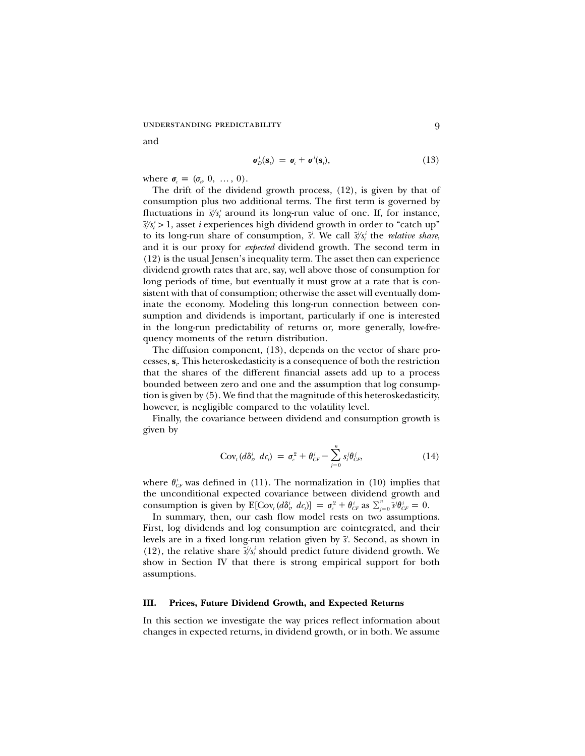and

$$\boldsymbol{\sigma}_D^i(\mathbf{s}_t) = \boldsymbol{\sigma}_c + \boldsymbol{\sigma}^i(\mathbf{s}_t), \tag{13}$$

where $\boldsymbol{\sigma}_c = (\sigma_c, 0, \ldots, 0)$.

The drift of the dividend growth process, (12), is given by that of consumption plus two additional terms. The first term is governed by fluctuations in $\bar{s}^i/s_t^i$ around its long-run value of one. If, for instance, $\bar{s}^i/s_t^i > 1$, asset $i$ experiences high dividend growth in order to "catch up" to its long-run share of consumption, $\bar{s}^i$. We call $\bar{s}^i/s_t^i$ the *relative share*, and it is our proxy for *expected* dividend growth. The second term in (12) is the usual Jensen's inequality term. The asset then can experience dividend growth rates that are, say, well above those of consumption for long periods of time, but eventually it must grow at a rate that is consistent with that of consumption; otherwise the asset will eventually dominate the economy. Modeling this long-run connection between consumption and dividends is important, particularly if one is interested in the long-run predictability of returns or, more generally, low-frequency moments of the return distribution.

The diffusion component, (13), depends on the vector of share processes, $\mathbf{s}_t$. This heteroskedasticity is a consequence of both the restriction that the shares of the different financial assets add up to a process bounded between zero and one and the assumption that log consumption is given by (5). We find that the magnitude of this heteroskedasticity, however, is negligible compared to the volatility level.

Finally, the covariance between dividend and consumption growth is given by

$$\mathrm{Cov}_t(d\delta_t^i,\ dc_t) = \sigma_c^2 + \theta_{CF}^i - \sum_{j=0}^{n} s_t^j \theta_{CF}^j, \tag{14}$$

where $\theta_{CF}^i$ was defined in (11). The normalization in (10) implies that the unconditional expected covariance between dividend growth and consumption is given by $\mathrm{E}[\mathrm{Cov}_t(d\delta_t^i,\ dc_t)] = \sigma_c^2 + \theta_{CF}^i$ as $\sum_{j=0}^{n} \bar{s}^j \theta_{CF}^i = 0$.

In summary, then, our cash flow model rests on two assumptions. First, log dividends and log consumption are cointegrated, and their levels are in a fixed long-run relation given by $\bar{s}^i$. Second, as shown in (12), the relative share $\bar{s}^i/s_t^i$ should predict future dividend growth. We show in Section IV that there is strong empirical support for both assumptions.

## III. Prices, Future Dividend Growth, and Expected Returns

In this section we investigate the way prices reflect information about changes in expected returns, in dividend growth, or in both. We assume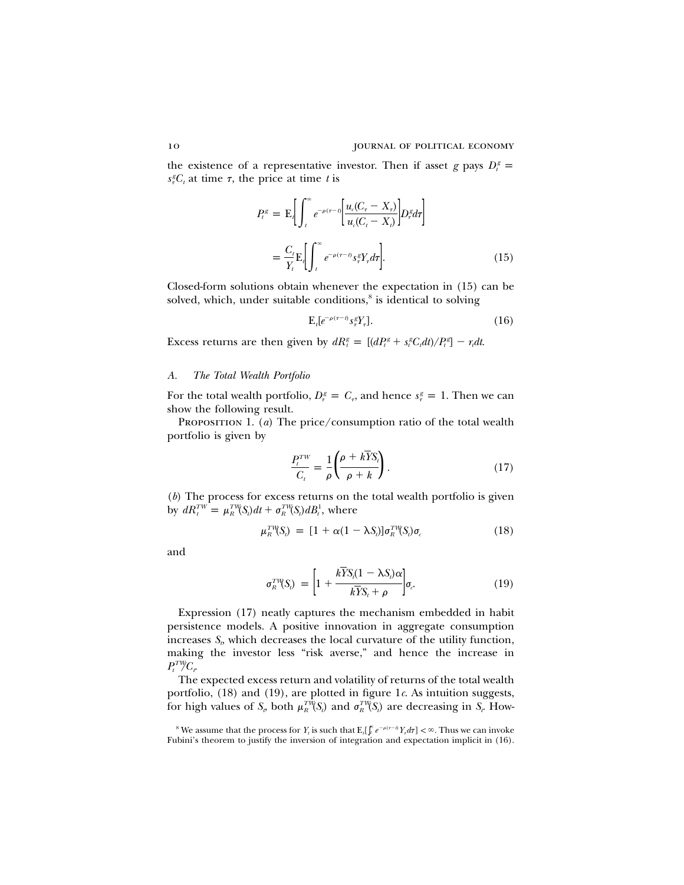the existence of a representative investor. Then if asset $g$ pays $D_t^g = s_\tau^g C_t$ at time $\tau$, the price at time $t$ is

$$P_t^g = \mathrm{E}_t\left[\int_t^\infty e^{-\rho(\tau-t)}\left[\frac{u_c(C_\tau - X_\tau)}{u_c(C_t - X_t)}\right] D_\tau^g d\tau\right]$$

$$= \frac{C_t}{Y_t}\mathrm{E}_t\left[\int_t^\infty e^{-\rho(\tau-t)} s_\tau^g Y_\tau d\tau\right]. \tag{15}$$

Closed-form solutions obtain whenever the expectation in (15) can be solved, which, under suitable conditions,[8] is identical to solving

$$\mathrm{E}_t[e^{-\rho(\tau-t)} s_\tau^g Y_\tau]. \tag{16}$$

Excess returns are then given by $dR_t^g = [(dP_t^g + s_t^g C_t dt)/P_t^g] - r_t dt$.

### A. *The Total Wealth Portfolio*

For the total wealth portfolio, $D_\tau^g = C_\tau$, and hence $s_\tau^g = 1$. Then we can show the following result.

Proposition 1. (*a*) The price/consumption ratio of the total wealth portfolio is given by

$$\frac{P_t^{TW}}{C_t} = \frac{1}{\rho}\left(\frac{\rho + k\bar{Y}S_t}{\rho + k}\right). \tag{17}$$

(*b*) The process for excess returns on the total wealth portfolio is given by $dR_t^{TW} = \mu_R^{TW}(S_t)dt + \sigma_R^{TW}(S_t)dB_t^1$, where

$$\mu_R^{TW}(S_t) = [1 + \alpha(1 - \lambda S_t)]\sigma_R^{TW}(S_t)\sigma_c \tag{18}$$

and

$$\sigma_R^{TW}(S_t) = \left[1 + \frac{k\bar{Y}S_t(1 - \lambda S_t)\alpha}{k\bar{Y}S_t + \rho}\right]\sigma_c. \tag{19}$$

Expression (17) neatly captures the mechanism embedded in habit persistence models. A positive innovation in aggregate consumption increases $S_t$, which decreases the local curvature of the utility function, making the investor less "risk averse," and hence the increase in $P_t^{TW}/C_t$.

The expected excess return and volatility of returns of the total wealth portfolio, (18) and (19), are plotted in figure 1*c*. As intuition suggests, for high values of $S_t$, both $\mu_R^{TW}(S_t)$ and $\sigma_R^{TW}(S_t)$ are decreasing in $S_t$. How-

[8] We assume that the process for $Y_t$ is such that $\mathrm{E}_t[\int_t^\infty e^{-\rho(\tau-t)} Y_\tau d\tau] < \infty$. Thus we can invoke Fubini's theorem to justify the inversion of integration and expectation implicit in (16).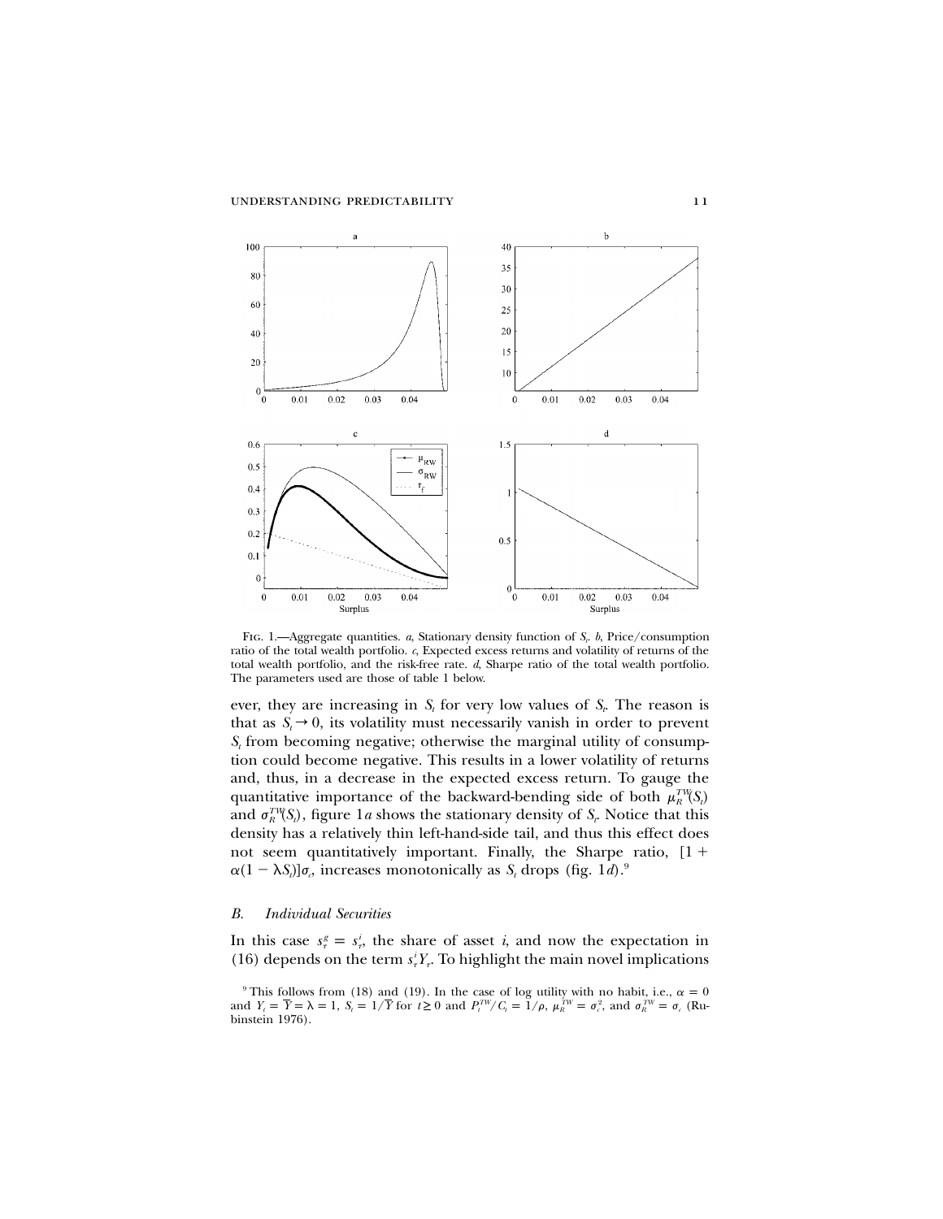FIG. 1.—Aggregate quantities. *a*, Stationary density function of $S_t$. *b*, Price/consumption ratio of the total wealth portfolio. *c*, Expected excess returns and volatility of returns of the total wealth portfolio, and the risk-free rate. *d*, Sharpe ratio of the total wealth portfolio. The parameters used are those of table 1 below.

ever, they are increasing in $S_t$ for very low values of $S_t$. The reason is that as $S_t \to 0$, its volatility must necessarily vanish in order to prevent $S_t$ from becoming negative; otherwise the marginal utility of consumption could become negative. This results in a lower volatility of returns and, thus, in a decrease in the expected excess return. To gauge the quantitative importance of the backward-bending side of both $\mu_R^{TW}(S_t)$ and $\sigma_R^{TW}(S_t)$, figure 1*a* shows the stationary density of $S_t$. Notice that this density has a relatively thin left-hand-side tail, and thus this effect does not seem quantitatively important. Finally, the Sharpe ratio, $[1 + \alpha(1 - \lambda S_t)]\sigma_c$, increases monotonically as $S_t$ drops (fig. 1*d*).[9]

### B. Individual Securities

In this case $s_\tau^g = s_\tau^i$, the share of asset $i$, and now the expectation in (16) depends on the term $s_\tau^i Y_\tau$. To highlight the main novel implications

[9] This follows from (18) and (19). In the case of log utility with no habit, i.e., $\alpha = 0$ and $Y_t = \bar{Y} = \lambda = 1$, $S_t = 1/\bar{Y}$ for $t \geq 0$ and $P_t^{TW}/C_t = 1/\rho$, $\mu_R^{TW} = \sigma_c^2$, and $\sigma_R^{TW} = \sigma_c$ (Rubinstein 1976).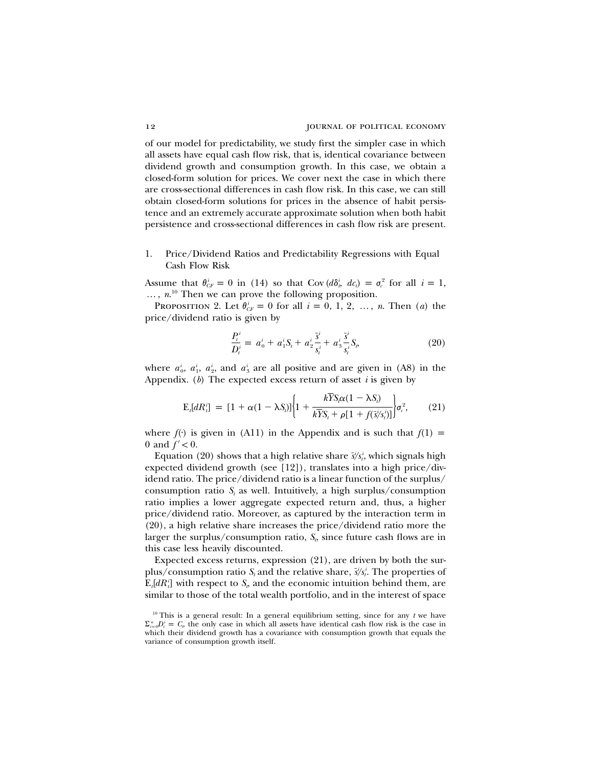of our model for predictability, we study first the simpler case in which all assets have equal cash flow risk, that is, identical covariance between dividend growth and consumption growth. In this case, we obtain a closed-form solution for prices. We cover next the case in which there are cross-sectional differences in cash flow risk. In this case, we can still obtain closed-form solutions for prices in the absence of habit persistence and an extremely accurate approximate solution when both habit persistence and cross-sectional differences in cash flow risk are present.

### 1. Price/Dividend Ratios and Predictability Regressions with Equal Cash Flow Risk

Assume that $\theta^i_{CF} = 0$ in (14) so that $\mathrm{Cov}\,(d\delta^i_t,\ dc_t) = \sigma^2_\epsilon$ for all $i = 1, \ldots, n$.[10] Then we can prove the following proposition.

PROPOSITION 2. Let $\theta^i_{CF} = 0$ for all $i = 0, 1, 2, \ldots, n$. Then (*a*) the price/dividend ratio is given by

$$\frac{P^i_t}{D^i_t} = a^i_0 + a^i_1 S_t + a^i_2 \frac{\bar{s}^i}{s^i_t} + a^i_3 \frac{\bar{s}^i}{s^i_t} S_t, \tag{20}$$

where $a^i_0$, $a^i_1$, $a^i_2$, and $a^i_3$ are all positive and are given in (A8) in the Appendix. (*b*) The expected excess return of asset $i$ is given by

$$\mathrm{E}_t[dR^i_t] = [1 + \alpha(1 - \lambda S_t)]\left\{1 + \frac{k\bar{Y}S_t\alpha(1 - \lambda S_t)}{k\bar{Y}S_t + \rho[1 + f(\bar{s}^i/s^i_t)]}\right\}\sigma^2_\epsilon, \tag{21}$$

where $f(\cdot)$ is given in (A11) in the Appendix and is such that $f(1) = 0$ and $f' < 0$.

Equation (20) shows that a high relative share $\bar{s}^i/s^i_t$, which signals high expected dividend growth (see [12]), translates into a high price/dividend ratio. The price/dividend ratio is a linear function of the surplus/consumption ratio $S_t$ as well. Intuitively, a high surplus/consumption ratio implies a lower aggregate expected return and, thus, a higher price/dividend ratio. Moreover, as captured by the interaction term in (20), a high relative share increases the price/dividend ratio more the larger the surplus/consumption ratio, $S_t$, since future cash flows are in this case less heavily discounted.

Expected excess returns, expression (21), are driven by both the surplus/consumption ratio $S_t$ and the relative share, $\bar{s}^i/s^i_t$. The properties of $\mathrm{E}_t[dR^i_t]$ with respect to $S_t$, and the economic intuition behind them, are similar to those of the total wealth portfolio, and in the interest of space

[10] This is a general result: In a general equilibrium setting, since for any $t$ we have $\Sigma^n_{i=0} D^i_t = C_t$, the only case in which all assets have identical cash flow risk is the case in which their dividend growth has a covariance with consumption growth that equals the variance of consumption growth itself.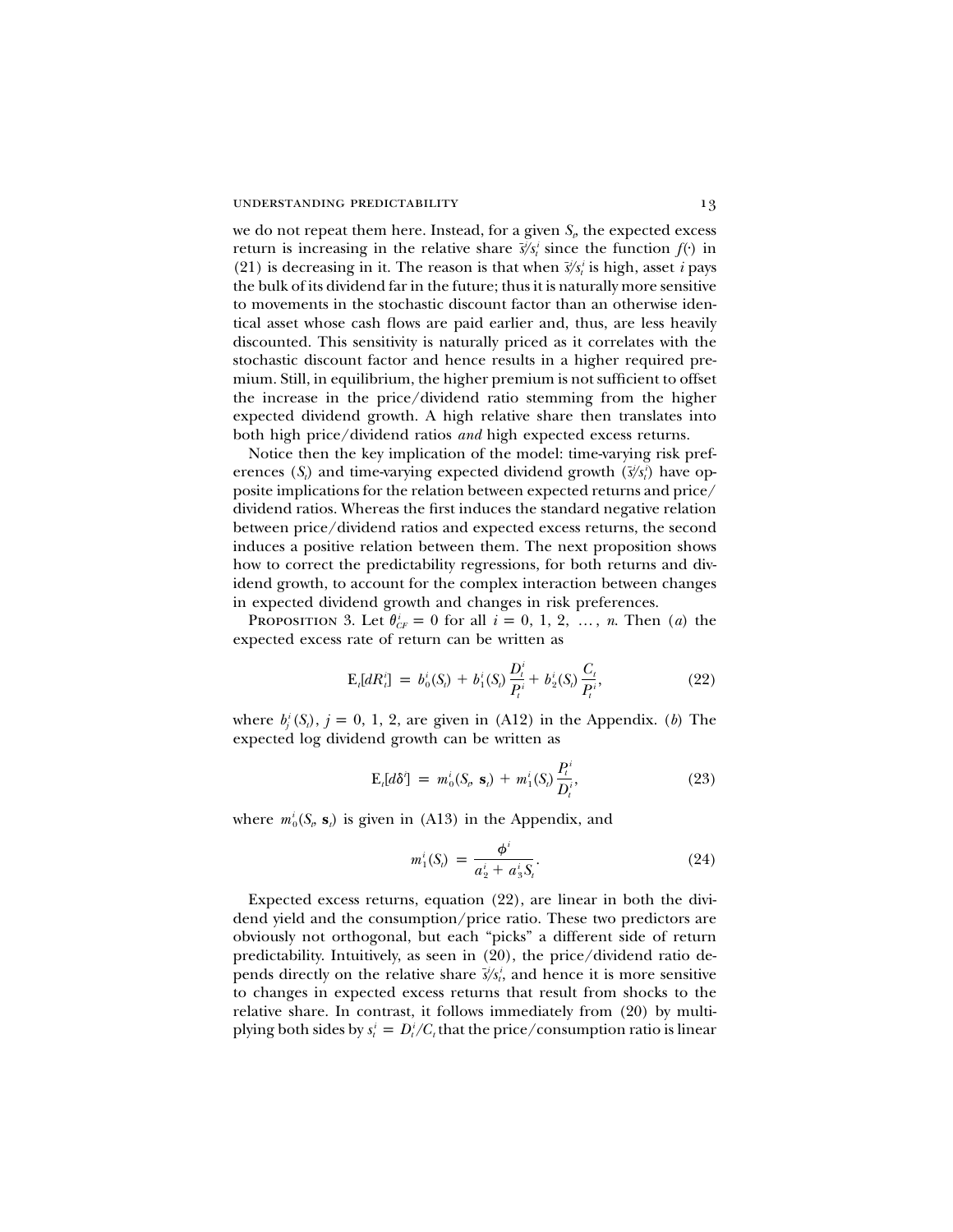we do not repeat them here. Instead, for a given $S_t$, the expected excess return is increasing in the relative share $\bar{s}^i/s^i_t$ since the function $f(\cdot)$ in (21) is decreasing in it. The reason is that when $\bar{s}^i/s^i_t$ is high, asset $i$ pays the bulk of its dividend far in the future; thus it is naturally more sensitive to movements in the stochastic discount factor than an otherwise identical asset whose cash flows are paid earlier and, thus, are less heavily discounted. This sensitivity is naturally priced as it correlates with the stochastic discount factor and hence results in a higher required premium. Still, in equilibrium, the higher premium is not sufficient to offset the increase in the price/dividend ratio stemming from the higher expected dividend growth. A high relative share then translates into both high price/dividend ratios *and* high expected excess returns.

Notice then the key implication of the model: time-varying risk preferences ($S_t$) and time-varying expected dividend growth ($\bar{s}^i/s^i_t$) have opposite implications for the relation between expected returns and price/dividend ratios. Whereas the first induces the standard negative relation between price/dividend ratios and expected excess returns, the second induces a positive relation between them. The next proposition shows how to correct the predictability regressions, for both returns and dividend growth, to account for the complex interaction between changes in expected dividend growth and changes in risk preferences.

Proposition 3. Let $\theta^i_{CF} = 0$ for all $i = 0, 1, 2, \ldots, n$. Then (*a*) the expected excess rate of return can be written as

$$\mathrm{E}_t[dR^i_t] = b^i_0(S_t) + b^i_1(S_t)\frac{D^i_t}{P^i_t} + b^i_2(S_t)\frac{C_t}{P^i_t}, \tag{22}$$

where $b^i_j(S_t)$, $j = 0, 1, 2$, are given in (A12) in the Appendix. (*b*) The expected log dividend growth can be written as

$$\mathrm{E}_t[d\delta^i] = m^i_0(S_t, \mathbf{s}_t) + m^i_1(S_t)\frac{P^i_t}{D^i_t}, \tag{23}$$

where $m^i_0(S_t, \mathbf{s}_t)$ is given in (A13) in the Appendix, and

$$m^i_1(S_t) = \frac{\phi^i}{a^i_2 + a^i_3 S_t}. \tag{24}$$

Expected excess returns, equation (22), are linear in both the dividend yield and the consumption/price ratio. These two predictors are obviously not orthogonal, but each "picks" a different side of return predictability. Intuitively, as seen in (20), the price/dividend ratio depends directly on the relative share $\bar{s}^i/s^i_t$, and hence it is more sensitive to changes in expected excess returns that result from shocks to the relative share. In contrast, it follows immediately from (20) by multiplying both sides by $s^i_t = D^i_t/C_t$ that the price/consumption ratio is linear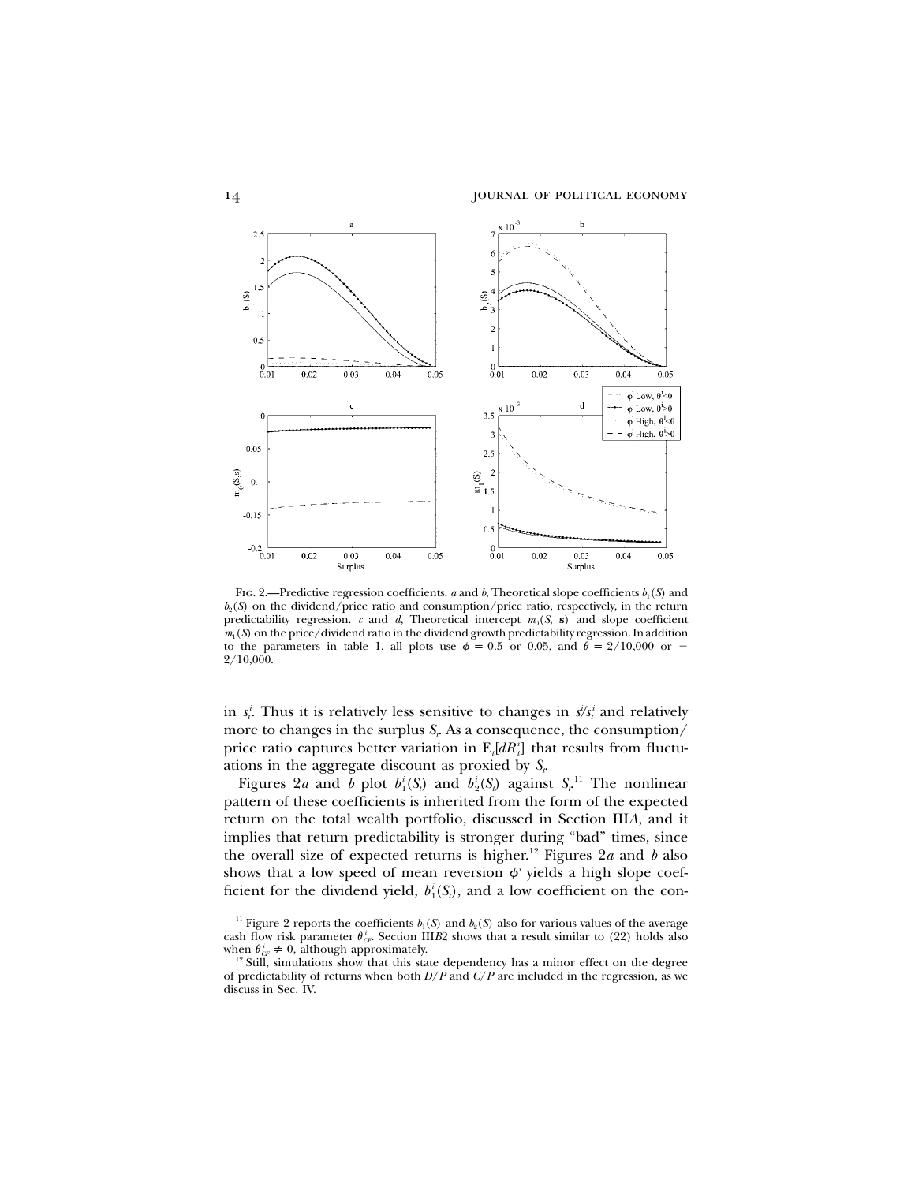Fig. 2.—Predictive regression coefficients. *a* and *b*, Theoretical slope coefficients $b_1(S)$ and $b_2(S)$ on the dividend/price ratio and consumption/price ratio, respectively, in the return predictability regression. *c* and *d*, Theoretical intercept $m_0(S, \mathbf{s})$ and slope coefficient $m_1(S)$ on the price/dividend ratio in the dividend growth predictability regression. In addition to the parameters in table 1, all plots use $\phi = 0.5$ or 0.05, and $\theta = 2/10{,}000$ or $-2/10{,}000$.

in $s_t^i$. Thus it is relatively less sensitive to changes in $\bar{s}^i/s_t^i$ and relatively more to changes in the surplus $S_t$. As a consequence, the consumption/price ratio captures better variation in $\mathrm{E}_t[dR_t^i]$ that results from fluctuations in the aggregate discount as proxied by $S_t$.

Figures 2*a* and *b* plot $b_1^i(S_t)$ and $b_2^i(S_t)$ against $S_t$.[11] The nonlinear pattern of these coefficients is inherited from the form of the expected return on the total wealth portfolio, discussed in Section III*A*, and it implies that return predictability is stronger during "bad" times, since the overall size of expected returns is higher.[12] Figures 2*a* and *b* also shows that a low speed of mean reversion $\phi^i$ yields a high slope coefficient for the dividend yield, $b_1^i(S_t)$, and a low coefficient on the con-

[11] Figure 2 reports the coefficients $b_1(S)$ and $b_2(S)$ also for various values of the average cash flow risk parameter $\theta_{CF}^i$. Section III*B*2 shows that a result similar to (22) holds also when $\theta_{CF}^i \neq 0$, although approximately.

[12] Still, simulations show that this state dependency has a minor effect on the degree of predictability of returns when both $D/P$ and $C/P$ are included in the regression, as we discuss in Sec. IV.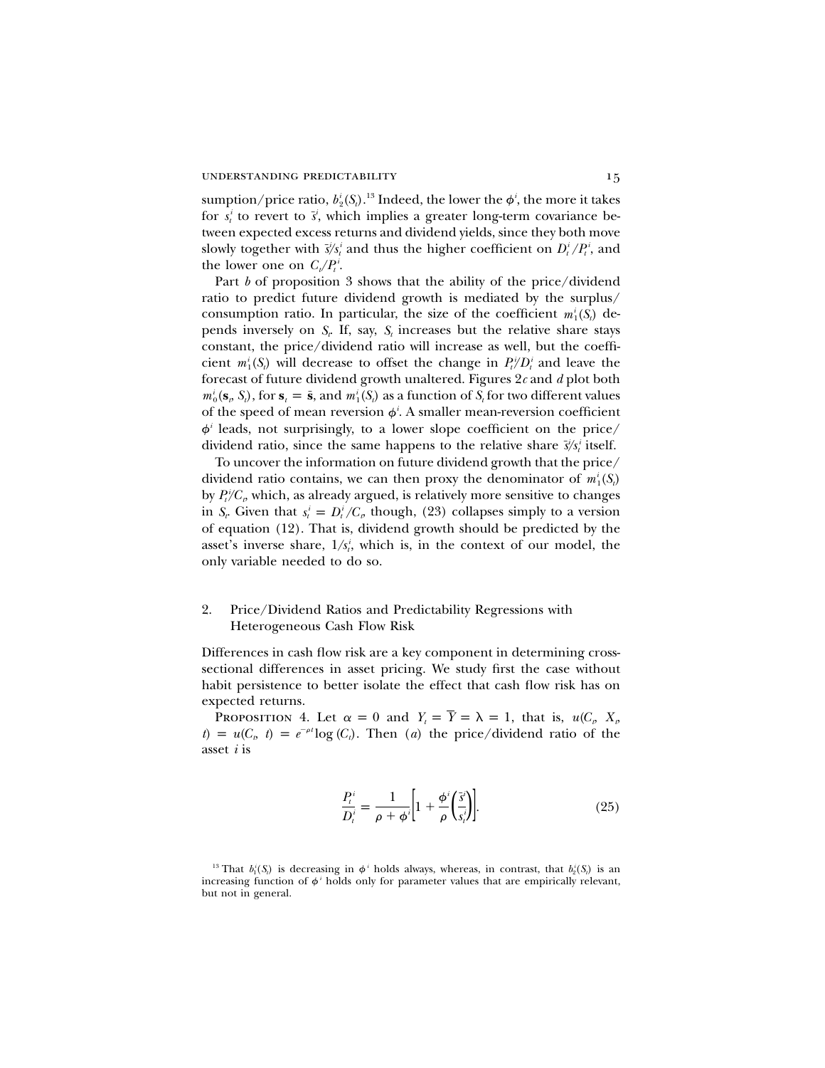sumption/price ratio, $b_2^i(S_t)$.[13] Indeed, the lower the $\phi^i$, the more it takes for $s_t^i$ to revert to $\bar{s}^i$, which implies a greater long-term covariance between expected excess returns and dividend yields, since they both move slowly together with $\bar{s}^i/s_t^i$ and thus the higher coefficient on $D_t^i/P_t^i$, and the lower one on $C_t/P_t^i$.

Part *b* of proposition 3 shows that the ability of the price/dividend ratio to predict future dividend growth is mediated by the surplus/consumption ratio. In particular, the size of the coefficient $m_1^i(S_t)$ depends inversely on $S_t$. If, say, $S_t$ increases but the relative share stays constant, the price/dividend ratio will increase as well, but the coefficient $m_1^i(S_t)$ will decrease to offset the change in $P_t^i/D_t^i$ and leave the forecast of future dividend growth unaltered. Figures 2*c* and *d* plot both $m_0^i(\mathbf{s}_t, S_t)$, for $\mathbf{s}_t = \bar{\mathbf{s}}$, and $m_1^i(S_t)$ as a function of $S_t$ for two different values of the speed of mean reversion $\phi^i$. A smaller mean-reversion coefficient $\phi^i$ leads, not surprisingly, to a lower slope coefficient on the price/dividend ratio, since the same happens to the relative share $\bar{s}^i/s_t^i$ itself.

To uncover the information on future dividend growth that the price/dividend ratio contains, we can then proxy the denominator of $m_1^i(S_t)$ by $P_t^i/C_t$, which, as already argued, is relatively more sensitive to changes in $S_t$. Given that $s_t^i = D_t^i/C_t$, though, (23) collapses simply to a version of equation (12). That is, dividend growth should be predicted by the asset's inverse share, $1/s_t^i$, which is, in the context of our model, the only variable needed to do so.

## 2. Price/Dividend Ratios and Predictability Regressions with Heterogeneous Cash Flow Risk

Differences in cash flow risk are a key component in determining cross-sectional differences in asset pricing. We study first the case without habit persistence to better isolate the effect that cash flow risk has on expected returns.

Proposition 4. Let $\alpha = 0$ and $Y_t = \bar{Y} = \lambda = 1$, that is, $u(C_t, X_t, t) = u(C_t, t) = e^{-\rho t}\log(C_t)$. Then (*a*) the price/dividend ratio of the asset *i* is

$$\frac{P_t^i}{D_t^i} = \frac{1}{\rho + \phi^i}\left[1 + \frac{\phi^i}{\rho}\left(\frac{\bar{s}^i}{s_t^i}\right)\right]. \tag{25}$$

[13] That $b_1^i(S_t)$ is decreasing in $\phi^i$ holds always, whereas, in contrast, that $b_2^i(S_t)$ is an increasing function of $\phi^i$ holds only for parameter values that are empirically relevant, but not in general.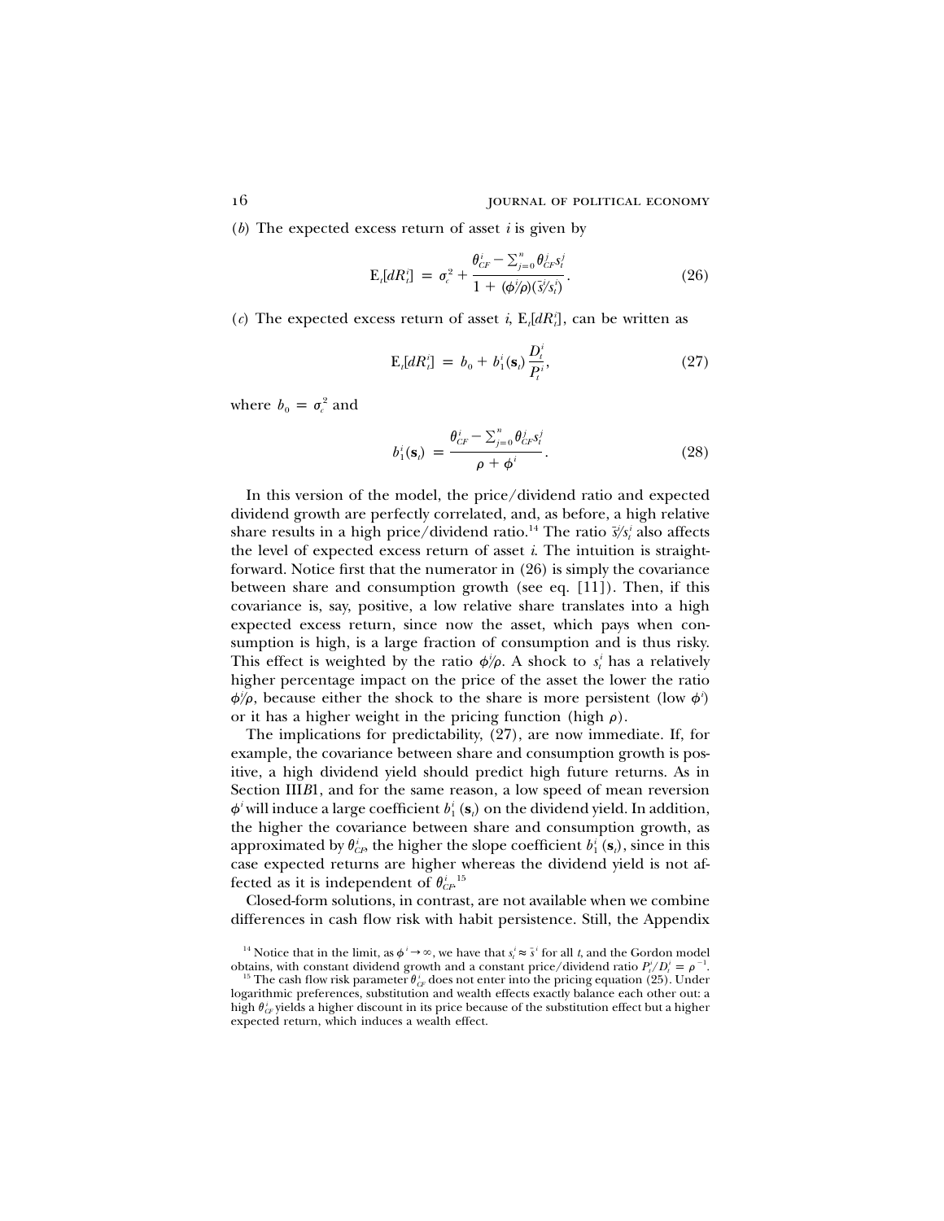(*b*) The expected excess return of asset $i$ is given by

$$\mathrm{E}_t[dR_t^i] = \sigma_c^2 + \frac{\theta_{CF}^i - \sum_{j=0}^n \theta_{CF}^j s_t^j}{1 + (\phi^i/\rho)(\bar{s}^i/s_t^i)}. \tag{26}$$

(*c*) The expected excess return of asset $i$, $\mathrm{E}_t[dR_t^i]$, can be written as

$$\mathrm{E}_t[dR_t^i] = b_0 + b_1^i(\mathbf{s}_t)\frac{D_t^i}{P_t^i}, \tag{27}$$

where $b_0 = \sigma_c^2$ and

$$b_1^i(\mathbf{s}_t) = \frac{\theta_{CF}^i - \sum_{j=0}^n \theta_{CF}^j s_t^j}{\rho + \phi^i}. \tag{28}$$

In this version of the model, the price/dividend ratio and expected dividend growth are perfectly correlated, and, as before, a high relative share results in a high price/dividend ratio.[14] The ratio $\bar{s}^i/s_t^i$ also affects the level of expected excess return of asset $i$. The intuition is straightforward. Notice first that the numerator in (26) is simply the covariance between share and consumption growth (see eq. [11]). Then, if this covariance is, say, positive, a low relative share translates into a high expected excess return, since now the asset, which pays when consumption is high, is a large fraction of consumption and is thus risky. This effect is weighted by the ratio $\phi^i/\rho$. A shock to $s_t^i$ has a relatively higher percentage impact on the price of the asset the lower the ratio $\phi^i/\rho$, because either the shock to the share is more persistent (low $\phi^i$) or it has a higher weight in the pricing function (high $\rho$).

The implications for predictability, (27), are now immediate. If, for example, the covariance between share and consumption growth is positive, a high dividend yield should predict high future returns. As in Section III*B*1, and for the same reason, a low speed of mean reversion $\phi^i$ will induce a large coefficient $b_1^i(\mathbf{s}_t)$ on the dividend yield. In addition, the higher the covariance between share and consumption growth, as approximated by $\theta_{CF}^i$, the higher the slope coefficient $b_1^i(\mathbf{s}_t)$, since in this case expected returns are higher whereas the dividend yield is not affected as it is independent of $\theta_{CF}^i$.[15]

Closed-form solutions, in contrast, are not available when we combine differences in cash flow risk with habit persistence. Still, the Appendix

[14] Notice that in the limit, as $\phi^i \to \infty$, we have that $s_t^i \approx \bar{s}^i$ for all $t$, and the Gordon model obtains, with constant dividend growth and a constant price/dividend ratio $P_t^i/D_t^i = \rho^{-1}$.

[15] The cash flow risk parameter $\theta_{CF}^i$ does not enter into the pricing equation (25). Under logarithmic preferences, substitution and wealth effects exactly balance each other out: a high $\theta_{CF}^i$ yields a higher discount in its price because of the substitution effect but a higher expected return, which induces a wealth effect.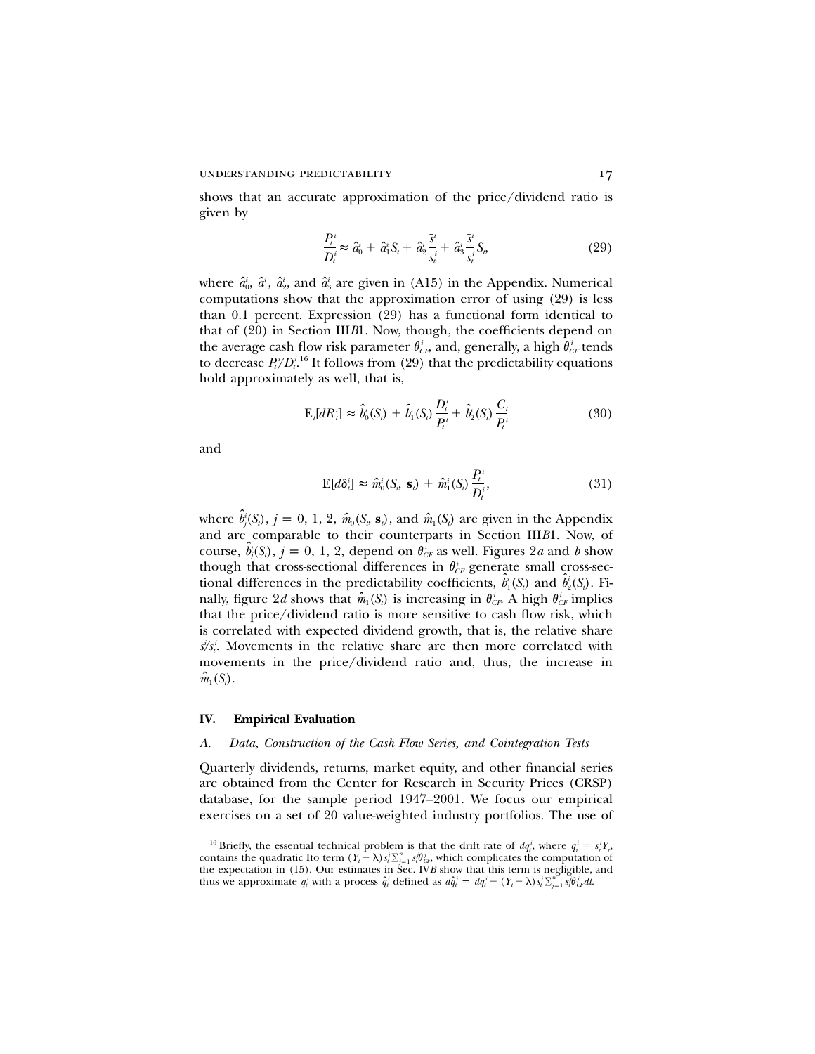shows that an accurate approximation of the price/dividend ratio is given by

$$\frac{P_t^i}{D_t^i} \approx \hat{a}_0^i + \hat{a}_1^i S_t + \hat{a}_2^i \frac{\bar{s}^i}{s_t^i} + \hat{a}_3^i \frac{\bar{s}^i}{s_t^i} S_t, \tag{29}$$

where $\hat{a}_0^i$, $\hat{a}_1^i$, $\hat{a}_2^i$, and $\hat{a}_3^i$ are given in (A15) in the Appendix. Numerical computations show that the approximation error of using (29) is less than 0.1 percent. Expression (29) has a functional form identical to that of (20) in Section III*B*1. Now, though, the coefficients depend on the average cash flow risk parameter $\theta_{CF}^i$, and, generally, a high $\theta_{CF}^i$ tends to decrease $P_t^i/D_t^i$.[16] It follows from (29) that the predictability equations hold approximately as well, that is,

$$\mathrm{E}_t[dR_t^i] \approx \hat{b}_0^i(S_t) + \hat{b}_1^i(S_t)\frac{D_t^i}{P_t^i} + \hat{b}_2^i(S_t)\frac{C_t}{P_t^i} \tag{30}$$

and

$$\mathrm{E}[d\hat{\delta}_t^i] \approx \hat{m}_0^i(S_t, \mathbf{s}_t) + \hat{m}_1^i(S_t)\frac{P_t^i}{D_t^i}, \tag{31}$$

where $\hat{b}_j^i(S_t)$, $j = 0, 1, 2$, $\hat{m}_0(S_t, \mathbf{s}_t)$, and $\hat{m}_1(S_t)$ are given in the Appendix and are comparable to their counterparts in Section III*B*1. Now, of course, $\hat{b}_j^i(S_t)$, $j = 0, 1, 2$, depend on $\theta_{CF}^i$ as well. Figures 2*a* and *b* show though that cross-sectional differences in $\theta_{CF}^i$ generate small cross-sectional differences in the predictability coefficients, $\hat{b}_1^i(S_t)$ and $\hat{b}_2^i(S_t)$. Finally, figure 2*d* shows that $\hat{m}_1(S_t)$ is increasing in $\theta_{CF}^i$. A high $\theta_{CF}^i$ implies that the price/dividend ratio is more sensitive to cash flow risk, which is correlated with expected dividend growth, that is, the relative share $\bar{s}^i/s_t^i$. Movements in the relative share are then more correlated with movements in the price/dividend ratio and, thus, the increase in $\hat{m}_1(S_t)$.

## IV. Empirical Evaluation

### *A. Data, Construction of the Cash Flow Series, and Cointegration Tests*

Quarterly dividends, returns, market equity, and other financial series are obtained from the Center for Research in Security Prices (CRSP) database, for the sample period 1947–2001. We focus our empirical exercises on a set of 20 value-weighted industry portfolios. The use of

[16] Briefly, the essential technical problem is that the drift rate of $dq_t^i$, where $q_t^i = s_t^i Y_t$, contains the quadratic Ito term $(Y_t - \lambda)s_t^i \sum_{j=1}^n s_t^j \theta_{CF}^j$, which complicates the computation of the expectation in (15). Our estimates in Sec. IV*B* show that this term is negligible, and thus we approximate $q_t^i$ with a process $\hat{q}_t^i$ defined as $d\hat{q}_t^i = dq_t^i - (Y_t - \lambda)s_t^i \sum_{j=1}^n s_t^j \theta_{CF}^j dt$.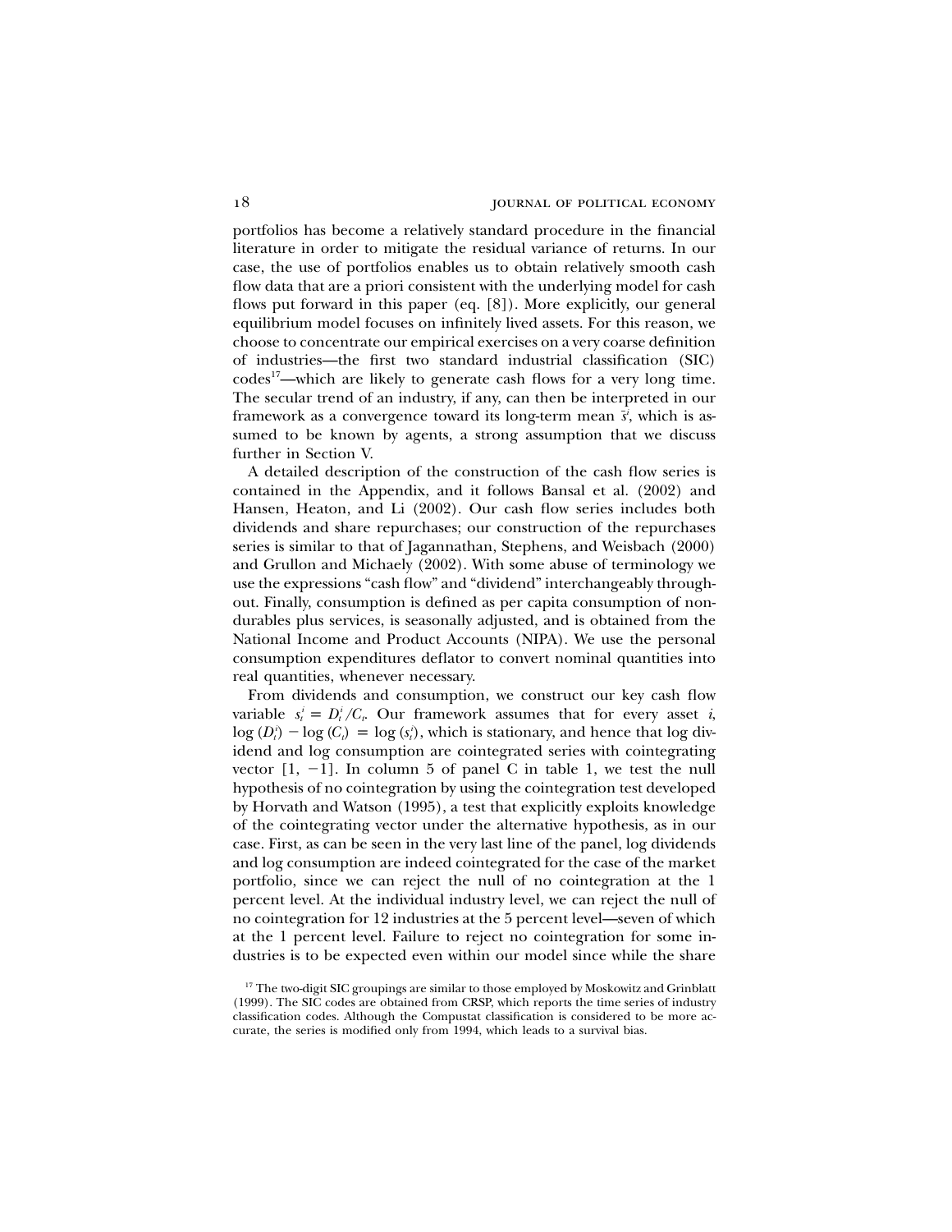portfolios has become a relatively standard procedure in the financial literature in order to mitigate the residual variance of returns. In our case, the use of portfolios enables us to obtain relatively smooth cash flow data that are a priori consistent with the underlying model for cash flows put forward in this paper (eq. [8]). More explicitly, our general equilibrium model focuses on infinitely lived assets. For this reason, we choose to concentrate our empirical exercises on a very coarse definition of industries—the first two standard industrial classification (SIC) codes[17]—which are likely to generate cash flows for a very long time. The secular trend of an industry, if any, can then be interpreted in our framework as a convergence toward its long-term mean $\bar{s}^i$, which is assumed to be known by agents, a strong assumption that we discuss further in Section V.

A detailed description of the construction of the cash flow series is contained in the Appendix, and it follows Bansal et al. (2002) and Hansen, Heaton, and Li (2002). Our cash flow series includes both dividends and share repurchases; our construction of the repurchases series is similar to that of Jagannathan, Stephens, and Weisbach (2000) and Grullon and Michaely (2002). With some abuse of terminology we use the expressions "cash flow" and "dividend" interchangeably throughout. Finally, consumption is defined as per capita consumption of nondurables plus services, is seasonally adjusted, and is obtained from the National Income and Product Accounts (NIPA). We use the personal consumption expenditures deflator to convert nominal quantities into real quantities, whenever necessary.

From dividends and consumption, we construct our key cash flow variable $s_t^i = D_t^i / C_t$. Our framework assumes that for every asset $i$, $\log (D_t^i) - \log (C_t) = \log (s_t^i)$, which is stationary, and hence that log dividend and log consumption are cointegrated series with cointegrating vector $[1, -1]$. In column 5 of panel C in table 1, we test the null hypothesis of no cointegration by using the cointegration test developed by Horvath and Watson (1995), a test that explicitly exploits knowledge of the cointegrating vector under the alternative hypothesis, as in our case. First, as can be seen in the very last line of the panel, log dividends and log consumption are indeed cointegrated for the case of the market portfolio, since we can reject the null of no cointegration at the 1 percent level. At the individual industry level, we can reject the null of no cointegration for 12 industries at the 5 percent level—seven of which at the 1 percent level. Failure to reject no cointegration for some industries is to be expected even within our model since while the share

[17] The two-digit SIC groupings are similar to those employed by Moskowitz and Grinblatt (1999). The SIC codes are obtained from CRSP, which reports the time series of industry classification codes. Although the Compustat classification is considered to be more accurate, the series is modified only from 1994, which leads to a survival bias.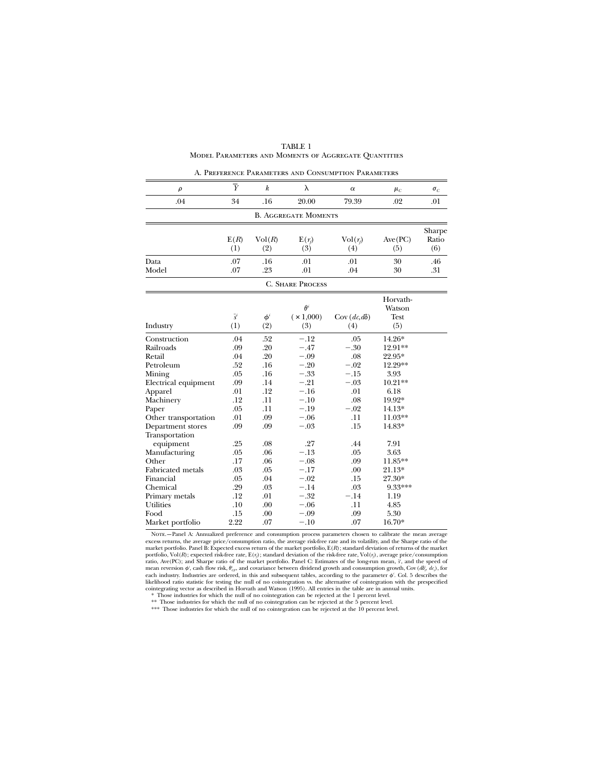TABLE 1

Model Parameters and Moments of Aggregate Quantities

A. Preference Parameters and Consumption Parameters

| $\rho$ | $\bar{Y}$ | $k$ | $\lambda$ | $\alpha$ | $\mu_C$ | $\sigma_C$ |
|---|---|---|---|---|---|---|
| .04 | 34 | .16 | 20.00 | 79.39 | .02 | .01 |

B. Aggregate Moments

| | E($R$) (1) | Vol($R$) (2) | E($r_f$) (3) | Vol($r_f$) (4) | Ave(PC) (5) | Sharpe Ratio (6) |
|---|---|---|---|---|---|---|
| Data | .07 | .16 | .01 | .01 | 30 | .46 |
| Model | .07 | .23 | .01 | .04 | 30 | .31 |

C. Share Process

| Industry | $\bar{s}^i$ (1) | $\phi^i$ (2) | $\theta^i$ ($\times$1,000) (3) | Cov ($dc, d\delta$) (4) | Horvath-Watson Test (5) |
|---|---|---|---|---|---|
| Construction | .04 | .52 | −.12 | .05 | 14.26* |
| Railroads | .09 | .20 | −.47 | −.30 | 12.91** |
| Retail | .04 | .20 | −.09 | .08 | 22.95* |
| Petroleum | .52 | .16 | −.20 | −.02 | 12.29** |
| Mining | .05 | .16 | −.33 | −.15 | 3.93 |
| Electrical equipment | .09 | .14 | −.21 | −.03 | 10.21** |
| Apparel | .01 | .12 | −.16 | .01 | 6.18 |
| Machinery | .12 | .11 | −.10 | .08 | 19.92* |
| Paper | .05 | .11 | −.19 | −.02 | 14.13* |
| Other transportation | .01 | .09 | −.06 | .11 | 11.03** |
| Department stores | .09 | .09 | −.03 | .15 | 14.83* |
| Transportation equipment | .25 | .08 | .27 | .44 | 7.91 |
| Manufacturing | .05 | .06 | −.13 | .05 | 3.63 |
| Other | .17 | .06 | −.08 | .09 | 11.85** |
| Fabricated metals | .03 | .05 | −.17 | .00 | 21.13* |
| Financial | .05 | .04 | −.02 | .15 | 27.30* |
| Chemical | .29 | .03 | −.14 | .03 | 9.33*** |
| Primary metals | .12 | .01 | −.32 | −.14 | 1.19 |
| Utilities | .10 | .00 | −.06 | .11 | 4.85 |
| Food | .15 | .00 | −.09 | .09 | 5.30 |
| Market portfolio | 2.22 | .07 | −.10 | .07 | 16.70* |

Note.—Panel A: Annualized preference and consumption process parameters chosen to calibrate the mean average excess returns, the average price/consumption ratio, the average risk-free rate and its volatility, and the Sharpe ratio of the market portfolio. Panel B: Expected excess return of the market portfolio, E($R$); standard deviation of returns of the market portfolio, Vol($R$); expected risk-free rate, E($r_f$); standard deviation of the risk-free rate, Vol($r_f$), average price/consumption ratio, Ave(PC); and Sharpe ratio of the market portfolio. Panel C: Estimates of the long-run mean, $\bar{s}$, and the speed of mean reversion $\phi^i$, cash flow risk, $\theta^i_{CF}$, and covariance between dividend growth and consumption growth, Cov ($d\delta^i_t$, $dc_t$), for each industry. Industries are ordered, in this and subsequent tables, according to the parameter $\phi^i$. Col. 5 describes the likelihood ratio statistic for testing the null of no cointegration vs. the alternative of cointegration with the prespecified cointegrating vector as described in Horvath and Watson (1995). All entries in the table are in annual units.

\* Those industries for which the null of no cointegration can be rejected at the 1 percent level.

\*\* Those industries for which the null of no cointegration can be rejected at the 5 percent level.

\*\*\* Those industries for which the null of no cointegration can be rejected at the 10 percent level.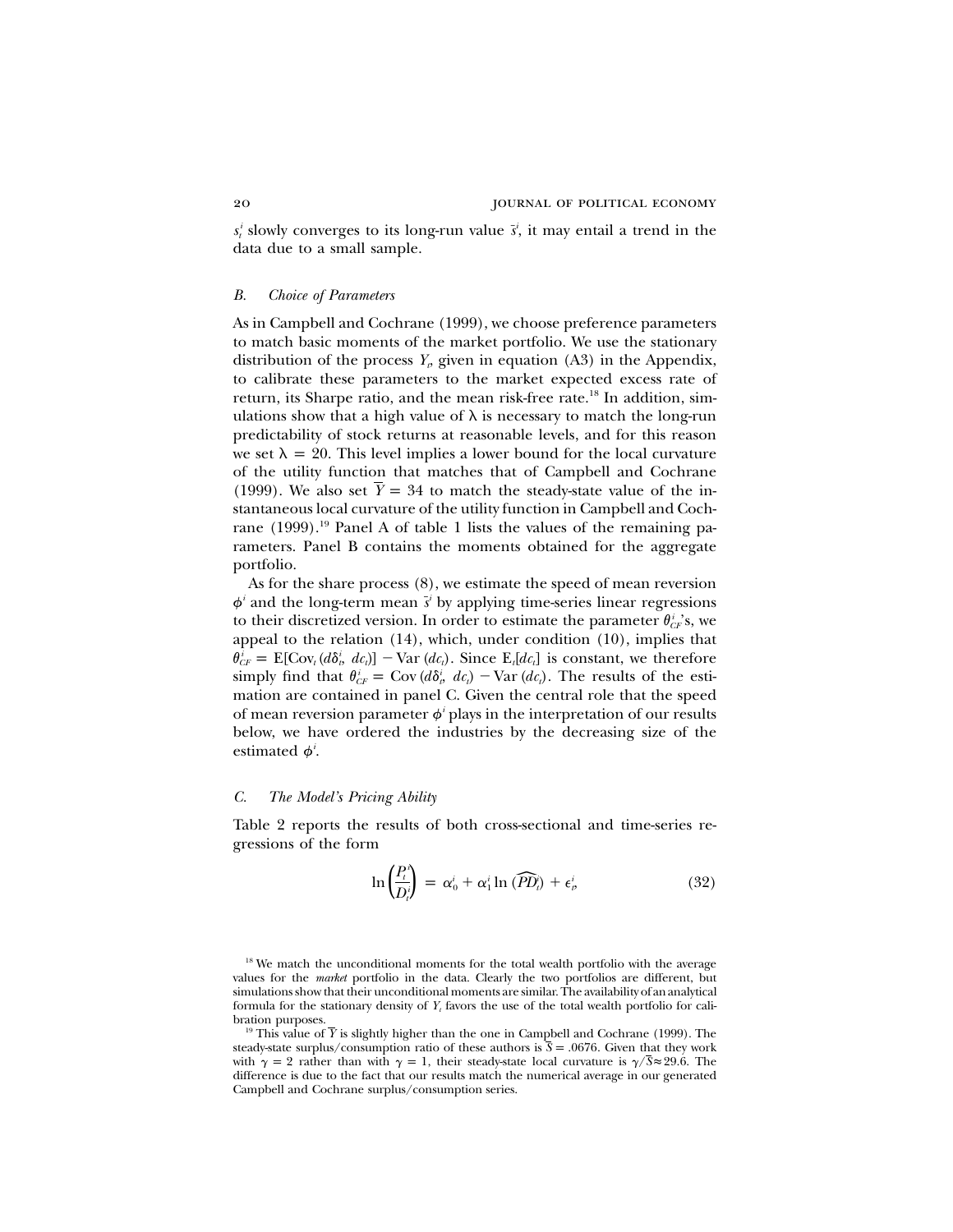$s_t^i$ slowly converges to its long-run value $\bar{s}^i$, it may entail a trend in the data due to a small sample.

### *B. Choice of Parameters*

As in Campbell and Cochrane (1999), we choose preference parameters to match basic moments of the market portfolio. We use the stationary distribution of the process $Y_t$, given in equation (A3) in the Appendix, to calibrate these parameters to the market expected excess rate of return, its Sharpe ratio, and the mean risk-free rate.[18] In addition, simulations show that a high value of $\lambda$ is necessary to match the long-run predictability of stock returns at reasonable levels, and for this reason we set $\lambda = 20$. This level implies a lower bound for the local curvature of the utility function that matches that of Campbell and Cochrane (1999). We also set $\bar{Y} = 34$ to match the steady-state value of the instantaneous local curvature of the utility function in Campbell and Cochrane (1999).[19] Panel A of table 1 lists the values of the remaining parameters. Panel B contains the moments obtained for the aggregate portfolio.

As for the share process (8), we estimate the speed of mean reversion $\phi^i$ and the long-term mean $\bar{s}^i$ by applying time-series linear regressions to their discretized version. In order to estimate the parameter $\theta_{CF}^i$'s, we appeal to the relation (14), which, under condition (10), implies that $\theta_{CF}^i = \mathrm{E}[\mathrm{Cov}_t(d\delta_t^i, dc_t)] - \mathrm{Var}(dc_t)$. Since $\mathrm{E}_t[dc_t]$ is constant, we therefore simply find that $\theta_{CF}^i = \mathrm{Cov}(d\delta_t^i, dc_t) - \mathrm{Var}(dc_t)$. The results of the estimation are contained in panel C. Given the central role that the speed of mean reversion parameter $\phi^i$ plays in the interpretation of our results below, we have ordered the industries by the decreasing size of the estimated $\phi^i$.

### *C. The Model's Pricing Ability*

Table 2 reports the results of both cross-sectional and time-series regressions of the form

$$\ln\left(\frac{P_t^i}{D_t^i}\right) = \alpha_0^i + \alpha_1^i \ln(\widehat{PD}_t^i) + \epsilon_t^i, \tag{32}$$

[18] We match the unconditional moments for the total wealth portfolio with the average values for the *market* portfolio in the data. Clearly the two portfolios are different, but simulations show that their unconditional moments are similar. The availability of an analytical formula for the stationary density of $Y_t$ favors the use of the total wealth portfolio for calibration purposes.

[19] This value of $\bar{Y}$ is slightly higher than the one in Campbell and Cochrane (1999). The steady-state surplus/consumption ratio of these authors is $\bar{S} = .0676$. Given that they work with $\gamma = 2$ rather than with $\gamma = 1$, their steady-state local curvature is $\gamma/\bar{S} \approx 29.6$. The difference is due to the fact that our results match the numerical average in our generated Campbell and Cochrane surplus/consumption series.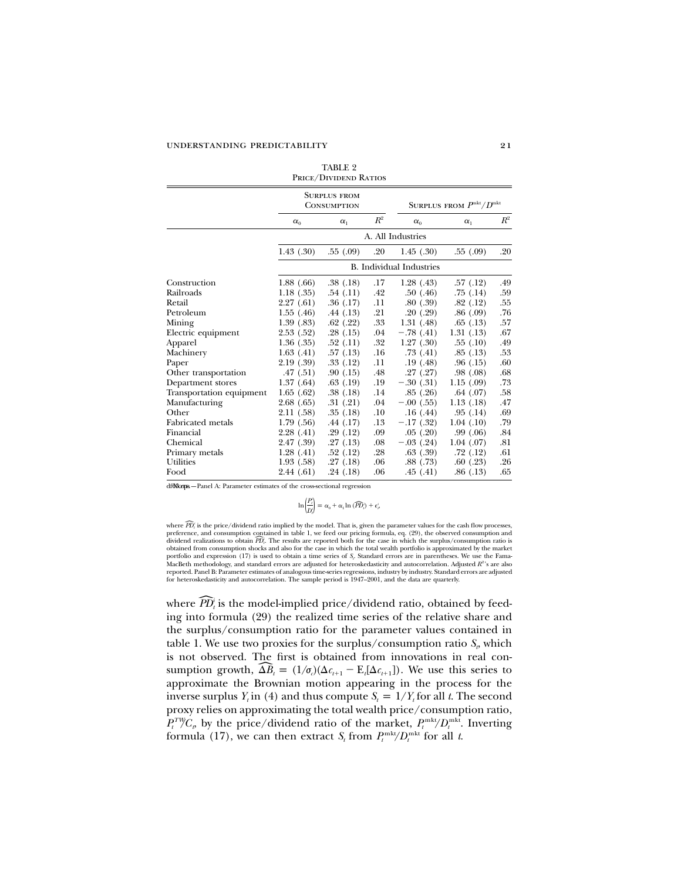TABLE 2

Price/Dividend Ratios

| | Surplus from Consumption | | | Surplus from $P^{mkt}/D^{mkt}$ | | |
|---|---|---|---|---|---|---|
| | $\alpha_0$ | $\alpha_1$ | $R^2$ | $\alpha_0$ | $\alpha_1$ | $R^2$ |
| | A. All Industries | | | | | |
| | 1.43 (.30) | .55 (.09) | .20 | 1.45 (.30) | .55 (.09) | .20 |
| | B. Individual Industries | | | | | |
| Construction | 1.88 (.66) | .38 (.18) | .17 | 1.28 (.43) | .57 (.12) | .49 |
| Railroads | 1.18 (.35) | .54 (.11) | .42 | .50 (.46) | .75 (.14) | .59 |
| Retail | 2.27 (.61) | .36 (.17) | .11 | .80 (.39) | .82 (.12) | .55 |
| Petroleum | 1.55 (.46) | .44 (.13) | .21 | .20 (.29) | .86 (.09) | .76 |
| Mining | 1.39 (.83) | .62 (.22) | .33 | 1.31 (.48) | .65 (.13) | .57 |
| Electric equipment | 2.53 (.52) | .28 (.15) | .04 | −.78 (.41) | 1.31 (.13) | .67 |
| Apparel | 1.36 (.35) | .52 (.11) | .32 | 1.27 (.30) | .55 (.10) | .49 |
| Machinery | 1.63 (.41) | .57 (.13) | .16 | .73 (.41) | .85 (.13) | .53 |
| Paper | 2.19 (.39) | .33 (.12) | .11 | .19 (.48) | .96 (.15) | .60 |
| Other transportation | .47 (.51) | .90 (.15) | .48 | .27 (.27) | .98 (.08) | .68 |
| Department stores | 1.37 (.64) | .63 (.19) | .19 | −.30 (.31) | 1.15 (.09) | .73 |
| Transportation equipment | 1.65 (.62) | .38 (.18) | .14 | .85 (.26) | .64 (.07) | .58 |
| Manufacturing | 2.68 (.65) | .31 (.21) | .04 | −.00 (.55) | 1.13 (.18) | .47 |
| Other | 2.11 (.58) | .35 (.18) | .10 | .16 (.44) | .95 (.14) | .69 |
| Fabricated metals | 1.79 (.56) | .44 (.17) | .13 | −.17 (.32) | 1.04 (.10) | .79 |
| Financial | 2.28 (.41) | .29 (.12) | .09 | .05 (.20) | .99 (.06) | .84 |
| Chemical | 2.47 (.39) | .27 (.13) | .08 | −.03 (.24) | 1.04 (.07) | .81 |
| Primary metals | 1.28 (.41) | .52 (.12) | .28 | .63 (.39) | .72 (.12) | .61 |
| Utilities | 1.93 (.58) | .27 (.18) | .06 | .88 (.73) | .60 (.23) | .26 |
| Food | 2.44 (.61) | .24 (.18) | .06 | .45 (.41) | .86 (.13) | .65 |

Note.—Panel A: Parameter estimates of the cross-sectional regression

$$\ln\left(\frac{P_t^i}{D_t^i}\right) = \alpha_0 + \alpha_1 \ln(\widehat{PD}_t^i) + \epsilon_t^i,$$

where $\widehat{PD}_t^i$ is the price/dividend ratio implied by the model. That is, given the parameter values for the cash flow processes, preference, and consumption contained in table 1, we feed our pricing formula, eq. (29), the observed consumption and dividend realizations to obtain $\widehat{PD}_t^i$. The results are reported both for the case in which the surplus/consumption ratio is obtained from consumption shocks and also for the case in which the total wealth portfolio is approximated by the market portfolio and expression (17) is used to obtain a time series of $S_t$. Standard errors are in parentheses. We use the Fama-MacBeth methodology, and standard errors are adjusted for heteroskedasticity and autocorrelation. Adjusted $R^2$'s are also reported. Panel B: Parameter estimates of analogous time-series regressions, industry by industry. Standard errors are adjusted for heteroskedasticity and autocorrelation. The sample period is 1947–2001, and the data are quarterly.

where $\widehat{PD}_t^i$ is the model-implied price/dividend ratio, obtained by feeding into formula (29) the realized time series of the relative share and the surplus/consumption ratio for the parameter values contained in table 1. We use two proxies for the surplus/consumption ratio $S_t$, which is not observed. The first is obtained from innovations in real consumption growth, $\widehat{\Delta B}_t = (1/\sigma_c)(\Delta c_{t+1} - E_t[\Delta c_{t+1}])$. We use this series to approximate the Brownian motion appearing in the process for the inverse surplus $Y_t$ in (4) and thus compute $S_t = 1/Y_t$ for all $t$. The second proxy relies on approximating the total wealth price/consumption ratio, $P_t^{TW}/C_t$, by the price/dividend ratio of the market, $P_t^{mkt}/D_t^{mkt}$. Inverting formula (17), we can then extract $S_t$ from $P_t^{mkt}/D_t^{mkt}$ for all $t$.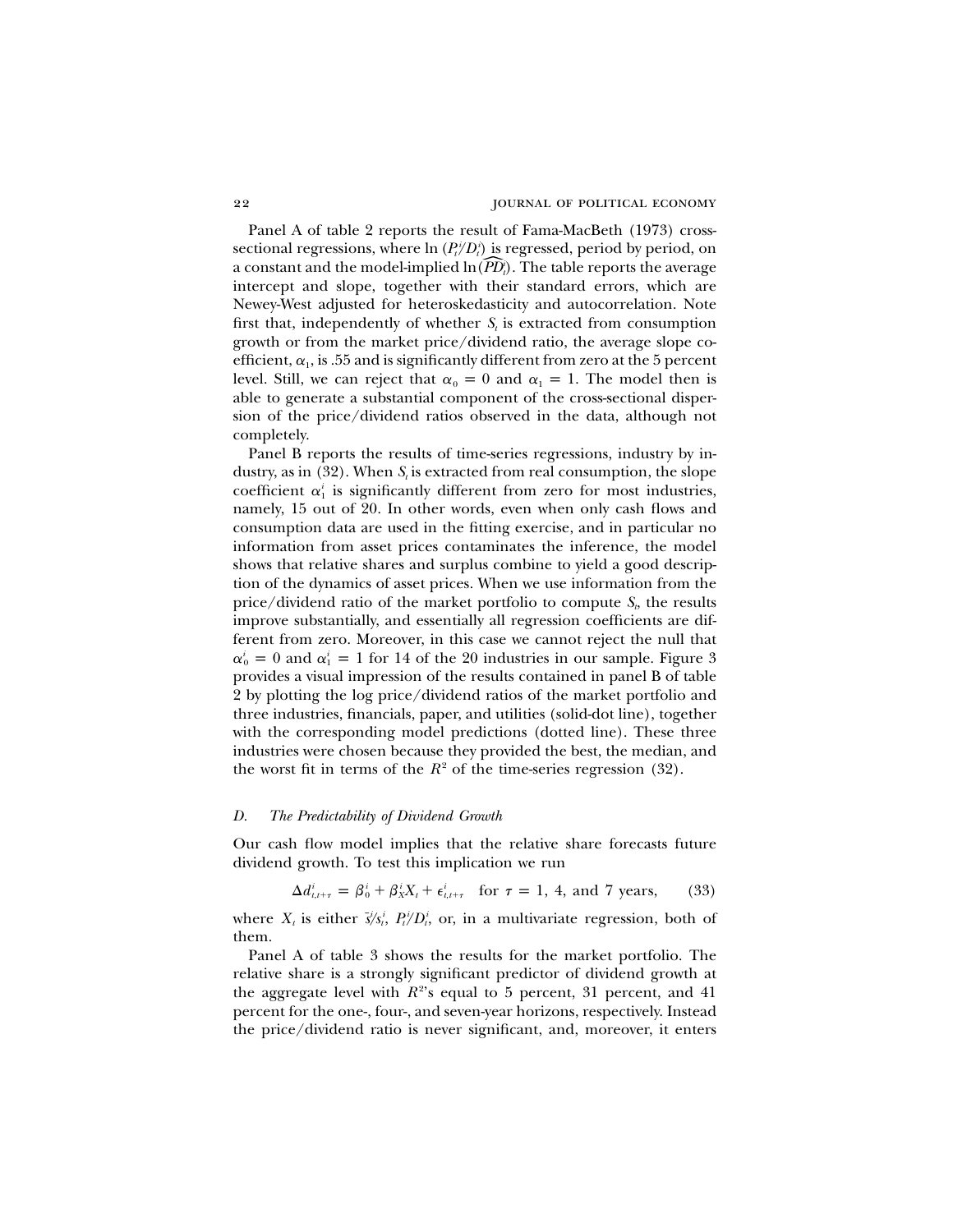Panel A of table 2 reports the result of Fama-MacBeth (1973) cross-sectional regressions, where $\ln(P_t^i/D_t^i)$ is regressed, period by period, on a constant and the model-implied $\ln(\widehat{PD}_t^i)$. The table reports the average intercept and slope, together with their standard errors, which are Newey-West adjusted for heteroskedasticity and autocorrelation. Note first that, independently of whether $S_t$ is extracted from consumption growth or from the market price/dividend ratio, the average slope coefficient, $\alpha_1$, is .55 and is significantly different from zero at the 5 percent level. Still, we can reject that $\alpha_0 = 0$ and $\alpha_1 = 1$. The model then is able to generate a substantial component of the cross-sectional dispersion of the price/dividend ratios observed in the data, although not completely.

Panel B reports the results of time-series regressions, industry by industry, as in (32). When $S_t$ is extracted from real consumption, the slope coefficient $\alpha_1^i$ is significantly different from zero for most industries, namely, 15 out of 20. In other words, even when only cash flows and consumption data are used in the fitting exercise, and in particular no information from asset prices contaminates the inference, the model shows that relative shares and surplus combine to yield a good description of the dynamics of asset prices. When we use information from the price/dividend ratio of the market portfolio to compute $S_t$, the results improve substantially, and essentially all regression coefficients are different from zero. Moreover, in this case we cannot reject the null that $\alpha_0^i = 0$ and $\alpha_1^i = 1$ for 14 of the 20 industries in our sample. Figure 3 provides a visual impression of the results contained in panel B of table 2 by plotting the log price/dividend ratios of the market portfolio and three industries, financials, paper, and utilities (solid-dot line), together with the corresponding model predictions (dotted line). These three industries were chosen because they provided the best, the median, and the worst fit in terms of the $R^2$ of the time-series regression (32).

### *D. The Predictability of Dividend Growth*

Our cash flow model implies that the relative share forecasts future dividend growth. To test this implication we run

$$\Delta d_{t,t+\tau}^i = \beta_0^i + \beta_X^i X_t + \epsilon_{t,t+\tau}^i \quad \text{for } \tau = 1,\, 4, \text{ and } 7 \text{ years}, \qquad (33)$$

where $X_t$ is either $\bar{s}^i/s_t^i$, $P_t^i/D_t^i$, or, in a multivariate regression, both of them.

Panel A of table 3 shows the results for the market portfolio. The relative share is a strongly significant predictor of dividend growth at the aggregate level with $R^2$'s equal to 5 percent, 31 percent, and 41 percent for the one-, four-, and seven-year horizons, respectively. Instead the price/dividend ratio is never significant, and, moreover, it enters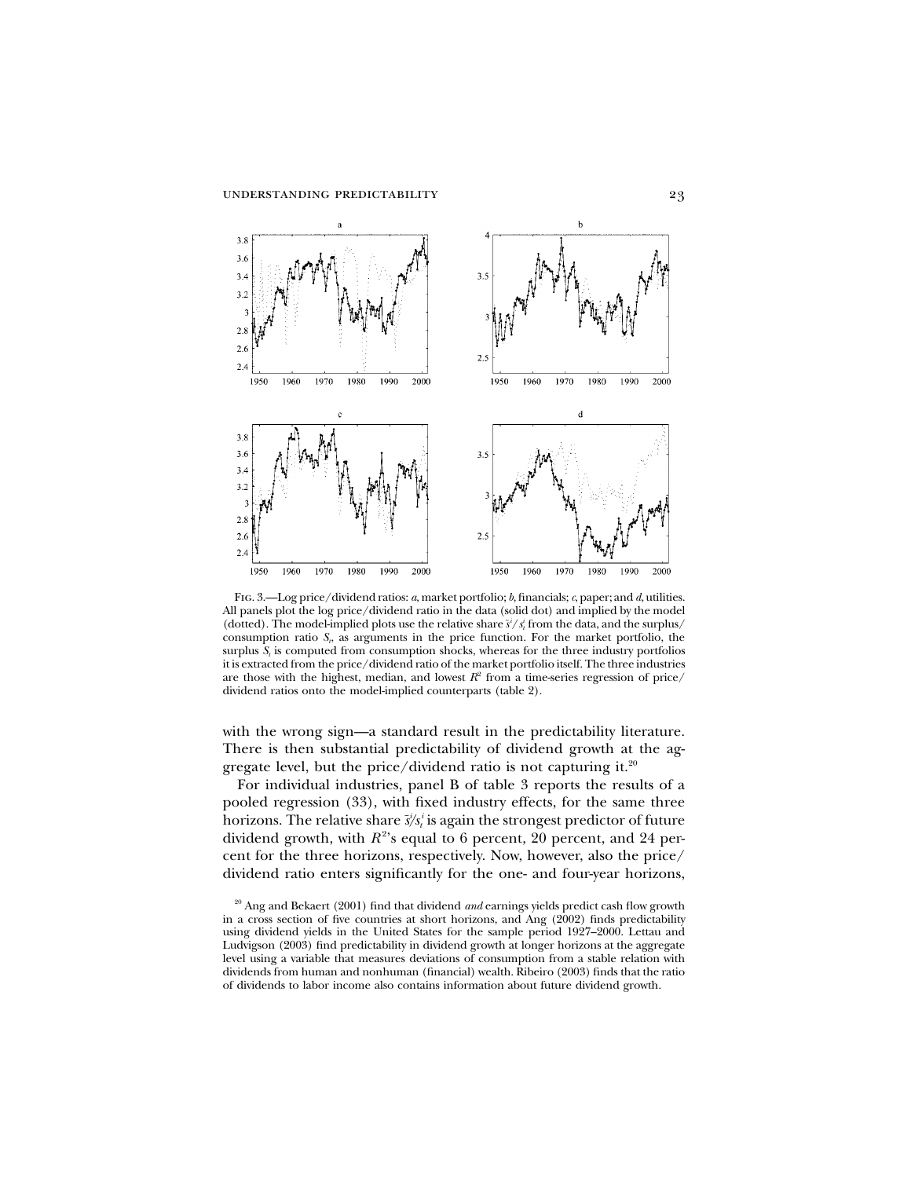FIG. 3.—Log price/dividend ratios: *a*, market portfolio; *b*, financials; *c*, paper; and *d*, utilities. All panels plot the log price/dividend ratio in the data (solid dot) and implied by the model (dotted). The model-implied plots use the relative share $\bar{s}^i/s^i_t$ from the data, and the surplus/consumption ratio $S_t$, as arguments in the price function. For the market portfolio, the surplus $S_t$ is computed from consumption shocks, whereas for the three industry portfolios it is extracted from the price/dividend ratio of the market portfolio itself. The three industries are those with the highest, median, and lowest $R^2$ from a time-series regression of price/dividend ratios onto the model-implied counterparts (table 2).

with the wrong sign—a standard result in the predictability literature. There is then substantial predictability of dividend growth at the aggregate level, but the price/dividend ratio is not capturing it.[20]

For individual industries, panel B of table 3 reports the results of a pooled regression (33), with fixed industry effects, for the same three horizons. The relative share $\bar{s}^i/s^i_t$ is again the strongest predictor of future dividend growth, with $R^2$'s equal to 6 percent, 20 percent, and 24 percent for the three horizons, respectively. Now, however, also the price/dividend ratio enters significantly for the one- and four-year horizons,

[20] Ang and Bekaert (2001) find that dividend *and* earnings yields predict cash flow growth in a cross section of five countries at short horizons, and Ang (2002) finds predictability using dividend yields in the United States for the sample period 1927–2000. Lettau and Ludvigson (2003) find predictability in dividend growth at longer horizons at the aggregate level using a variable that measures deviations of consumption from a stable relation with dividends from human and nonhuman (financial) wealth. Ribeiro (2003) finds that the ratio of dividends to labor income also contains information about future dividend growth.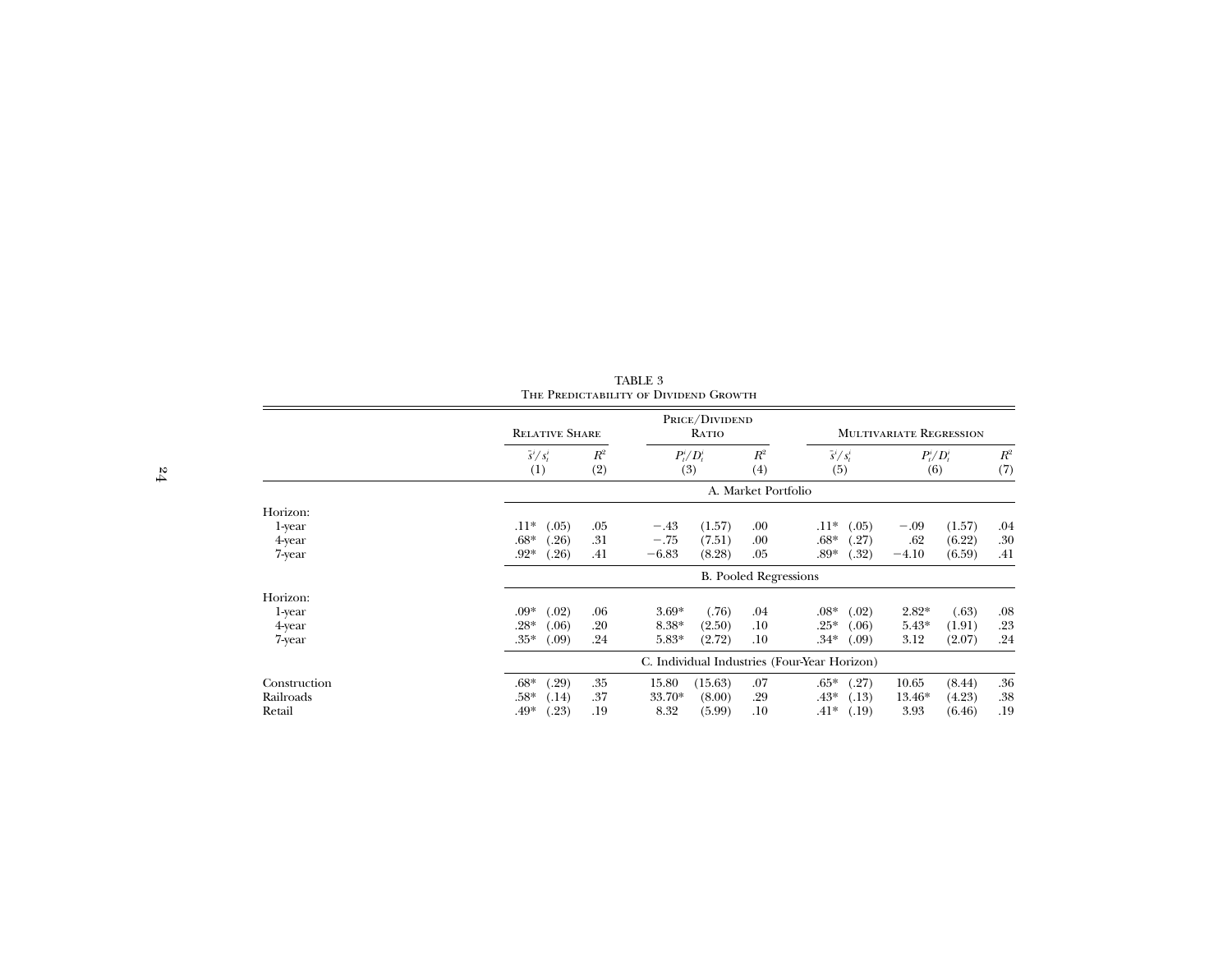TABLE 3

THE PREDICTABILITY OF DIVIDEND GROWTH

| | Relative Share | | | Price/Dividend Ratio | | | Multivariate Regression | | | | |
|---|---|---|---|---|---|---|---|---|---|---|---|
| | $\bar{s}^i/s^i_t$ (1) | | $R^2$ (2) | $P^i_t/D^i_t$ (3) | | $R^2$ (4) | $\bar{s}^i/s^i_t$ (5) | | $P^i_t/D^i_t$ (6) | | $R^2$ (7) |
| **A. Market Portfolio** | | | | | | | | | | | |
| Horizon: | | | | | | | | | | | |
| 1-year | .11* | (.05) | .05 | −.43 | (1.57) | .00 | .11* | (.05) | −.09 | (1.57) | .04 |
| 4-year | .68* | (.26) | .31 | −.75 | (7.51) | .00 | .68* | (.27) | .62 | (6.22) | .30 |
| 7-year | .92* | (.26) | .41 | −6.83 | (8.28) | .05 | .89* | (.32) | −4.10 | (6.59) | .41 |
| **B. Pooled Regressions** | | | | | | | | | | | |
| Horizon: | | | | | | | | | | | |
| 1-year | .09* | (.02) | .06 | 3.69* | (.76) | .04 | .08* | (.02) | 2.82* | (.63) | .08 |
| 4-year | .28* | (.06) | .20 | 8.38* | (2.50) | .10 | .25* | (.06) | 5.43* | (1.91) | .23 |
| 7-year | .35* | (.09) | .24 | 5.83* | (2.72) | .10 | .34* | (.09) | 3.12 | (2.07) | .24 |
| **C. Individual Industries (Four-Year Horizon)** | | | | | | | | | | | |
| Construction | .68* | (.29) | .35 | 15.80 | (15.63) | .07 | .65* | (.27) | 10.65 | (8.44) | .36 |
| Railroads | .58* | (.14) | .37 | 33.70* | (8.00) | .29 | .43* | (.13) | 13.46* | (4.23) | .38 |
| Retail | .49* | (.23) | .19 | 8.32 | (5.99) | .10 | .41* | (.19) | 3.93 | (6.46) | .19 |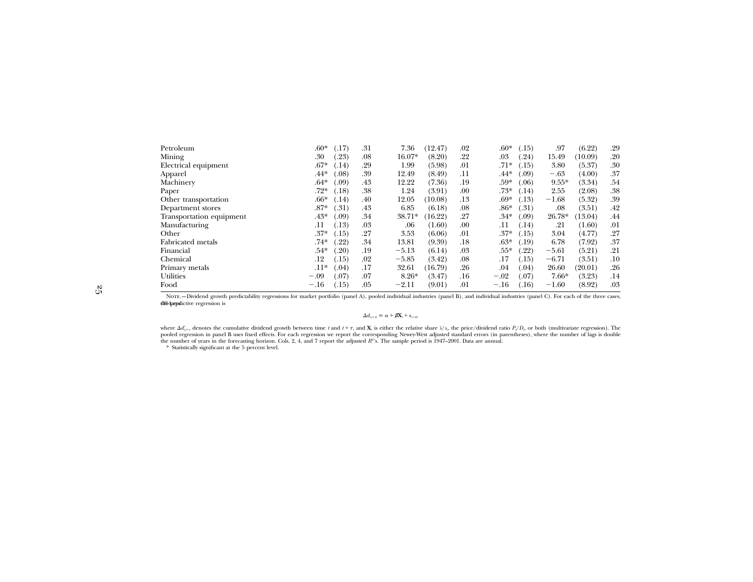| | | | | | | | | | | | | |
|---|---|---|---|---|---|---|---|---|---|---|---|---|
| Petroleum | .60* | (.17) | .31 | 7.36 | (12.47) | .02 | .60* | (.15) | .97 | (6.22) | .29 |
| Mining | .30 | (.23) | .08 | 16.07* | (8.20) | .22 | .03 | (.24) | 15.49 | (10.09) | .20 |
| Electrical equipment | .67* | (.14) | .29 | 1.99 | (5.98) | .01 | .71* | (.15) | 3.80 | (5.37) | .30 |
| Apparel | .44* | (.08) | .39 | 12.49 | (8.49) | .11 | .44* | (.09) | −.63 | (4.00) | .37 |
| Machinery | .64* | (.09) | .43 | 12.22 | (7.36) | .19 | .59* | (.06) | 9.55* | (3.34) | .54 |
| Paper | .72* | (.18) | .38 | 1.24 | (3.91) | .00 | .73* | (.14) | 2.55 | (2.08) | .38 |
| Other transportation | .66* | (.14) | .40 | 12.05 | (10.08) | .13 | .69* | (.13) | −1.68 | (5.32) | .39 |
| Department stores | .87* | (.31) | .43 | 6.85 | (6.18) | .08 | .86* | (.31) | .08 | (3.51) | .42 |
| Transportation equipment | .43* | (.09) | .34 | 38.71* | (16.22) | .27 | .34* | (.09) | 26.78* | (13.04) | .44 |
| Manufacturing | .11 | (.13) | .03 | .06 | (1.60) | .00 | .11 | (.14) | .21 | (1.60) | .01 |
| Other | .37* | (.15) | .27 | 3.53 | (6.06) | .01 | .37* | (.15) | 3.04 | (4.77) | .27 |
| Fabricated metals | .74* | (.22) | .34 | 13.81 | (9.39) | .18 | .63* | (.19) | 6.78 | (7.92) | .37 |
| Financial | .54* | (.20) | .19 | −5.13 | (6.14) | .03 | .55* | (.22) | −5.61 | (5.21) | .21 |
| Chemical | .12 | (.15) | .02 | −5.85 | (3.42) | .08 | .17 | (.15) | −6.71 | (3.51) | .10 |
| Primary metals | .11* | (.04) | .17 | 32.61 | (16.79) | .26 | .04 | (.04) | 26.60 | (20.01) | .26 |
| Utilities | −.09 | (.07) | .07 | 8.26* | (3.47) | .16 | −.02 | (.07) | 7.66* | (3.23) | .14 |
| Food | −.16 | (.15) | .05 | −2.11 | (9.01) | .01 | −.16 | (.16) | −1.60 | (8.92) | .03 |

Note.—Dividend growth predictability regressions for market portfolio (panel A), pooled individual industries (panel B), and individual industries (panel C). For each of the three cases, the predictive regression is

$$\Delta d_{t,t+k} = \alpha + \beta \mathbf{X}_t + \epsilon_{t+k},$$

where $\Delta d^i_{t,t+\tau}$ denotes the cumulative dividend growth between time $t$ and $t+\tau$, and $\mathbf{X}_t$ is either the relative share $\bar{s}/s_t$, the price/dividend ratio $P_t/D_t$, or both (multivariate regression). The pooled regression in panel B uses fixed effects. For each regression we report the corresponding Newey-West adjusted standard errors (in parentheses), where the number of lags is double the number of years in the forecasting horizon. Cols. 2, 4, and 7 report the adjusted $R^2$'s. The sample period is 1947–2001. Data are annual.

\* Statistically significant at the 5 percent level.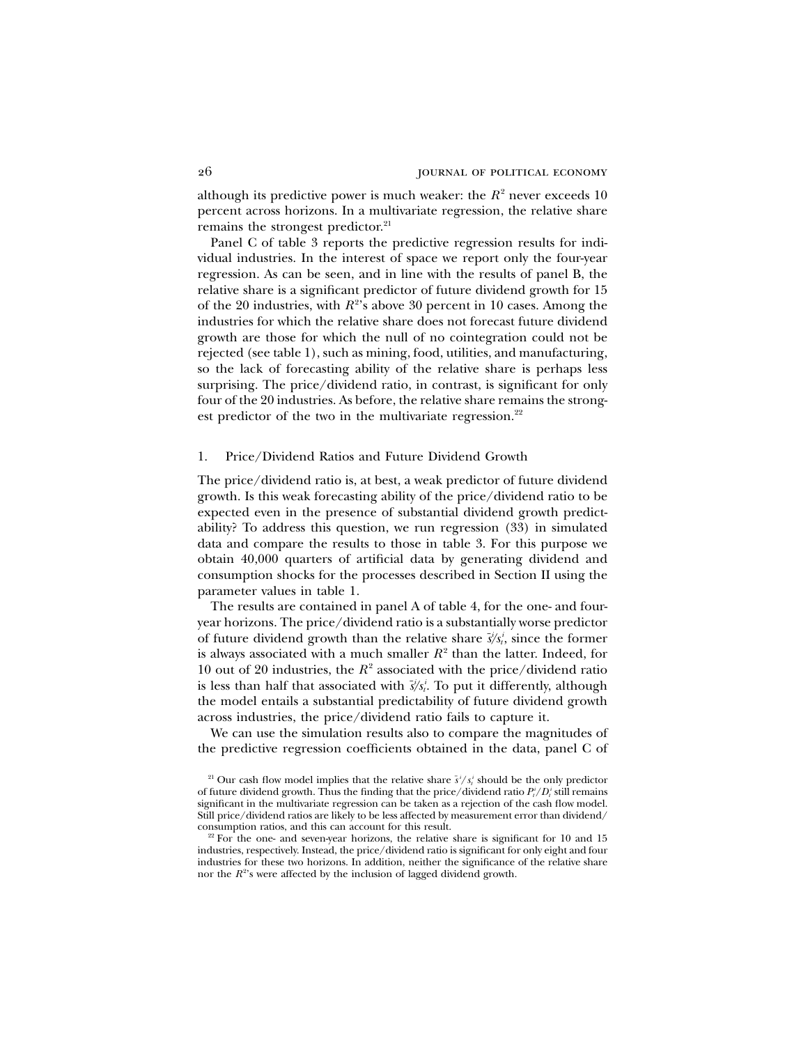although its predictive power is much weaker: the $R^2$ never exceeds 10 percent across horizons. In a multivariate regression, the relative share remains the strongest predictor.[21]

Panel C of table 3 reports the predictive regression results for individual industries. In the interest of space we report only the four-year regression. As can be seen, and in line with the results of panel B, the relative share is a significant predictor of future dividend growth for 15 of the 20 industries, with $R^2$'s above 30 percent in 10 cases. Among the industries for which the relative share does not forecast future dividend growth are those for which the null of no cointegration could not be rejected (see table 1), such as mining, food, utilities, and manufacturing, so the lack of forecasting ability of the relative share is perhaps less surprising. The price/dividend ratio, in contrast, is significant for only four of the 20 industries. As before, the relative share remains the strongest predictor of the two in the multivariate regression.[22]

### 1. Price/Dividend Ratios and Future Dividend Growth

The price/dividend ratio is, at best, a weak predictor of future dividend growth. Is this weak forecasting ability of the price/dividend ratio to be expected even in the presence of substantial dividend growth predictability? To address this question, we run regression (33) in simulated data and compare the results to those in table 3. For this purpose we obtain 40,000 quarters of artificial data by generating dividend and consumption shocks for the processes described in Section II using the parameter values in table 1.

The results are contained in panel A of table 4, for the one- and four-year horizons. The price/dividend ratio is a substantially worse predictor of future dividend growth than the relative share $\bar{s}^i/s^i_t$, since the former is always associated with a much smaller $R^2$ than the latter. Indeed, for 10 out of 20 industries, the $R^2$ associated with the price/dividend ratio is less than half that associated with $\bar{s}^i/s^i_t$. To put it differently, although the model entails a substantial predictability of future dividend growth across industries, the price/dividend ratio fails to capture it.

We can use the simulation results also to compare the magnitudes of the predictive regression coefficients obtained in the data, panel C of

---

[21] Our cash flow model implies that the relative share $\bar{s}^i/s^i_t$ should be the only predictor of future dividend growth. Thus the finding that the price/dividend ratio $P^i_t/D^i_t$ still remains significant in the multivariate regression can be taken as a rejection of the cash flow model. Still price/dividend ratios are likely to be less affected by measurement error than dividend/consumption ratios, and this can account for this result.

[22] For the one- and seven-year horizons, the relative share is significant for 10 and 15 industries, respectively. Instead, the price/dividend ratio is significant for only eight and four industries for these two horizons. In addition, neither the significance of the relative share nor the $R^2$'s were affected by the inclusion of lagged dividend growth.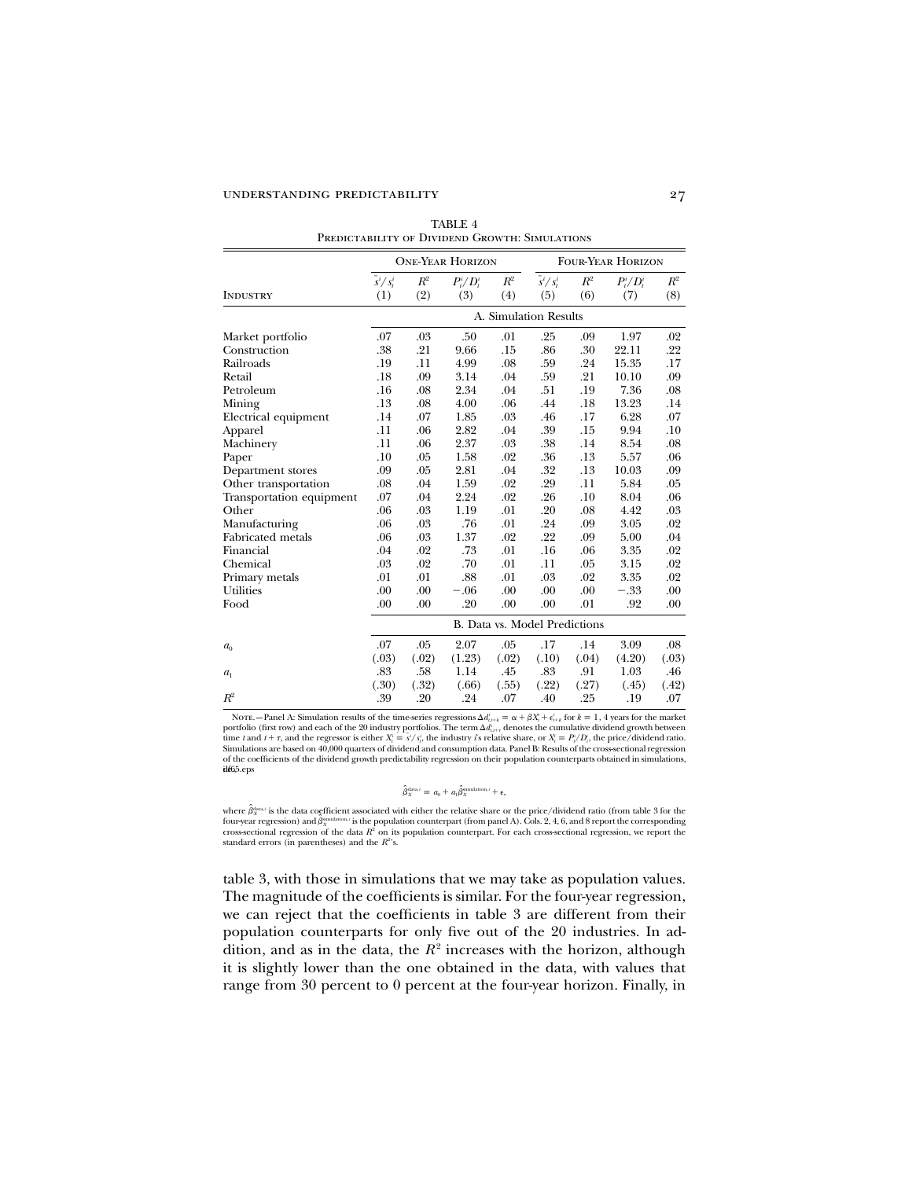TABLE 4
PREDICTABILITY OF DIVIDEND GROWTH: SIMULATIONS

| Industry | One-Year Horizon | | | | Four-Year Horizon | | | |
|---|---|---|---|---|---|---|---|---|
| | $\bar{s}^i/s^i_t$ (1) | $R^2$ (2) | $P^i_t/D^i_t$ (3) | $R^2$ (4) | $\bar{s}^i/s^i_t$ (5) | $R^2$ (6) | $P^i_t/D^i_t$ (7) | $R^2$ (8) |
| | A. Simulation Results | | | | | | | |
| Market portfolio | .07 | .03 | .50 | .01 | .25 | .09 | 1.97 | .02 |
| Construction | .38 | .21 | 9.66 | .15 | .86 | .30 | 22.11 | .22 |
| Railroads | .19 | .11 | 4.99 | .08 | .59 | .24 | 15.35 | .17 |
| Retail | .18 | .09 | 3.14 | .04 | .59 | .21 | 10.10 | .09 |
| Petroleum | .16 | .08 | 2.34 | .04 | .51 | .19 | 7.36 | .08 |
| Mining | .13 | .08 | 4.00 | .06 | .44 | .18 | 13.23 | .14 |
| Electrical equipment | .14 | .07 | 1.85 | .03 | .46 | .17 | 6.28 | .07 |
| Apparel | .11 | .06 | 2.82 | .04 | .39 | .15 | 9.94 | .10 |
| Machinery | .11 | .06 | 2.37 | .03 | .38 | .14 | 8.54 | .08 |
| Paper | .10 | .05 | 1.58 | .02 | .36 | .13 | 5.57 | .06 |
| Department stores | .09 | .05 | 2.81 | .04 | .32 | .13 | 10.03 | .09 |
| Other transportation | .08 | .04 | 1.59 | .02 | .29 | .11 | 5.84 | .05 |
| Transportation equipment | .07 | .04 | 2.24 | .02 | .26 | .10 | 8.04 | .06 |
| Other | .06 | .03 | 1.19 | .01 | .20 | .08 | 4.42 | .03 |
| Manufacturing | .06 | .03 | .76 | .01 | .24 | .09 | 3.05 | .02 |
| Fabricated metals | .06 | .03 | 1.37 | .02 | .22 | .09 | 5.00 | .04 |
| Financial | .04 | .02 | .73 | .01 | .16 | .06 | 3.35 | .02 |
| Chemical | .03 | .02 | .70 | .01 | .11 | .05 | 3.15 | .02 |
| Primary metals | .01 | .01 | .88 | .01 | .03 | .02 | 3.35 | .02 |
| Utilities | .00 | .00 | −.06 | .00 | .00 | .00 | −.33 | .00 |
| Food | .00 | .00 | .20 | .00 | .00 | .01 | .92 | .00 |
| | B. Data vs. Model Predictions | | | | | | | |
| $a_0$ | .07 | .05 | 2.07 | .05 | .17 | .14 | 3.09 | .08 |
| | (.03) | (.02) | (1.23) | (.02) | (.10) | (.04) | (4.20) | (.03) |
| $a_1$ | .83 | .58 | 1.14 | .45 | .83 | .91 | 1.03 | .46 |
| | (.30) | (.32) | (.66) | (.55) | (.22) | (.27) | (.45) | (.42) |
| $R^2$ | .39 | .20 | .24 | .07 | .40 | .25 | .19 | .07 |

NOTE.—Panel A: Simulation results of the time-series regressions $\Delta d^i_{t,t+k} = \alpha + \beta X^i_t + \epsilon^i_{t+k}$ for $k = 1, 4$ years for the market portfolio (first row) and each of the 20 industry portfolios. The term $\Delta d^i_{t,t+\tau}$ denotes the cumulative dividend growth between time $t$ and $t+\tau$, and the regressor is either $X^i_t = \bar{s}^i/s^i_t$, the industry $i$'s relative share, or $X^i_t = P^i_t/D^i_t$, the price/dividend ratio. Simulations are based on 40,000 quarters of dividend and consumption data. Panel B: Results of the cross-sectional regression of the coefficients of the dividend growth predictability regression on their population counterparts obtained in simulations, i.e.,

$$\hat{\beta}^{\text{data},i}_X = a_0 + a_1\hat{\beta}^{\text{simulation},i}_X + \epsilon,$$

where $\hat{\beta}^{\text{data},i}_X$ is the data coefficient associated with either the relative share or the price/dividend ratio (from table 3 for the four-year regression) and $\hat{\beta}^{\text{simulation},i}_X$ is the population counterpart (from panel A). Cols. 2, 4, 6, and 8 report the corresponding cross-sectional regression of the data $R^2$ on its population counterpart. For each cross-sectional regression, we report the standard errors (in parentheses) and the $R^2$'s.

table 3, with those in simulations that we may take as population values. The magnitude of the coefficients is similar. For the four-year regression, we can reject that the coefficients in table 3 are different from their population counterparts for only five out of the 20 industries. In addition, and as in the data, the $R^2$ increases with the horizon, although it is slightly lower than the one obtained in the data, with values that range from 30 percent to 0 percent at the four-year horizon. Finally, in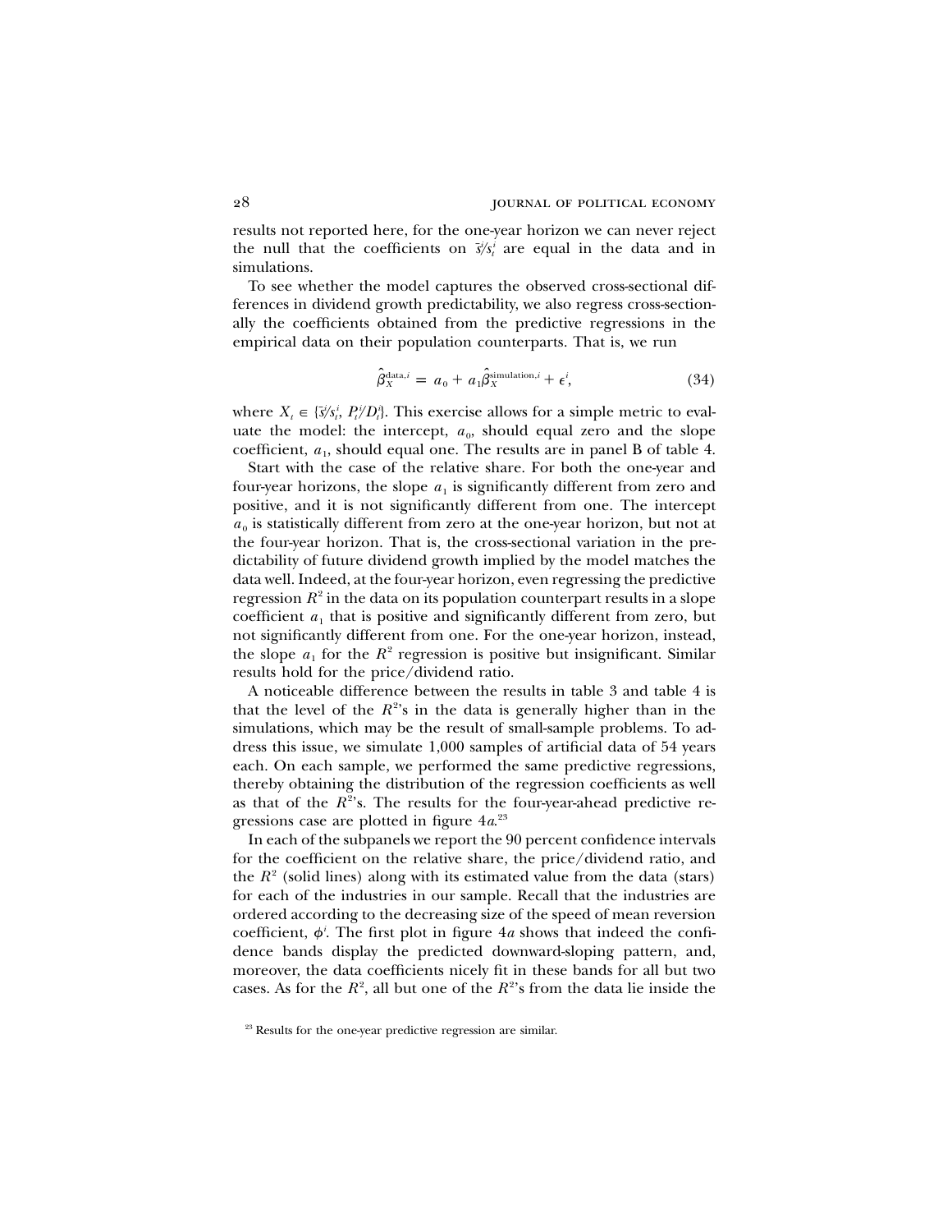results not reported here, for the one-year horizon we can never reject the null that the coefficients on $\bar{s}/s_t^i$ are equal in the data and in simulations.

To see whether the model captures the observed cross-sectional differences in dividend growth predictability, we also regress cross-sectionally the coefficients obtained from the predictive regressions in the empirical data on their population counterparts. That is, we run

$$\hat{\beta}_X^{\text{data},i} = a_0 + a_1 \hat{\beta}_X^{\text{simulation},i} + \epsilon^i, \tag{34}$$

where $X_t \in \{\bar{s}/s_t^i, P_t^i/D_t^i\}$. This exercise allows for a simple metric to evaluate the model: the intercept, $a_0$, should equal zero and the slope coefficient, $a_1$, should equal one. The results are in panel B of table 4.

Start with the case of the relative share. For both the one-year and four-year horizons, the slope $a_1$ is significantly different from zero and positive, and it is not significantly different from one. The intercept $a_0$ is statistically different from zero at the one-year horizon, but not at the four-year horizon. That is, the cross-sectional variation in the predictability of future dividend growth implied by the model matches the data well. Indeed, at the four-year horizon, even regressing the predictive regression $R^2$ in the data on its population counterpart results in a slope coefficient $a_1$ that is positive and significantly different from zero, but not significantly different from one. For the one-year horizon, instead, the slope $a_1$ for the $R^2$ regression is positive but insignificant. Similar results hold for the price/dividend ratio.

A noticeable difference between the results in table 3 and table 4 is that the level of the $R^2$'s in the data is generally higher than in the simulations, which may be the result of small-sample problems. To address this issue, we simulate 1,000 samples of artificial data of 54 years each. On each sample, we performed the same predictive regressions, thereby obtaining the distribution of the regression coefficients as well as that of the $R^2$'s. The results for the four-year-ahead predictive regressions case are plotted in figure 4*a*.[23]

In each of the subpanels we report the 90 percent confidence intervals for the coefficient on the relative share, the price/dividend ratio, and the $R^2$ (solid lines) along with its estimated value from the data (stars) for each of the industries in our sample. Recall that the industries are ordered according to the decreasing size of the speed of mean reversion coefficient, $\phi^i$. The first plot in figure 4*a* shows that indeed the confidence bands display the predicted downward-sloping pattern, and, moreover, the data coefficients nicely fit in these bands for all but two cases. As for the $R^2$, all but one of the $R^2$'s from the data lie inside the

[23] Results for the one-year predictive regression are similar.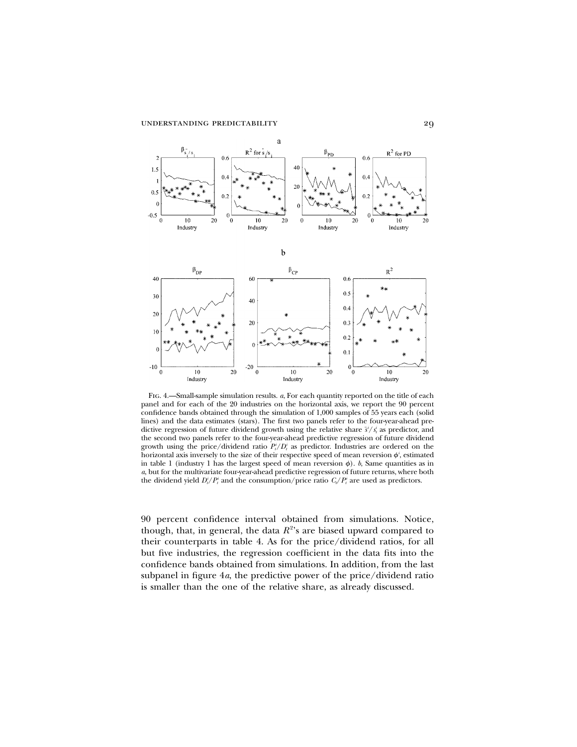Fig. 4.—Small-sample simulation results. *a*, For each quantity reported on the title of each panel and for each of the 20 industries on the horizontal axis, we report the 90 percent confidence bands obtained through the simulation of 1,000 samples of 55 years each (solid lines) and the data estimates (stars). The first two panels refer to the four-year-ahead predictive regression of future dividend growth using the relative share $\bar{s}^i/s_t^i$ as predictor, and the second two panels refer to the four-year-ahead predictive regression of future dividend growth using the price/dividend ratio $P_t^i/D_t^i$ as predictor. Industries are ordered on the horizontal axis inversely to the size of their respective speed of mean reversion $\phi^i$, estimated in table 1 (industry 1 has the largest speed of mean reversion $\phi$). *b*, Same quantities as in *a*, but for the multivariate four-year-ahead predictive regression of future returns, where both the dividend yield $D_t^i/P_t^i$ and the consumption/price ratio $C_t/P_t^i$ are used as predictors.

90 percent confidence interval obtained from simulations. Notice, though, that, in general, the data $R^2$'s are biased upward compared to their counterparts in table 4. As for the price/dividend ratios, for all but five industries, the regression coefficient in the data fits into the confidence bands obtained from simulations. In addition, from the last subpanel in figure 4*a*, the predictive power of the price/dividend ratio is smaller than the one of the relative share, as already discussed.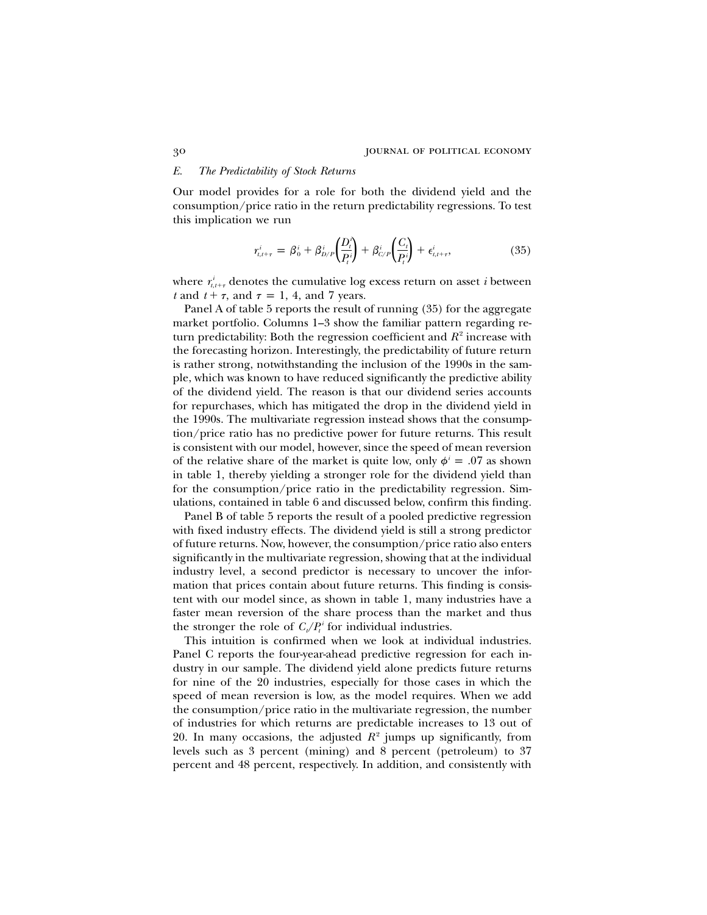### *E. The Predictability of Stock Returns*

Our model provides for a role for both the dividend yield and the consumption/price ratio in the return predictability regressions. To test this implication we run

$$r^i_{t,t+\tau} = \beta^i_0 + \beta^i_{D/P}\left(\frac{D^i_t}{P^i_t}\right) + \beta^i_{C/P}\left(\frac{C_t}{P^i_t}\right) + \epsilon^i_{t,t+\tau}, \tag{35}$$

where $r^i_{t,t+\tau}$ denotes the cumulative log excess return on asset $i$ between $t$ and $t + \tau$, and $\tau = 1$, 4, and 7 years.

Panel A of table 5 reports the result of running (35) for the aggregate market portfolio. Columns 1–3 show the familiar pattern regarding return predictability: Both the regression coefficient and $R^2$ increase with the forecasting horizon. Interestingly, the predictability of future return is rather strong, notwithstanding the inclusion of the 1990s in the sample, which was known to have reduced significantly the predictive ability of the dividend yield. The reason is that our dividend series accounts for repurchases, which has mitigated the drop in the dividend yield in the 1990s. The multivariate regression instead shows that the consumption/price ratio has no predictive power for future returns. This result is consistent with our model, however, since the speed of mean reversion of the relative share of the market is quite low, only $\phi^i = .07$ as shown in table 1, thereby yielding a stronger role for the dividend yield than for the consumption/price ratio in the predictability regression. Simulations, contained in table 6 and discussed below, confirm this finding.

Panel B of table 5 reports the result of a pooled predictive regression with fixed industry effects. The dividend yield is still a strong predictor of future returns. Now, however, the consumption/price ratio also enters significantly in the multivariate regression, showing that at the individual industry level, a second predictor is necessary to uncover the information that prices contain about future returns. This finding is consistent with our model since, as shown in table 1, many industries have a faster mean reversion of the share process than the market and thus the stronger the role of $C_t/P^i_t$ for individual industries.

This intuition is confirmed when we look at individual industries. Panel C reports the four-year-ahead predictive regression for each industry in our sample. The dividend yield alone predicts future returns for nine of the 20 industries, especially for those cases in which the speed of mean reversion is low, as the model requires. When we add the consumption/price ratio in the multivariate regression, the number of industries for which returns are predictable increases to 13 out of 20. In many occasions, the adjusted $R^2$ jumps up significantly, from levels such as 3 percent (mining) and 8 percent (petroleum) to 37 percent and 48 percent, respectively. In addition, and consistently with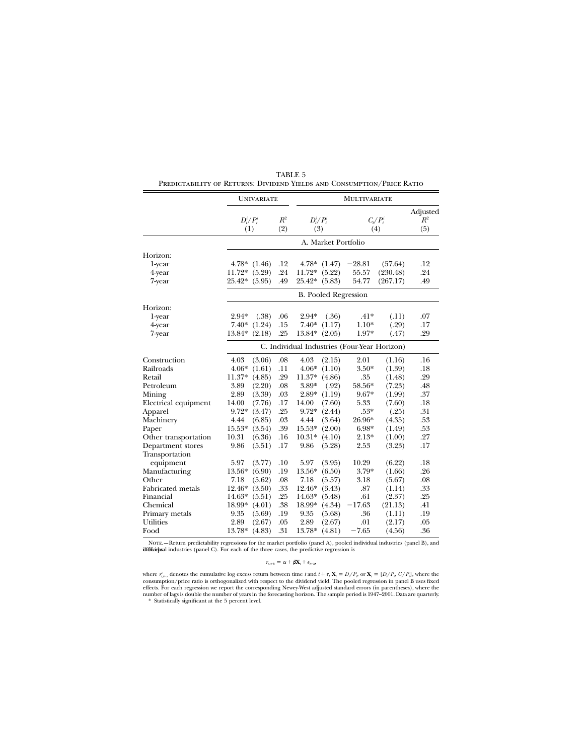TABLE 5

Predictability of Returns: Dividend Yields and Consumption/Price Ratio

| | Univariate | | | Multivariate | | | | |
|---|---|---|---|---|---|---|---|---|
| | $D_t^i/P_t^i$ (1) | | $R^2$ (2) | $D_t^i/P_t^i$ (3) | | $C_t/P_t^i$ (4) | | Adjusted $R^2$ (5) |
| | **A. Market Portfolio** | | | | | | | |
| Horizon: | | | | | | | | |
| 1-year | 4.78* | (1.46) | .12 | 4.78* | (1.47) | −28.81 | (57.64) | .12 |
| 4-year | 11.72* | (5.29) | .24 | 11.72* | (5.22) | 55.57 | (230.48) | .24 |
| 7-year | 25.42* | (5.95) | .49 | 25.42* | (5.83) | 54.77 | (267.17) | .49 |
| | **B. Pooled Regression** | | | | | | | |
| Horizon: | | | | | | | | |
| 1-year | 2.94* | (.38) | .06 | 2.94* | (.36) | .41* | (.11) | .07 |
| 4-year | 7.40* | (1.24) | .15 | 7.40* | (1.17) | 1.10* | (.29) | .17 |
| 7-year | 13.84* | (2.18) | .25 | 13.84* | (2.05) | 1.97* | (.47) | .29 |
| | **C. Individual Industries (Four-Year Horizon)** | | | | | | | |
| Construction | 4.03 | (3.06) | .08 | 4.03 | (2.15) | 2.01 | (1.16) | .16 |
| Railroads | 4.06* | (1.61) | .11 | 4.06* | (1.10) | 3.50* | (1.39) | .18 |
| Retail | 11.37* | (4.85) | .29 | 11.37* | (4.86) | .35 | (1.48) | .29 |
| Petroleum | 3.89 | (2.20) | .08 | 3.89* | (.92) | 58.56* | (7.23) | .48 |
| Mining | 2.89 | (3.39) | .03 | 2.89* | (1.19) | 9.67* | (1.99) | .37 |
| Electrical equipment | 14.00 | (7.76) | .17 | 14.00 | (7.60) | 5.33 | (7.60) | .18 |
| Apparel | 9.72* | (3.47) | .25 | 9.72* | (2.44) | .53* | (.25) | .31 |
| Machinery | 4.44 | (6.85) | .03 | 4.44 | (3.64) | 26.96* | (4.35) | .53 |
| Paper | 15.53* | (3.54) | .39 | 15.53* | (2.00) | 6.98* | (1.49) | .53 |
| Other transportation | 10.31 | (6.36) | .16 | 10.31* | (4.10) | 2.13* | (1.00) | .27 |
| Department stores | 9.86 | (5.51) | .17 | 9.86 | (5.28) | 2.53 | (3.23) | .17 |
| Transportation equipment | 5.97 | (3.77) | .10 | 5.97 | (3.95) | 10.29 | (6.22) | .18 |
| Manufacturing | 13.56* | (6.90) | .19 | 13.56* | (6.50) | 3.79* | (1.66) | .26 |
| Other | 7.18 | (5.62) | .08 | 7.18 | (5.57) | 3.18 | (5.67) | .08 |
| Fabricated metals | 12.46* | (3.50) | .33 | 12.46* | (3.43) | .87 | (1.14) | .33 |
| Financial | 14.63* | (5.51) | .25 | 14.63* | (5.48) | .61 | (2.37) | .25 |
| Chemical | 18.99* | (4.01) | .38 | 18.99* | (4.34) | −17.63 | (21.13) | .41 |
| Primary metals | 9.35 | (5.69) | .19 | 9.35 | (5.68) | .36 | (1.11) | .19 |
| Utilities | 2.89 | (2.67) | .05 | 2.89 | (2.67) | .01 | (2.17) | .05 |
| Food | 13.78* | (4.83) | .31 | 13.78* | (4.81) | −7.65 | (4.56) | .36 |

Note.—Return predictability regressions for the market portfolio (panel A), pooled individual industries (panel B), and individual industries (panel C). For each of the three cases, the predictive regression is

$$r_{t,t+k} = \alpha + \beta \mathbf{X}_t + \epsilon_{t+k},$$

where $r^e_{t,t+\tau}$ denotes the cumulative log excess return between time $t$ and $t+\tau$, $\mathbf{X}_t = D_t/P_t$, or $\mathbf{X}_t = [D_t/P_t, C_t/P_t]$, where the consumption/price ratio is orthogonalized with respect to the dividend yield. The pooled regression in panel B uses fixed effects. For each regression we report the corresponding Newey-West adjusted standard errors (in parentheses), where the number of lags is double the number of years in the forecasting horizon. The sample period is 1947–2001. Data are quarterly.

\* Statistically significant at the 5 percent level.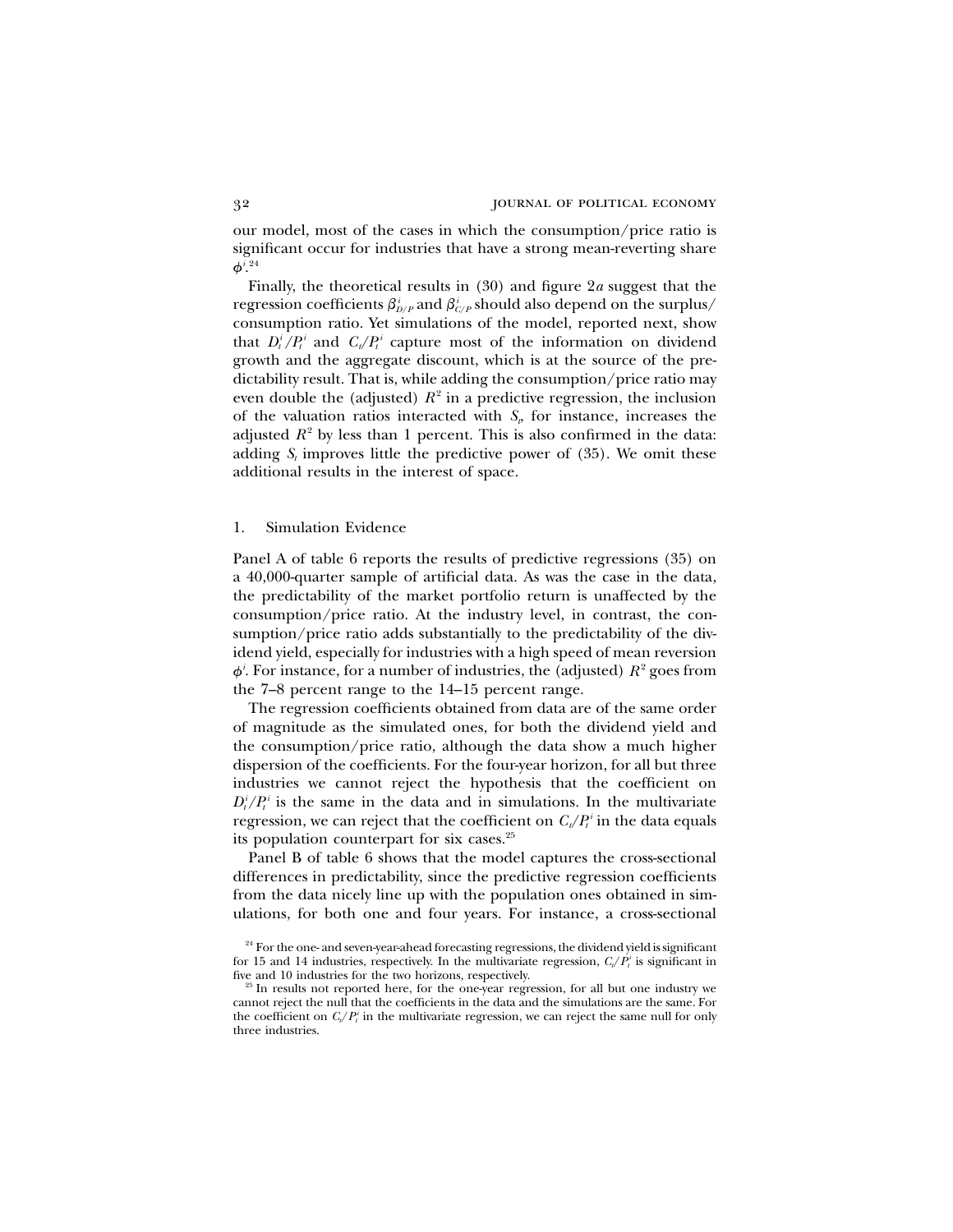our model, most of the cases in which the consumption/price ratio is significant occur for industries that have a strong mean-reverting share $\phi^i$.[24]

Finally, the theoretical results in (30) and figure 2*a* suggest that the regression coefficients $\beta^i_{D/P}$ and $\beta^i_{C/P}$ should also depend on the surplus/consumption ratio. Yet simulations of the model, reported next, show that $D^i_t/P^i_t$ and $C_t/P^i_t$ capture most of the information on dividend growth and the aggregate discount, which is at the source of the predictability result. That is, while adding the consumption/price ratio may even double the (adjusted) $R^2$ in a predictive regression, the inclusion of the valuation ratios interacted with $S_t$, for instance, increases the adjusted $R^2$ by less than 1 percent. This is also confirmed in the data: adding $S_t$ improves little the predictive power of (35). We omit these additional results in the interest of space.

### 1. Simulation Evidence

Panel A of table 6 reports the results of predictive regressions (35) on a 40,000-quarter sample of artificial data. As was the case in the data, the predictability of the market portfolio return is unaffected by the consumption/price ratio. At the industry level, in contrast, the consumption/price ratio adds substantially to the predictability of the dividend yield, especially for industries with a high speed of mean reversion $\phi^i$. For instance, for a number of industries, the (adjusted) $R^2$ goes from the 7–8 percent range to the 14–15 percent range.

The regression coefficients obtained from data are of the same order of magnitude as the simulated ones, for both the dividend yield and the consumption/price ratio, although the data show a much higher dispersion of the coefficients. For the four-year horizon, for all but three industries we cannot reject the hypothesis that the coefficient on $D^i_t/P^i_t$ is the same in the data and in simulations. In the multivariate regression, we can reject that the coefficient on $C_t/P^i_t$ in the data equals its population counterpart for six cases.[25]

Panel B of table 6 shows that the model captures the cross-sectional differences in predictability, since the predictive regression coefficients from the data nicely line up with the population ones obtained in simulations, for both one and four years. For instance, a cross-sectional

[24] For the one- and seven-year-ahead forecasting regressions, the dividend yield is significant for 15 and 14 industries, respectively. In the multivariate regression, $C_t/P^i_t$ is significant in five and 10 industries for the two horizons, respectively.

[25] In results not reported here, for the one-year regression, for all but one industry we cannot reject the null that the coefficients in the data and the simulations are the same. For the coefficient on $C_t/P^i_t$ in the multivariate regression, we can reject the same null for only three industries.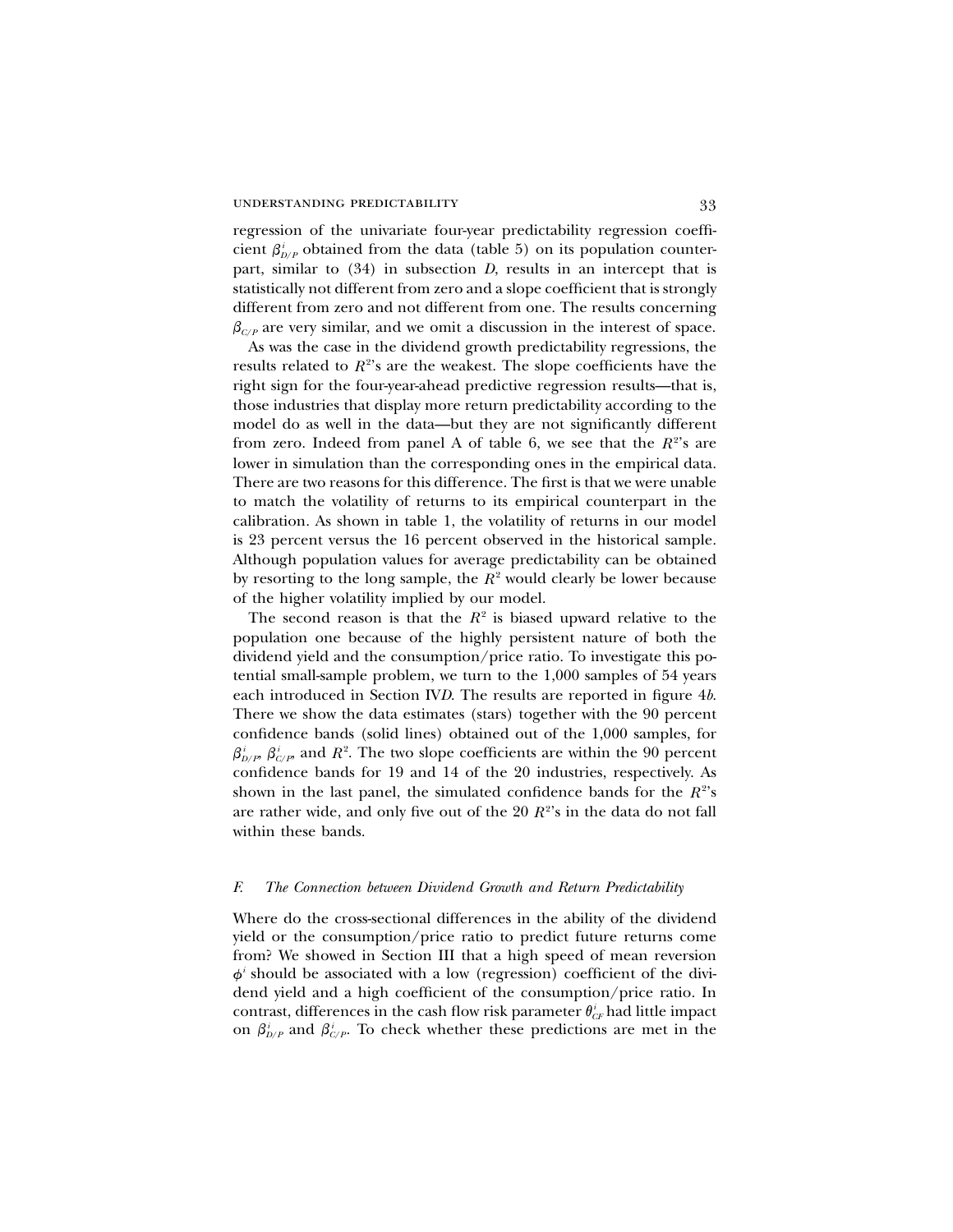regression of the univariate four-year predictability regression coefficient $\beta^i_{D/P}$ obtained from the data (table 5) on its population counterpart, similar to (34) in subsection *D*, results in an intercept that is statistically not different from zero and a slope coefficient that is strongly different from zero and not different from one. The results concerning $\beta_{C/P}$ are very similar, and we omit a discussion in the interest of space.

As was the case in the dividend growth predictability regressions, the results related to $R^2$'s are the weakest. The slope coefficients have the right sign for the four-year-ahead predictive regression results—that is, those industries that display more return predictability according to the model do as well in the data—but they are not significantly different from zero. Indeed from panel A of table 6, we see that the $R^2$'s are lower in simulation than the corresponding ones in the empirical data. There are two reasons for this difference. The first is that we were unable to match the volatility of returns to its empirical counterpart in the calibration. As shown in table 1, the volatility of returns in our model is 23 percent versus the 16 percent observed in the historical sample. Although population values for average predictability can be obtained by resorting to the long sample, the $R^2$ would clearly be lower because of the higher volatility implied by our model.

The second reason is that the $R^2$ is biased upward relative to the population one because of the highly persistent nature of both the dividend yield and the consumption/price ratio. To investigate this potential small-sample problem, we turn to the 1,000 samples of 54 years each introduced in Section IV*D*. The results are reported in figure 4*b*. There we show the data estimates (stars) together with the 90 percent confidence bands (solid lines) obtained out of the 1,000 samples, for $\beta^i_{D/P}$, $\beta^i_{C/P}$, and $R^2$. The two slope coefficients are within the 90 percent confidence bands for 19 and 14 of the 20 industries, respectively. As shown in the last panel, the simulated confidence bands for the $R^2$'s are rather wide, and only five out of the 20 $R^2$'s in the data do not fall within these bands.

### *F. The Connection between Dividend Growth and Return Predictability*

Where do the cross-sectional differences in the ability of the dividend yield or the consumption/price ratio to predict future returns come from? We showed in Section III that a high speed of mean reversion $\phi^i$ should be associated with a low (regression) coefficient of the dividend yield and a high coefficient of the consumption/price ratio. In contrast, differences in the cash flow risk parameter $\theta^i_{CF}$ had little impact on $\beta^i_{D/P}$ and $\beta^i_{C/P}$. To check whether these predictions are met in the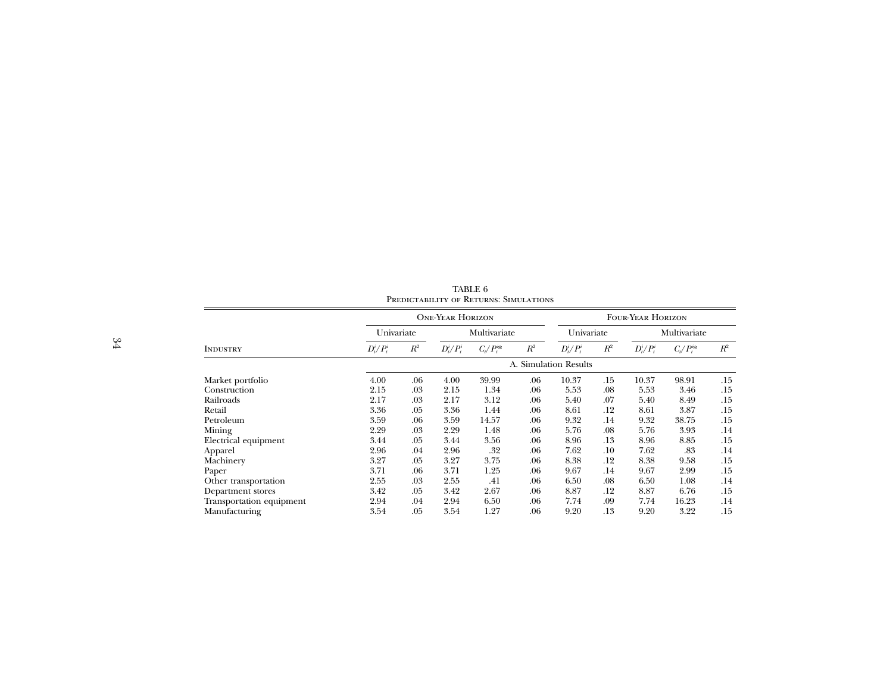TABLE 6

Predictability of Returns: Simulations

| Industry | One-Year Horizon | | | | | Four-Year Horizon | | | | |
|---|---|---|---|---|---|---|---|---|---|---|
| | Univariate | | Multivariate | | | Univariate | | Multivariate | | |
| | $D_t^i/P_t^i$ | $R^2$ | $D_t^i/P_t^i$ | $C_t/P_t^{i*}$ | $R^2$ | $D_t^i/P_t^i$ | $R^2$ | $D_t^i/P_t^i$ | $C_t/P_t^{i*}$ | $R^2$ |
| | A. Simulation Results | | | | | | | | | |
| Market portfolio | 4.00 | .06 | 4.00 | 39.99 | .06 | 10.37 | .15 | 10.37 | 98.91 | .15 |
| Construction | 2.15 | .03 | 2.15 | 1.34 | .06 | 5.53 | .08 | 5.53 | 3.46 | .15 |
| Railroads | 2.17 | .03 | 2.17 | 3.12 | .06 | 5.40 | .07 | 5.40 | 8.49 | .15 |
| Retail | 3.36 | .05 | 3.36 | 1.44 | .06 | 8.61 | .12 | 8.61 | 3.87 | .15 |
| Petroleum | 3.59 | .06 | 3.59 | 14.57 | .06 | 9.32 | .14 | 9.32 | 38.75 | .15 |
| Mining | 2.29 | .03 | 2.29 | 1.48 | .06 | 5.76 | .08 | 5.76 | 3.93 | .14 |
| Electrical equipment | 3.44 | .05 | 3.44 | 3.56 | .06 | 8.96 | .13 | 8.96 | 8.85 | .15 |
| Apparel | 2.96 | .04 | 2.96 | .32 | .06 | 7.62 | .10 | 7.62 | .83 | .14 |
| Machinery | 3.27 | .05 | 3.27 | 3.75 | .06 | 8.38 | .12 | 8.38 | 9.58 | .15 |
| Paper | 3.71 | .06 | 3.71 | 1.25 | .06 | 9.67 | .14 | 9.67 | 2.99 | .15 |
| Other transportation | 2.55 | .03 | 2.55 | .41 | .06 | 6.50 | .08 | 6.50 | 1.08 | .14 |
| Department stores | 3.42 | .05 | 3.42 | 2.67 | .06 | 8.87 | .12 | 8.87 | 6.76 | .15 |
| Transportation equipment | 2.94 | .04 | 2.94 | 6.50 | .06 | 7.74 | .09 | 7.74 | 16.23 | .14 |
| Manufacturing | 3.54 | .05 | 3.54 | 1.27 | .06 | 9.20 | .13 | 9.20 | 3.22 | .15 |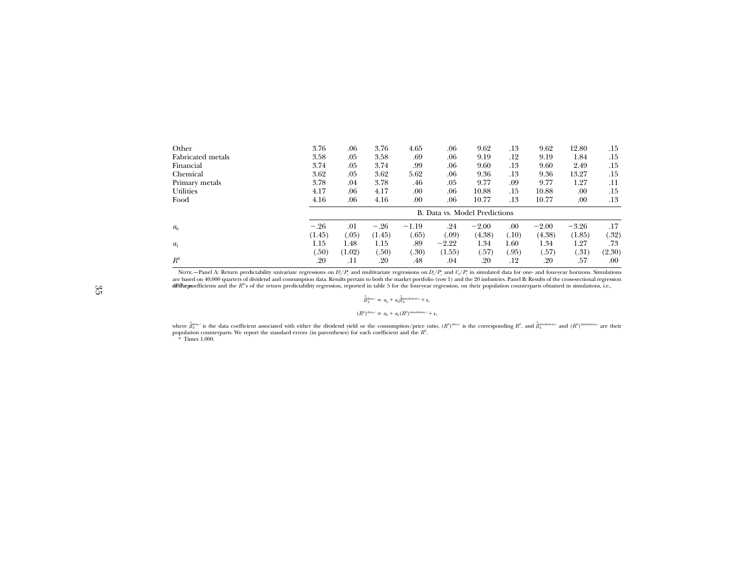| | | | | | | | | | | |
|---|---|---|---|---|---|---|---|---|---|---|
| Other | 3.76 | .06 | 3.76 | 4.65 | .06 | 9.62 | .13 | 9.62 | 12.80 | .15 |
| Fabricated metals | 3.58 | .05 | 3.58 | .69 | .06 | 9.19 | .12 | 9.19 | 1.84 | .15 |
| Financial | 3.74 | .05 | 3.74 | .99 | .06 | 9.60 | .13 | 9.60 | 2.49 | .15 |
| Chemical | 3.62 | .05 | 3.62 | 5.62 | .06 | 9.36 | .13 | 9.36 | 13.27 | .15 |
| Primary metals | 3.78 | .04 | 3.78 | .46 | .05 | 9.77 | .09 | 9.77 | 1.27 | .11 |
| Utilities | 4.17 | .06 | 4.17 | .00 | .06 | 10.88 | .15 | 10.88 | .00 | .15 |
| Food | 4.16 | .06 | 4.16 | .00 | .06 | 10.77 | .13 | 10.77 | .00 | .13 |
| | B. Data vs. Model Predictions | | | | | | | | | |
| $a_0$ | −.26 | .01 | −.26 | −1.19 | .24 | −2.00 | .00 | −2.00 | −3.26 | .17 |
| | (1.45) | (.05) | (1.45) | (.65) | (.09) | (4.38) | (.10) | (4.38) | (1.85) | (.32) |
| $a_1$ | 1.15 | 1.48 | 1.15 | .89 | −2.22 | 1.34 | 1.60 | 1.34 | 1.27 | .73 |
| | (.50) | (1.02) | (.50) | (.30) | (1.55) | (.57) | (.95) | (.57) | (.31) | (2.30) |
| $R^2$ | .20 | .11 | .20 | .48 | .04 | .20 | .12 | .20 | .57 | .00 |

NOTE.—Panel A: Return predictability univariate regressions on $D_t^i/P_t^i$ and multivariate regressions on $D_t^i/P_t^i$ and $C_t/P_t^i$ in simulated data for one- and four-year horizons. Simulations are based on 40,000 quarters of dividend and consumption data. Results pertain to both the market portfolio (row 1) and the 20 industries. Panel B: Results of the cross-sectional regression of the coefficients and the $R^2$'s of the return predictability regression, reported in table 5 for the four-year regression, on their population counterparts obtained in simulations, i.e.,

$$\hat{\beta}_X^{\text{data},i} = a_0 + a_1\hat{\beta}_X^{\text{simulation},i} + \epsilon,$$

$$(R^2)^{\text{data},i} = a_0 + a_1(R^2)^{\text{simulation},i} + \epsilon,$$

where $\hat{\beta}_X^{\text{data},i}$ is the data coefficient associated with either the dividend yield or the consumption/price ratio, $(R^2)^{\text{data},i}$ is the corresponding $R^2$, and $\hat{\beta}_X^{\text{simulation},i}$ and $(R^2)^{\text{simulation},i}$ are their population counterparts. We report the standard errors (in parentheses) for each coefficient and the $R^2$.

\* Times 1,000.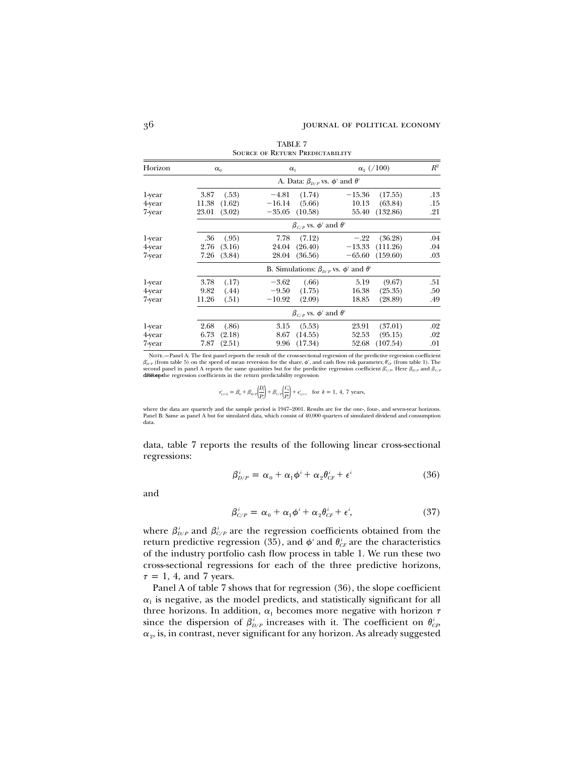TABLE 7

Source of Return Predictability

| Horizon | $\alpha_0$ | | $\alpha_1$ | | $\alpha_2$ (/100) | | $R^2$ |
|---|---|---|---|---|---|---|---|
| | A. Data: $\beta_{D/P}$ vs. $\phi^i$ and $\theta^i$ | | | | | | |
| 1-year | 3.87 | (.53) | −4.81 | (1.74) | −15.36 | (17.55) | .13 |
| 4-year | 11.38 | (1.62) | −16.14 | (5.66) | 10.13 | (63.84) | .15 |
| 7-year | 23.01 | (3.02) | −35.05 | (10.58) | 55.40 | (132.86) | .21 |
| | $\beta_{C/P}$ vs. $\phi^i$ and $\theta^i$ | | | | | | |
| 1-year | .36 | (.95) | 7.78 | (7.12) | −.22 | (36.28) | .04 |
| 4-year | 2.76 | (3.16) | 24.04 | (26.40) | −13.33 | (111.26) | .04 |
| 7-year | 7.26 | (3.84) | 28.04 | (36.56) | −65.60 | (159.60) | .03 |
| | B. Simulations: $\beta_{D/P}$ vs. $\phi^i$ and $\theta^i$ | | | | | | |
| 1-year | 3.78 | (.17) | −3.62 | (.66) | 5.19 | (9.67) | .51 |
| 4-year | 9.82 | (.44) | −9.50 | (1.75) | 16.38 | (25.35) | .50 |
| 7-year | 11.26 | (.51) | −10.92 | (2.09) | 18.85 | (28.89) | .49 |
| | $\beta_{C/P}$ vs. $\phi^i$ and $\theta^i$ | | | | | | |
| 1-year | 2.68 | (.86) | 3.15 | (5.53) | 23.91 | (37.01) | .02 |
| 4-year | 6.73 | (2.18) | 8.67 | (14.55) | 52.53 | (95.15) | .02 |
| 7-year | 7.87 | (2.51) | 9.96 | (17.34) | 52.68 | (107.54) | .01 |

Note.—Panel A: The first panel reports the result of the cross-sectional regression of the predictive regression coefficient $\beta^i_{D/P}$ (from table 5) on the speed of mean reversion for the share, $\phi^i$, and cash flow risk parameter, $\theta^i_{CF}$ (from table 1). The second panel in panel A reports the same quantities but for the predictive regression coefficient $\beta^i_{C/P}$. Here $\beta_{D/P}$ and $\beta_{C/P}$ denote the regression coefficients in the return predictability regression

$$r^i_{t,t+k} = \beta^i_0 + \beta^i_{D/P}\left(\frac{D^i_t}{P^i_t}\right) + \beta^i_{C/P}\left(\frac{C_t}{P^i_t}\right) + \epsilon^i_{t,t+\tau} \quad \text{for } k = 1,\ 4,\ 7 \text{ years},$$

where the data are quarterly and the sample period is 1947–2001. Results are for the one-, four-, and seven-year horizons. Panel B: Same as panel A but for simulated data, which consist of 40,000 quarters of simulated dividend and consumption data.

data, table 7 reports the results of the following linear cross-sectional regressions:

$$\beta^i_{D/P} = \alpha_0 + \alpha_1\phi^i + \alpha_2\theta^i_{CF} + \epsilon^i \tag{36}$$

and

$$\beta^i_{C/P} = \alpha_0 + \alpha_1\phi^i + \alpha_2\theta^i_{CF} + \epsilon^i, \tag{37}$$

where $\beta^i_{D/P}$ and $\beta^i_{C/P}$ are the regression coefficients obtained from the return predictive regression (35), and $\phi^i$ and $\theta^i_{CF}$ are the characteristics of the industry portfolio cash flow process in table 1. We run these two cross-sectional regressions for each of the three predictive horizons, $\tau = 1$, 4, and 7 years.

Panel A of table 7 shows that for regression (36), the slope coefficient $\alpha_1$ is negative, as the model predicts, and statistically significant for all three horizons. In addition, $\alpha_1$ becomes more negative with horizon $\tau$ since the dispersion of $\beta^i_{D/P}$ increases with it. The coefficient on $\theta^i_{CF}$, $\alpha_2$, is, in contrast, never significant for any horizon. As already suggested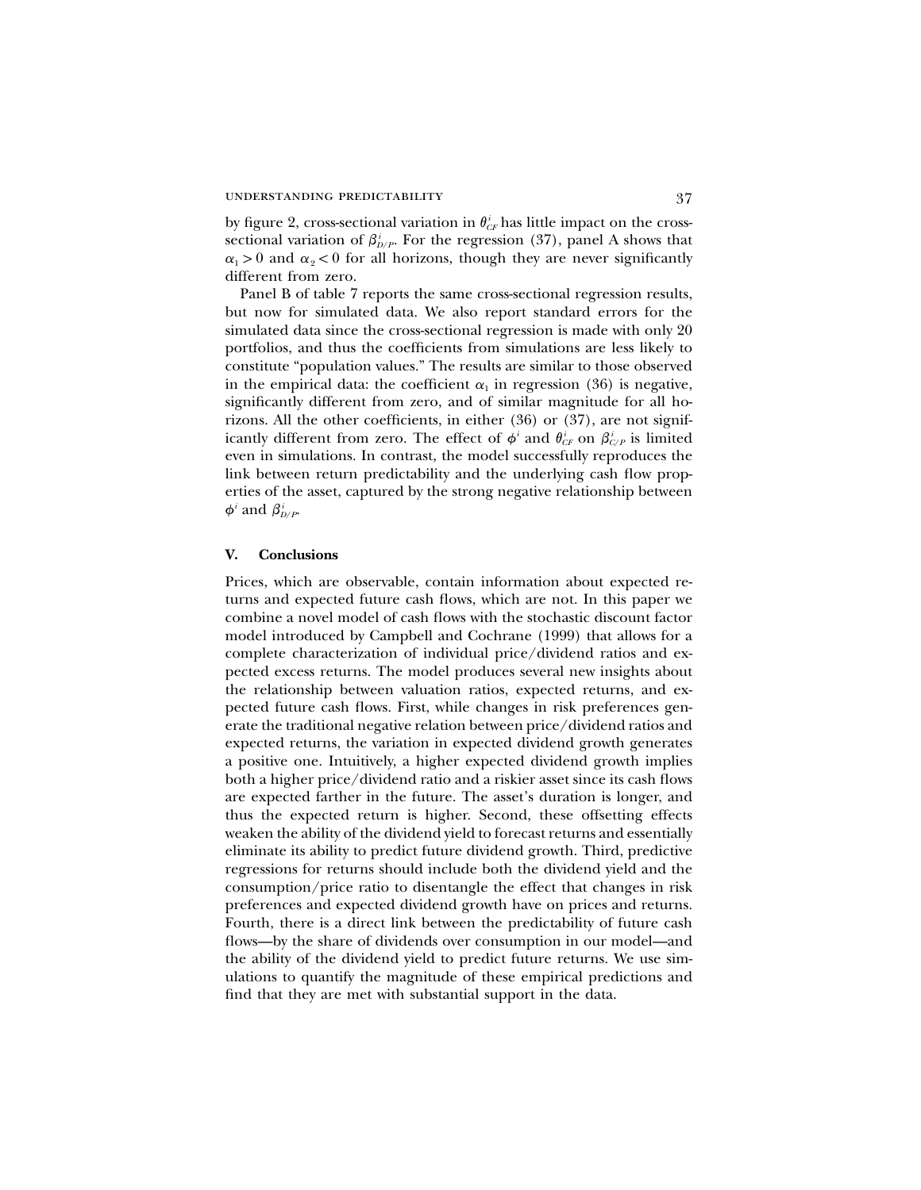by figure 2, cross-sectional variation in $\theta^i_{CF}$ has little impact on the cross-sectional variation of $\beta^i_{D/P}$. For the regression (37), panel A shows that $\alpha_1 > 0$ and $\alpha_2 < 0$ for all horizons, though they are never significantly different from zero.

Panel B of table 7 reports the same cross-sectional regression results, but now for simulated data. We also report standard errors for the simulated data since the cross-sectional regression is made with only 20 portfolios, and thus the coefficients from simulations are less likely to constitute "population values." The results are similar to those observed in the empirical data: the coefficient $\alpha_1$ in regression (36) is negative, significantly different from zero, and of similar magnitude for all horizons. All the other coefficients, in either (36) or (37), are not significantly different from zero. The effect of $\phi^i$ and $\theta^i_{CF}$ on $\beta^i_{C/P}$ is limited even in simulations. In contrast, the model successfully reproduces the link between return predictability and the underlying cash flow properties of the asset, captured by the strong negative relationship between $\phi^i$ and $\beta^i_{D/P}$.

## V. Conclusions

Prices, which are observable, contain information about expected returns and expected future cash flows, which are not. In this paper we combine a novel model of cash flows with the stochastic discount factor model introduced by Campbell and Cochrane (1999) that allows for a complete characterization of individual price/dividend ratios and expected excess returns. The model produces several new insights about the relationship between valuation ratios, expected returns, and expected future cash flows. First, while changes in risk preferences generate the traditional negative relation between price/dividend ratios and expected returns, the variation in expected dividend growth generates a positive one. Intuitively, a higher expected dividend growth implies both a higher price/dividend ratio and a riskier asset since its cash flows are expected farther in the future. The asset's duration is longer, and thus the expected return is higher. Second, these offsetting effects weaken the ability of the dividend yield to forecast returns and essentially eliminate its ability to predict future dividend growth. Third, predictive regressions for returns should include both the dividend yield and the consumption/price ratio to disentangle the effect that changes in risk preferences and expected dividend growth have on prices and returns. Fourth, there is a direct link between the predictability of future cash flows—by the share of dividends over consumption in our model—and the ability of the dividend yield to predict future returns. We use simulations to quantify the magnitude of these empirical predictions and find that they are met with substantial support in the data.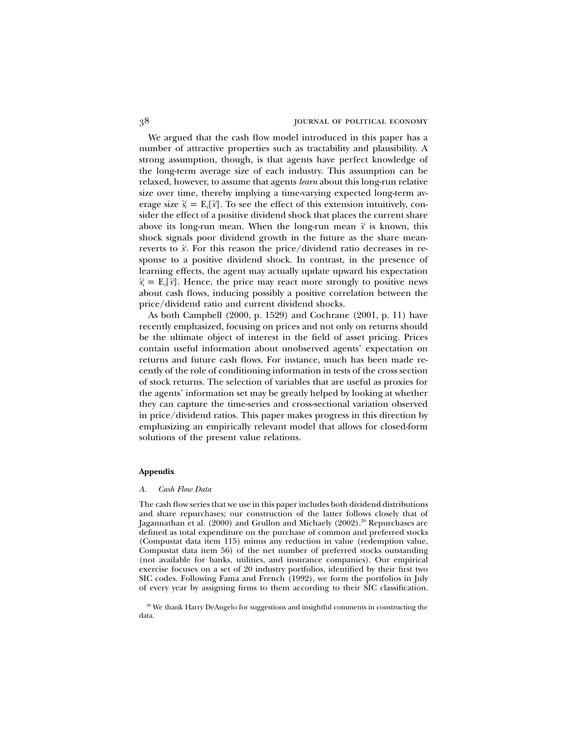We argued that the cash flow model introduced in this paper has a number of attractive properties such as tractability and plausibility. A strong assumption, though, is that agents have perfect knowledge of the long-term average size of each industry. This assumption can be relaxed, however, to assume that agents *learn* about this long-run relative size over time, thereby implying a time-varying expected long-term average size $\bar{s}^i_t = \mathrm{E}_t[\bar{s}^i]$. To see the effect of this extension intuitively, consider the effect of a positive dividend shock that places the current share above its long-run mean. When the long-run mean $\bar{s}^i$ is known, this shock signals poor dividend growth in the future as the share mean-reverts to $\bar{s}^i$. For this reason the price/dividend ratio decreases in response to a positive dividend shock. In contrast, in the presence of learning effects, the agent may actually update upward his expectation $\bar{s}^i_t = \mathrm{E}_t[\bar{s}^i]$. Hence, the price may react more strongly to positive news about cash flows, inducing possibly a positive correlation between the price/dividend ratio and current dividend shocks.

As both Campbell (2000, p. 1529) and Cochrane (2001, p. 11) have recently emphasized, focusing on prices and not only on returns should be the ultimate object of interest in the field of asset pricing. Prices contain useful information about unobserved agents' expectation on returns and future cash flows. For instance, much has been made recently of the role of conditioning information in tests of the cross section of stock returns. The selection of variables that are useful as proxies for the agents' information set may be greatly helped by looking at whether they can capture the time-series and cross-sectional variation observed in price/dividend ratios. This paper makes progress in this direction by emphasizing an empirically relevant model that allows for closed-form solutions of the present value relations.

## Appendix

### *A. Cash Flow Data*

The cash flow series that we use in this paper includes both dividend distributions and share repurchases; our construction of the latter follows closely that of Jagannathan et al. (2000) and Grullon and Michaely (2002).[26] Repurchases are defined as total expenditure on the purchase of common and preferred stocks (Compustat data item 115) minus any reduction in value (redemption value, Compustat data item 56) of the net number of preferred stocks outstanding (not available for banks, utilities, and insurance companies). Our empirical exercise focuses on a set of 20 industry portfolios, identified by their first two SIC codes. Following Fama and French (1992), we form the portfolios in July of every year by assigning firms to them according to their SIC classification.

[26] We thank Harry DeAngelo for suggestions and insightful comments in constructing the data.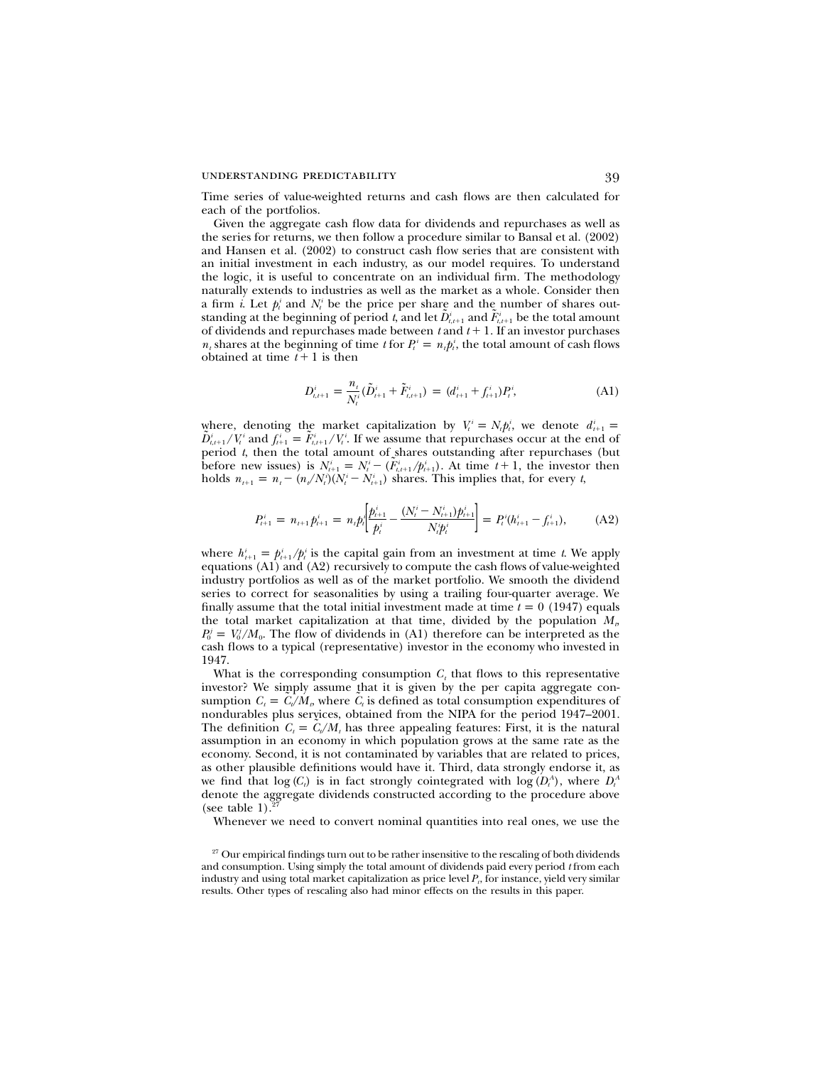Time series of value-weighted returns and cash flows are then calculated for each of the portfolios.

Given the aggregate cash flow data for dividends and repurchases as well as the series for returns, we then follow a procedure similar to Bansal et al. (2002) and Hansen et al. (2002) to construct cash flow series that are consistent with an initial investment in each industry, as our model requires. To understand the logic, it is useful to concentrate on an individual firm. The methodology naturally extends to industries as well as the market as a whole. Consider then a firm $i$. Let $p_t^i$ and $N_t^i$ be the price per share and the number of shares outstanding at the beginning of period $t$, and let $\tilde{D}_{t,t+1}^i$ and $\tilde{F}_{t,t+1}^i$ be the total amount of dividends and repurchases made between $t$ and $t+1$. If an investor purchases $n_t$ shares at the beginning of time $t$ for $P_t^i = n_t p_t^i$, the total amount of cash flows obtained at time $t+1$ is then

$$D_{t,t+1}^i = \frac{n_t}{N_t^i}(\tilde{D}_{t+1}^i + \tilde{F}_{t,t+1}^i) = (d_{t+1}^i + f_{t+1}^i)P_t^i, \tag{A1}$$

where, denoting the market capitalization by $V_t^i = N_t p_t^i$, we denote $d_{t+1}^i = \tilde{D}_{t,t+1}^i / V_t^i$ and $f_{t+1}^i = \tilde{F}_{t,t+1}^i / V_t^i$. If we assume that repurchases occur at the end of period $t$, then the total amount of shares outstanding after repurchases (but before new issues) is $N_{t+1}^i = N_t^i - (\tilde{F}_{t,t+1}^i / p_{t+1}^i)$. At time $t+1$, the investor then holds $n_{t+1} = n_t - (n_t/N_t^i)(N_t^i - N_{t+1}^i)$ shares. This implies that, for every $t$,

$$P_{t+1}^i = n_{t+1} p_{t+1}^i = n_t p_t^i \left[ \frac{p_{t+1}^i}{p_t^i} - \frac{(N_t^i - N_{t+1}^i) p_{t+1}^i}{N_t^i p_t^i} \right] = P_t^i (h_{t+1}^i - f_{t+1}^i), \tag{A2}$$

where $h_{t+1}^i = p_{t+1}^i / p_t^i$ is the capital gain from an investment at time $t$. We apply equations (A1) and (A2) recursively to compute the cash flows of value-weighted industry portfolios as well as of the market portfolio. We smooth the dividend series to correct for seasonalities by using a trailing four-quarter average. We finally assume that the total initial investment made at time $t = 0$ (1947) equals the total market capitalization at that time, divided by the population $M_t$, $P_0^j = V_0^j / M_0$. The flow of dividends in (A1) therefore can be interpreted as the cash flows to a typical (representative) investor in the economy who invested in 1947.

What is the corresponding consumption $C_t$ that flows to this representative investor? We simply assume that it is given by the per capita aggregate consumption $C_t = \tilde{C}_t / M_t$, where $\tilde{C}_t$ is defined as total consumption expenditures of nondurables plus services, obtained from the NIPA for the period 1947–2001. The definition $C_t = \tilde{C}_t / M_t$ has three appealing features: First, it is the natural assumption in an economy in which population grows at the same rate as the economy. Second, it is not contaminated by variables that are related to prices, as other plausible definitions would have it. Third, data strongly endorse it, as we find that $\log(C_t)$ is in fact strongly cointegrated with $\log(D_t^A)$, where $D_t^A$ denote the aggregate dividends constructed according to the procedure above (see table 1).[27]

Whenever we need to convert nominal quantities into real ones, we use the

[27] Our empirical findings turn out to be rather insensitive to the rescaling of both dividends and consumption. Using simply the total amount of dividends paid every period $t$ from each industry and using total market capitalization as price level $P_t$, for instance, yield very similar results. Other types of rescaling also had minor effects on the results in this paper.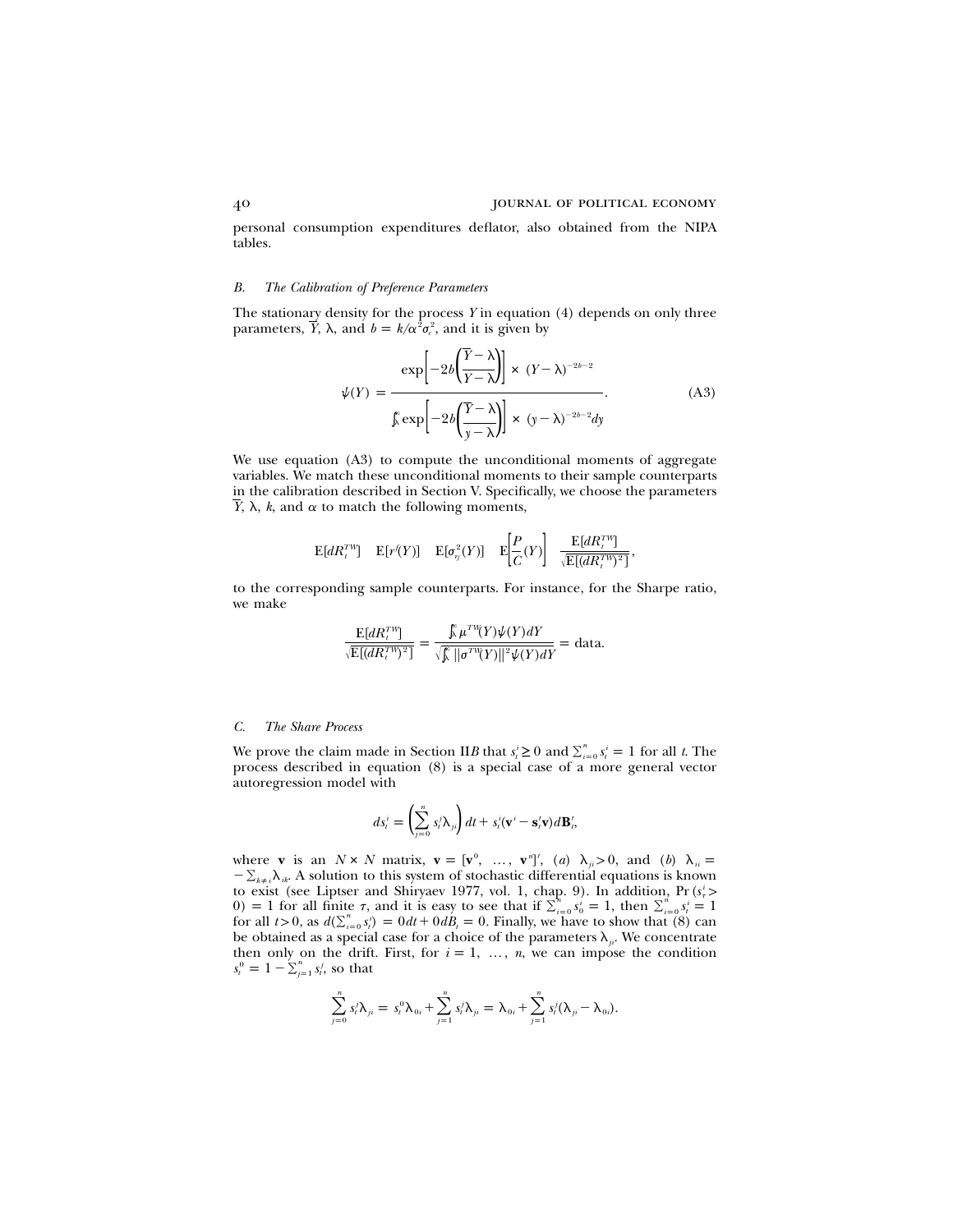personal consumption expenditures deflator, also obtained from the NIPA tables.

### *B. The Calibration of Preference Parameters*

The stationary density for the process $Y$ in equation (4) depends on only three parameters, $\overline{Y}$, $\lambda$, and $b = k/\alpha^2\sigma_c^2$, and it is given by

$$\psi(Y) = \frac{\exp\left[-2b\left(\dfrac{\overline{Y}-\lambda}{Y-\lambda}\right)\right] \times (Y-\lambda)^{-2b-2}}{\int_\lambda^\infty \exp\left[-2b\left(\dfrac{\overline{Y}-\lambda}{y-\lambda}\right)\right] \times (y-\lambda)^{-2b-2}dy}. \tag{A3}$$

We use equation (A3) to compute the unconditional moments of aggregate variables. We match these unconditional moments to their sample counterparts in the calibration described in Section V. Specifically, we choose the parameters $\overline{Y}$, $\lambda$, $k$, and $\alpha$ to match the following moments,

$$\mathrm{E}[dR_t^{TW}] \quad \mathrm{E}[r^f(Y)] \quad \mathrm{E}[\sigma_{r_f}^2(Y)] \quad \mathrm{E}\left[\frac{P}{C}(Y)\right] \quad \frac{\mathrm{E}[dR_t^{TW}]}{\sqrt{\mathrm{E}[(dR_t^{TW})^2]}},$$

to the corresponding sample counterparts. For instance, for the Sharpe ratio, we make

$$\frac{\mathrm{E}[dR_t^{TW}]}{\sqrt{\mathrm{E}[(dR_t^{TW})^2]}} = \frac{\int_\lambda^\infty \mu^{TW}(Y)\psi(Y)dY}{\sqrt{\int_\lambda^\infty \|\sigma^{TW}(Y)\|^2\psi(Y)dY}} = \text{data}.$$

### *C. The Share Process*

We prove the claim made in Section II*B* that $s_t^i \geq 0$ and $\sum_{i=0}^n s_t^i = 1$ for all $t$. The process described in equation (8) is a special case of a more general vector autoregression model with

$$ds_t^i = \left(\sum_{j=0}^n s_t^j \lambda_{ji}\right)dt + s_t^i(\mathbf{v}^i - \mathbf{s}_t'\mathbf{v})d\mathbf{B}_t',$$

where $\mathbf{v}$ is an $N \times N$ matrix, $\mathbf{v} = [\mathbf{v}^0, \ldots, \mathbf{v}^n]'$, (*a*) $\lambda_{ji} > 0$, and (*b*) $\lambda_{ii} = -\sum_{k\neq i}\lambda_{ik}$. A solution to this system of stochastic differential equations is known to exist (see Liptser and Shiryaev 1977, vol. 1, chap. 9). In addition, $\Pr(s_\tau^i > 0) = 1$ for all finite $\tau$, and it is easy to see that if $\sum_{i=0}^n s_0^i = 1$, then $\sum_{i=0}^n s_t^i = 1$ for all $t > 0$, as $d(\sum_{i=0}^n s_t^i) = 0dt + 0dB_t = 0$. Finally, we have to show that (8) can be obtained as a special case for a choice of the parameters $\lambda_{ji}$. We concentrate then only on the drift. First, for $i = 1, \ldots, n$, we can impose the condition $s_t^0 = 1 - \sum_{j=1}^n s_t^j$, so that

$$\sum_{j=0}^n s_t^j \lambda_{ji} = s_t^0 \lambda_{0i} + \sum_{j=1}^n s_t^j \lambda_{ji} = \lambda_{0i} + \sum_{j=1}^n s_t^j(\lambda_{ji} - \lambda_{0i}).$$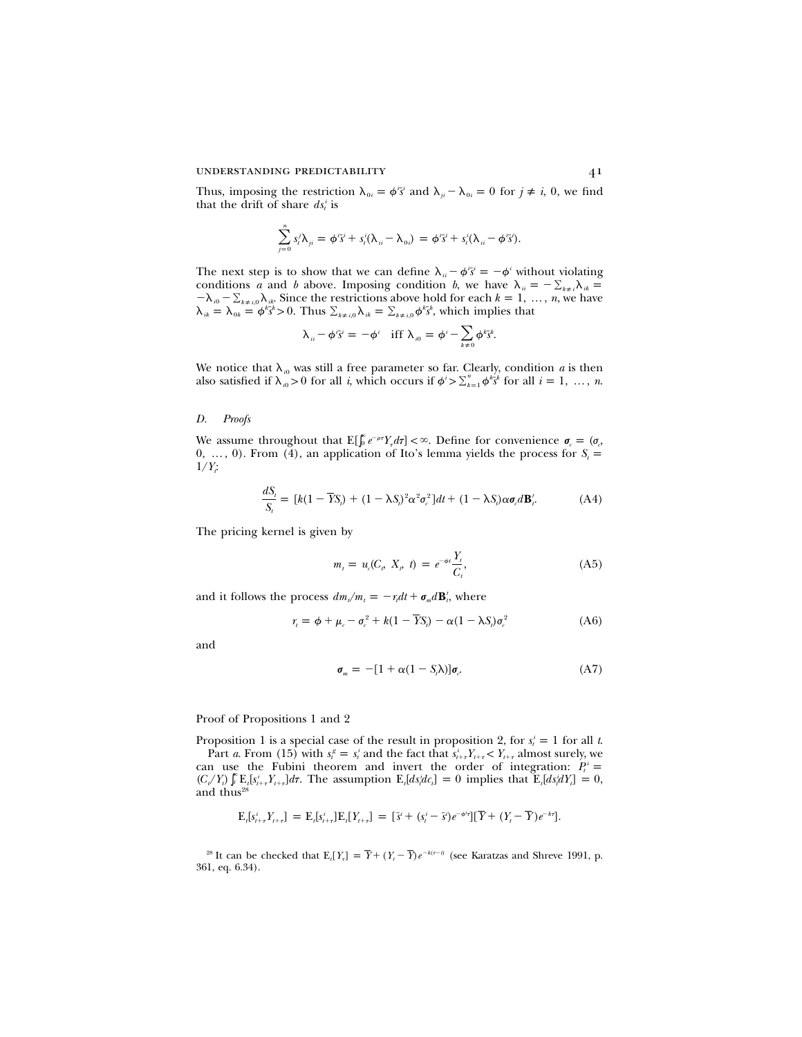Thus, imposing the restriction $\lambda_{0i} = \phi^i \bar{s}^i$ and $\lambda_{ji} - \lambda_{0i} = 0$ for $j \neq i$, 0, we find that the drift of share $ds_t^i$ is

$$\sum_{j=0}^{n} s_t^j \lambda_{ji} = \phi^i \bar{s}^i + s_t^i(\lambda_{ii} - \lambda_{0i}) = \phi^i \bar{s}^i + s_t^i(\lambda_{ii} - \phi^i \bar{s}^i).$$

The next step is to show that we can define $\lambda_{ii} - \phi^i \bar{s}^i = -\phi^i$ without violating conditions *a* and *b* above. Imposing condition *b*, we have $\lambda_{ii} = -\sum_{k\neq i}\lambda_{ik} = -\lambda_{i0} - \sum_{k\neq i,0}\lambda_{ik}$. Since the restrictions above hold for each $k = 1, \ldots, n$, we have $\lambda_{ik} = \lambda_{0k} = \phi^k \bar{s}^k > 0$. Thus $\sum_{k\neq i,0}\lambda_{ik} = \sum_{k\neq i,0}\phi^k \bar{s}^k$, which implies that

$$\lambda_{ii} - \phi^i \bar{s}^i = -\phi^i \quad \text{iff } \lambda_{i0} = \phi^i - \sum_{k\neq 0}\phi^k \bar{s}^k.$$

We notice that $\lambda_{i0}$ was still a free parameter so far. Clearly, condition *a* is then also satisfied if $\lambda_{i0} > 0$ for all *i*, which occurs if $\phi^i > \sum_{k=1}^{n}\phi^k \bar{s}^k$ for all $i = 1, \ldots, n$.

### *D. Proofs*

We assume throughout that $\mathrm{E}[\int_0^\infty e^{-\rho\tau} Y_\tau d\tau] < \infty$. Define for convenience $\boldsymbol{\sigma}_c = (\sigma_c, 0, \ldots, 0)$. From (4), an application of Ito's lemma yields the process for $S_t = 1/Y_t$:

$$\frac{dS_t}{S_t} = [k(1 - \overline{Y}S_t) + (1 - \lambda S_t)^2 \alpha^2 \sigma_c^2]dt + (1 - \lambda S_t)\alpha \boldsymbol{\sigma}_c d\mathbf{B}_t'. \tag{A4}$$

The pricing kernel is given by

$$m_t = u_c(C_t, X_t, t) = e^{-\phi t}\frac{Y_t}{C_t}, \tag{A5}$$

and it follows the process $dm_t/m_t = -r_t dt + \boldsymbol{\sigma}_m d\mathbf{B}_t'$, where

$$r_t = \phi + \mu_c - \sigma_c^2 + k(1 - \overline{Y}S_t) - \alpha(1 - \lambda S_t)\sigma_c^2 \tag{A6}$$

and

$$\boldsymbol{\sigma}_m = -[1 + \alpha(1 - S_t\lambda)]\boldsymbol{\sigma}_c. \tag{A7}$$

Proof of Propositions 1 and 2

Proposition 1 is a special case of the result in proposition 2, for $s_t^i = 1$ for all *t*.

Part *a*. From (15) with $s_t^g = s_t^i$ and the fact that $s_{t+\tau}^i Y_{t+\tau} < Y_{t+\tau}$ almost surely, we can use the Fubini theorem and invert the order of integration: $P_t^i = (C_t/Y_t)\int_0^\infty \mathrm{E}_t[s_{t+\tau}^i Y_{t+\tau}]d\tau$. The assumption $\mathrm{E}_t[ds_t^i dc_t] = 0$ implies that $\mathrm{E}_t[ds_t^i dY_t] = 0$, and thus[28]

$$\mathrm{E}_t[s_{t+\tau}^i Y_{t+\tau}] = \mathrm{E}_t[s_{t+\tau}^i]\mathrm{E}_t[Y_{t+\tau}] = [\bar{s}^i + (s_t^i - \bar{s}^i)e^{-\phi^i\tau}][\overline{Y} + (Y_t - \overline{Y})e^{-k\tau}].$$

[28] It can be checked that $\mathrm{E}_t[Y_\tau] = \overline{Y} + (Y_t - \overline{Y})e^{-k(\tau - t)}$ (see Karatzas and Shreve 1991, p. 361, eq. 6.34).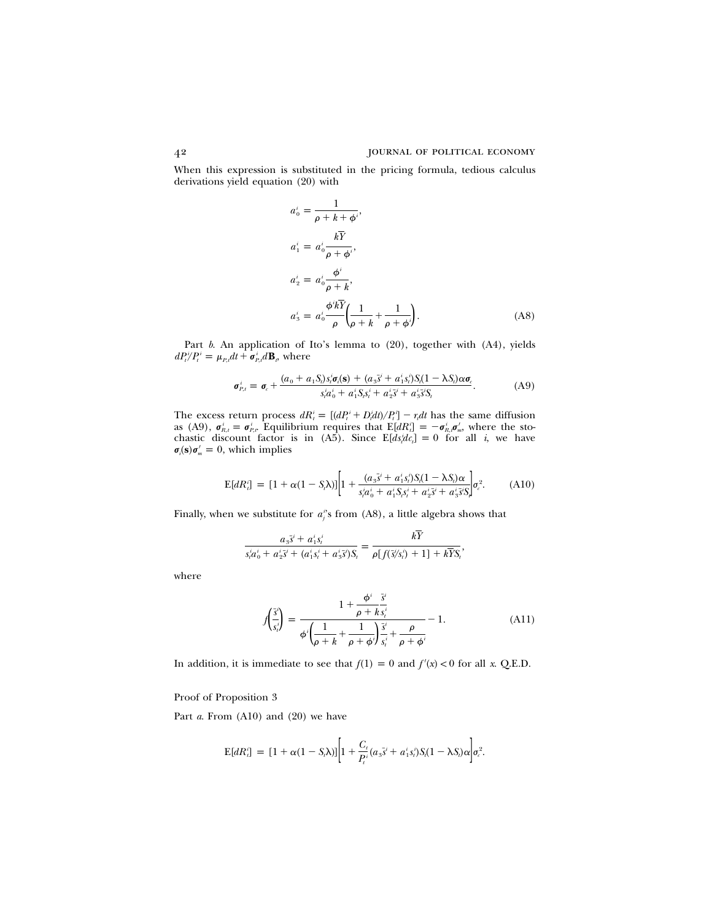When this expression is substituted in the pricing formula, tedious calculus derivations yield equation (20) with

$$a_0^i = \frac{1}{\rho + k + \phi^i},$$

$$a_1^i = a_0^i \frac{k\overline{Y}}{\rho + \phi^i},$$

$$a_2^i = a_0^i \frac{\phi^i}{\rho + k},$$

$$a_3^i = a_0^i \frac{\phi^i k\overline{Y}}{\rho}\left(\frac{1}{\rho + k} + \frac{1}{\rho + \phi^i}\right). \tag{A8}$$

Part *b*. An application of Ito's lemma to (20), together with (A4), yields $dP_t^i/P_t^i = \mu_{P,t}dt + \boldsymbol{\sigma}_{P,t}^i d\mathbf{B}_t$, where

$$\boldsymbol{\sigma}_{P,t}^i = \boldsymbol{\sigma}_c + \frac{(a_0 + a_1 S_t)s_t^i \boldsymbol{\sigma}_i(\mathbf{s}) + (a_3 \bar{s}^i + a_1^i s_t^i)S_t(1 - \lambda S_t)\alpha\boldsymbol{\sigma}_c}{s_t^i a_0^i + a_1^i S_t s_t^i + a_2^i \bar{s}^i + a_3^i \bar{s}^i S_t}. \tag{A9}$$

The excess return process $dR_t^i = [(dP_t^i + D_t^i dt)/P_t^i] - r_t dt$ has the same diffusion as (A9), $\boldsymbol{\sigma}_{R,t}^i = \boldsymbol{\sigma}_{P,t}^i$. Equilibrium requires that $\mathrm{E}[dR_t^i] = -\boldsymbol{\sigma}_{R,t}^i \boldsymbol{\sigma}_m'$, where the stochastic discount factor is in (A5). Since $\mathrm{E}[ds_t^i dc_t] = 0$ for all $i$, we have $\boldsymbol{\sigma}_i(\mathbf{s})\boldsymbol{\sigma}_m' = 0$, which implies

$$\mathrm{E}[dR_t^i] = [1 + \alpha(1 - S_t\lambda)]\left[1 + \frac{(a_3\bar{s}^i + a_1^i s_t^i)S_t(1 - \lambda S_t)\alpha}{s_t^i a_0^i + a_1^i S_t s_t^i + a_2^i \bar{s}^i + a_3^i \bar{s}^i S_t}\right]\sigma_c^2. \tag{A10}$$

Finally, when we substitute for $a_j^i$'s from (A8), a little algebra shows that

$$\frac{a_3\bar{s}^i + a_1^i s_t^i}{s_t^i a_0^i + a_2^i \bar{s}^i + (a_1^i s_t^i + a_3^i \bar{s}^i)S_t} = \frac{k\overline{Y}}{\rho[f(\bar{s}^i/s_t^i) + 1] + k\overline{Y}S_t},$$

where

$$f\left(\frac{\bar{s}^i}{s_t^i}\right) = \frac{1 + \dfrac{\phi^i}{\rho + k}\dfrac{\bar{s}^i}{s_t^i}}{\phi^i\left(\dfrac{1}{\rho + k} + \dfrac{1}{\rho + \phi^i}\right)\dfrac{\bar{s}^i}{s_t^i} + \dfrac{\rho}{\rho + \phi^i}} - 1. \tag{A11}$$

In addition, it is immediate to see that $f(1) = 0$ and $f'(x) < 0$ for all $x$. Q.E.D.

Proof of Proposition 3

Part *a*. From (A10) and (20) we have

$$\mathrm{E}[dR_t^i] = [1 + \alpha(1 - S_t\lambda)]\left[1 + \frac{C_t}{P_t^i}(a_3\bar{s}^i + a_1^i s_t^i)S_t(1 - \lambda S_t)\alpha\right]\sigma_c^2.$$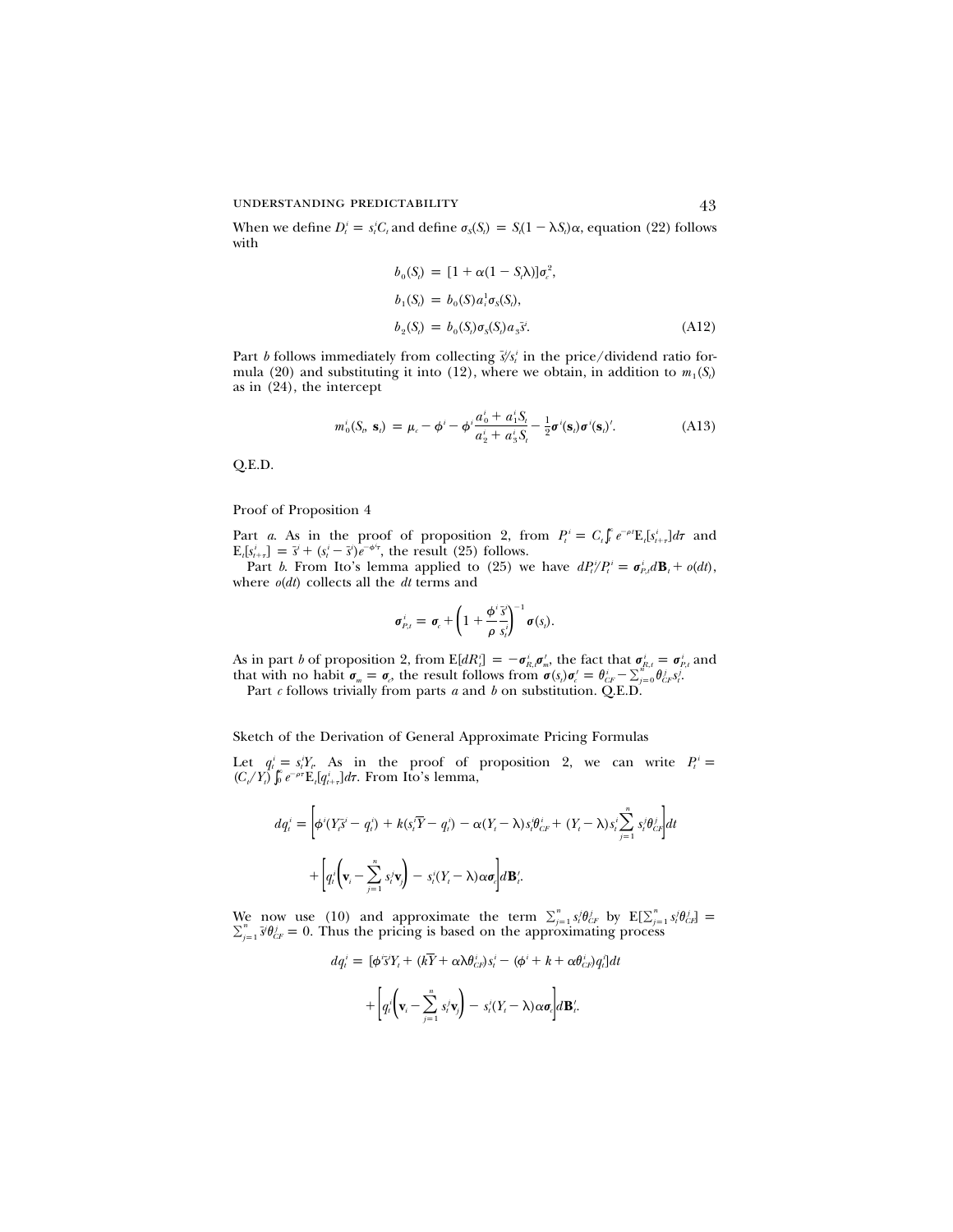When we define $D_t^i = s_t^i C_t$ and define $\sigma_S(S_t) = S_t(1 - \lambda S_t)\alpha$, equation (22) follows with

$$
\begin{aligned}
b_0(S_t) &= [1 + \alpha(1 - S_t\lambda)]\sigma_c^2, \\
b_1(S_t) &= b_0(S)a_t^1\sigma_S(S_t), \\
b_2(S_t) &= b_0(S_t)\sigma_S(S_t)a_3\bar{s}^i. \qquad \text{(A12)}
\end{aligned}
$$

Part *b* follows immediately from collecting $\bar{s}^i/s_t^i$ in the price/dividend ratio formula (20) and substituting it into (12), where we obtain, in addition to $m_1(S_t)$ as in (24), the intercept

$$
m_0^i(S_t, \mathbf{s}_t) = \mu_c - \phi^i - \phi^i \frac{a_0^i + a_1^i S_t}{a_2^i + a_3^i S_t} - \tfrac{1}{2}\boldsymbol{\sigma}^i(\mathbf{s}_t)\boldsymbol{\sigma}^i(\mathbf{s}_t)'. \qquad \text{(A13)}
$$

Q.E.D.

Proof of Proposition 4

Part *a*. As in the proof of proposition 2, from $P_t^i = C_t \int_t^\infty e^{-\rho t} \mathrm{E}_t[s_{t+\tau}^i]d\tau$ and $\mathrm{E}_t[s_{t+\tau}^i] = \bar{s}^i + (s_t^i - \bar{s}^i)e^{-\phi^i\tau}$, the result (25) follows.

Part *b*. From Ito's lemma applied to (25) we have $dP_t^i/P_t^i = \boldsymbol{\sigma}_{P,t}^i d\mathbf{B}_t + o(dt)$, where $o(dt)$ collects all the $dt$ terms and

$$
\boldsymbol{\sigma}_{P,t}^i = \boldsymbol{\sigma}_c + \left(1 + \frac{\phi^i}{\rho}\frac{\bar{s}^i}{s_t^i}\right)^{-1} \boldsymbol{\sigma}(s_t).
$$

As in part *b* of proposition 2, from $\mathrm{E}[dR_t^i] = -\boldsymbol{\sigma}_{R,t}^i\boldsymbol{\sigma}_m'$, the fact that $\boldsymbol{\sigma}_{R,t}^i = \boldsymbol{\sigma}_{P,t}^i$ and that with no habit $\boldsymbol{\sigma}_m = \boldsymbol{\sigma}_c$, the result follows from $\boldsymbol{\sigma}(s_t)\boldsymbol{\sigma}_c' = \theta_{CF}^i - \sum_{j=0}^n \theta_{CF}^j s_t^j$.

Part *c* follows trivially from parts *a* and *b* on substitution. Q.E.D.

Sketch of the Derivation of General Approximate Pricing Formulas

Let $q_t^i = s_t^i Y_t$. As in the proof of proposition 2, we can write $P_t^i = (C_t/Y_t)\int_0^\infty e^{-\rho\tau}\mathrm{E}_t[q_{t+\tau}^i]d\tau$. From Ito's lemma,

$$
\begin{aligned}
dq_t^i = &\left[\phi^i(Y_t\bar{s}^i - q_t^i) + k(s_t^i\bar{Y} - q_t^i) - \alpha(Y_t - \lambda)s_t^i\theta_{CF}^i + (Y_t - \lambda)s_t^i\sum_{j=1}^n s_t^j\theta_{CF}^j\right]dt \\
&+ \left[q_t^i\left(\mathbf{v}_i - \sum_{j=1}^n s_t^j\mathbf{v}_j\right) - s_t^i(Y_t - \lambda)\alpha\boldsymbol{\sigma}_c\right]d\mathbf{B}_t'.
\end{aligned}
$$

We now use (10) and approximate the term $\sum_{j=1}^n s_t^j\theta_{CF}^j$ by $\mathrm{E}[\sum_{j=1}^n s_t^j\theta_{CF}^j] = \sum_{j=1}^n \bar{s}^j\theta_{CF}^j = 0$. Thus the pricing is based on the approximating process

$$
\begin{aligned}
dq_t^i = &[\phi^i\bar{s}^i Y_t + (k\bar{Y} + \alpha\lambda\theta_{CF}^i)s_t^i - (\phi^i + k + \alpha\theta_{CF}^i)q_t^i]dt \\
&+ \left[q_t^i\left(\mathbf{v}_i - \sum_{j=1}^n s_t^j\mathbf{v}_j\right) - s_t^i(Y_t - \lambda)\alpha\boldsymbol{\sigma}_c\right]d\mathbf{B}_t'.
\end{aligned}
$$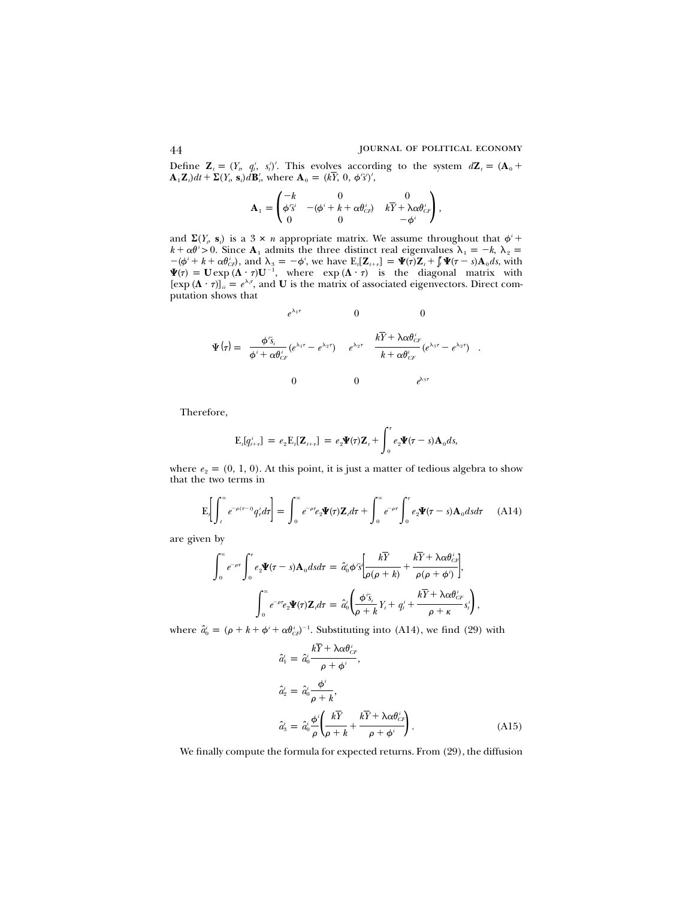Define $\mathbf{Z}_t = (Y_t,\ q_t^i,\ s_t^i)'$. This evolves according to the system $d\mathbf{Z}_t = (\mathbf{A}_0 + \mathbf{A}_1\mathbf{Z}_t)dt + \mathbf{\Sigma}(Y_t, \mathbf{s}_t)d\mathbf{B}_t'$, where $\mathbf{A}_0 = (k\overline{Y},\ 0,\ \phi^i\bar{s}^i)'$,

$$\mathbf{A}_1 = \begin{pmatrix} -k & 0 & 0 \\ \phi^i\bar{s}^i & -(\phi^i + k + \alpha\theta_{CF}^i) & k\overline{Y} + \lambda\alpha\theta_{CF}^i \\ 0 & 0 & -\phi^i \end{pmatrix},$$

and $\mathbf{\Sigma}(Y_t, \mathbf{s}_t)$ is a $3 \times n$ appropriate matrix. We assume throughout that $\phi^i + k + \alpha\theta^i > 0$. Since $\mathbf{A}_1$ admits the three distinct real eigenvalues $\lambda_1 = -k$, $\lambda_2 = -(\phi^i + k + \alpha\theta_{CF}^i)$, and $\lambda_3 = -\phi^i$, we have $\mathrm{E}_t[\mathbf{Z}_{t+\tau}] = \mathbf{\Psi}(\tau)\mathbf{Z}_t + \int_t^\tau \mathbf{\Psi}(\tau - s)\mathbf{A}_0 ds$, with $\mathbf{\Psi}(\tau) = \mathbf{U}\exp(\mathbf{\Lambda}\cdot\tau)\mathbf{U}^{-1}$, where $\exp(\mathbf{\Lambda}\cdot\tau)$ is the diagonal matrix with $[\exp(\mathbf{\Lambda}\cdot\tau)]_{ii} = e^{\lambda_i\tau}$, and $\mathbf{U}$ is the matrix of associated eigenvectors. Direct computation shows that

$$\Psi(\tau) = \begin{pmatrix} e^{\lambda_1\tau} & 0 & 0 \\ \dfrac{\phi^i\bar{s}_i}{\phi^i + \alpha\theta_{CF}^i}(e^{\lambda_1\tau} - e^{\lambda_2\tau}) & e^{\lambda_2\tau} & \dfrac{k\overline{Y} + \lambda\alpha\theta_{CF}^i}{k + \alpha\theta_{CF}^i}(e^{\lambda_3\tau} - e^{\lambda_2\tau}) \\ 0 & 0 & e^{\lambda_3\tau} \end{pmatrix}.$$

Therefore,

$$\mathrm{E}_t[q_{t+\tau}^i] = e_2\mathrm{E}_t[\mathbf{Z}_{t+\tau}] = e_2\mathbf{\Psi}(\tau)\mathbf{Z}_t + \int_0^\tau e_2\mathbf{\Psi}(\tau - s)\mathbf{A}_0 ds,$$

where $e_2 = (0, 1, 0)$. At this point, it is just a matter of tedious algebra to show that the two terms in

$$\mathrm{E}_t\left[\int_t^\infty e^{-\rho(\tau - t)}q_\tau^i d\tau\right] = \int_0^\infty e^{-\rho\tau}e_2\mathbf{\Psi}(\tau)\mathbf{Z}_t d\tau + \int_0^\infty e^{-\rho\tau}\int_0^\tau e_2\mathbf{\Psi}(\tau - s)\mathbf{A}_0 ds d\tau \qquad \text{(A14)}$$

are given by

$$\int_0^\infty e^{-\rho\tau}\int_0^\tau e_2\mathbf{\Psi}(\tau - s)\mathbf{A}_0 ds d\tau = \hat{a}_0^i\phi^i\bar{s}^i\left[\frac{k\overline{Y}}{\rho(\rho + k)} + \frac{k\overline{Y} + \lambda\alpha\theta_{CF}^i}{\rho(\rho + \phi^i)}\right],$$

$$\int_0^\infty e^{-\rho\tau}e_2\mathbf{\Psi}(\tau)\mathbf{Z}_t d\tau = \hat{a}_0^i\left(\frac{\phi^i\bar{s}_i}{\rho + k}Y_t + q_t^i + \frac{k\overline{Y} + \lambda\alpha\theta_{CF}^i}{\rho + \kappa}s_t^i\right),$$

where $\hat{a}_0^i = (\rho + k + \phi^i + \alpha\theta_{CF}^i)^{-1}$. Substituting into (A14), we find (29) with

$$\hat{a}_1^i = \hat{a}_0^i\frac{k\overline{Y} + \lambda\alpha\theta_{CF}^i}{\rho + \phi^i},$$

$$\hat{a}_2^i = \hat{a}_0^i\frac{\phi^i}{\rho + k},$$

$$\hat{a}_3^i = \hat{a}_0^i\frac{\phi^i}{\rho}\left(\frac{k\overline{Y}}{\rho + k} + \frac{k\overline{Y} + \lambda\alpha\theta_{CF}^i}{\rho + \phi^i}\right). \qquad \text{(A15)}$$

We finally compute the formula for expected returns. From (29), the diffusion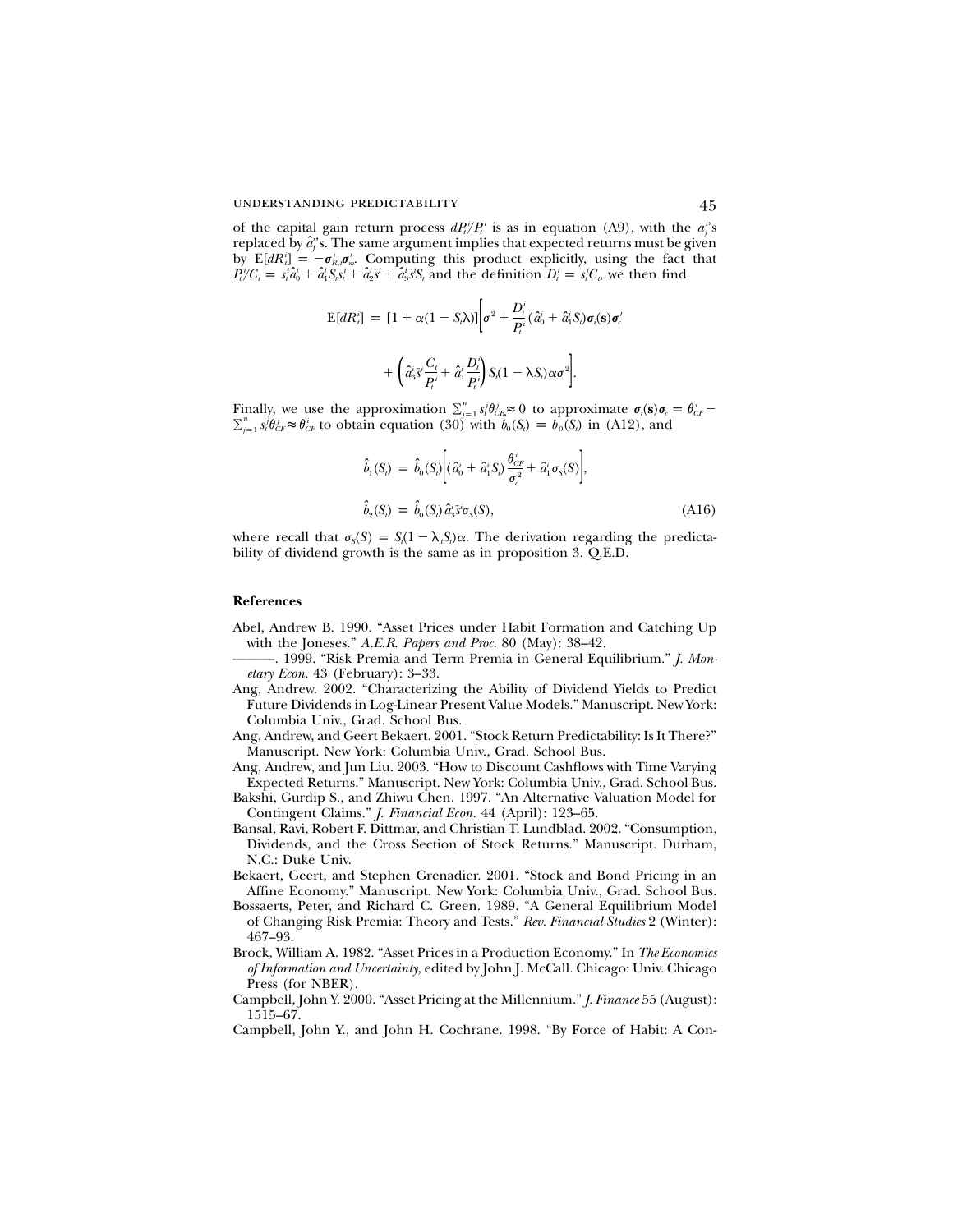of the capital gain return process $dP_t^i/P_t^i$ is as in equation (A9), with the $a_j^i$'s replaced by $\hat{a}_j^i$'s. The same argument implies that expected returns must be given by $\mathrm{E}[dR_t^i] = -\boldsymbol{\sigma}_{R,t}^i\boldsymbol{\sigma}_m'$. Computing this product explicitly, using the fact that $P_t^i/C_t = s_t^i\hat{a}_0^i + \hat{a}_1^i S_t s_t^i + \hat{a}_2^i\bar{s}^i + \hat{a}_3^i\bar{s}^i S_t$ and the definition $D_t^i = s_t^i C_t$, we then find

$$\mathrm{E}[dR_t^i] = [1 + \alpha(1 - S_t\lambda)]\left[\sigma^2 + \frac{D_t^i}{P_t^i}(\hat{a}_0^i + \hat{a}_1^i S_t)\boldsymbol{\sigma}_i(\mathbf{s})\boldsymbol{\sigma}_c' + \left(\hat{a}_3^i\bar{s}^i\frac{C_t}{P_t^i} + \hat{a}_1^i\frac{D_t^i}{P_t^i}\right)S_t(1 - \lambda S_t)\alpha\sigma^2\right].$$

Finally, we use the approximation $\sum_{j=1}^n s_t^j\theta_{CF}^j \approx 0$ to approximate $\boldsymbol{\sigma}_i(\mathbf{s})\boldsymbol{\sigma}_c = \theta_{CF}^i - \sum_{j=1}^n s_t^j\theta_{CF}^j \approx \theta_{CF}^i$ to obtain equation (30) with $b_0(S_t) = \hat{b}_0(S_t)$ in (A12), and

$$\hat{b}_1(S_t) = \hat{b}_0(S_t)\left[(\hat{a}_0^i + \hat{a}_1^i S_t)\frac{\theta_{CF}^i}{\sigma_c^2} + \hat{a}_1^i\sigma_S(S)\right],$$

$$\hat{b}_2(S_t) = \hat{b}_0(S_t)\,\hat{a}_3^i\bar{s}^i\sigma_S(S), \tag{A16}$$

where recall that $\sigma_S(S) = S_t(1 - \lambda_t S_t)\alpha$. The derivation regarding the predictability of dividend growth is the same as in proposition 3. Q.E.D.

## References

Abel, Andrew B. 1990. "Asset Prices under Habit Formation and Catching Up with the Joneses." *A.E.R. Papers and Proc.* 80 (May): 38–42.

———. 1999. "Risk Premia and Term Premia in General Equilibrium." *J. Monetary Econ.* 43 (February): 3–33.

Ang, Andrew. 2002. "Characterizing the Ability of Dividend Yields to Predict Future Dividends in Log-Linear Present Value Models." Manuscript. New York: Columbia Univ., Grad. School Bus.

Ang, Andrew, and Geert Bekaert. 2001. "Stock Return Predictability: Is It There?" Manuscript. New York: Columbia Univ., Grad. School Bus.

Ang, Andrew, and Jun Liu. 2003. "How to Discount Cashflows with Time Varying Expected Returns." Manuscript. New York: Columbia Univ., Grad. School Bus.

Bakshi, Gurdip S., and Zhiwu Chen. 1997. "An Alternative Valuation Model for Contingent Claims." *J. Financial Econ.* 44 (April): 123–65.

Bansal, Ravi, Robert F. Dittmar, and Christian T. Lundblad. 2002. "Consumption, Dividends, and the Cross Section of Stock Returns." Manuscript. Durham, N.C.: Duke Univ.

Bekaert, Geert, and Stephen Grenadier. 2001. "Stock and Bond Pricing in an Affine Economy." Manuscript. New York: Columbia Univ., Grad. School Bus.

Bossaerts, Peter, and Richard C. Green. 1989. "A General Equilibrium Model of Changing Risk Premia: Theory and Tests." *Rev. Financial Studies* 2 (Winter): 467–93.

Brock, William A. 1982. "Asset Prices in a Production Economy." In *The Economics of Information and Uncertainty*, edited by John J. McCall. Chicago: Univ. Chicago Press (for NBER).

Campbell, John Y. 2000. "Asset Pricing at the Millennium." *J. Finance* 55 (August): 1515–67.

Campbell, John Y., and John H. Cochrane. 1998. "By Force of Habit: A Con-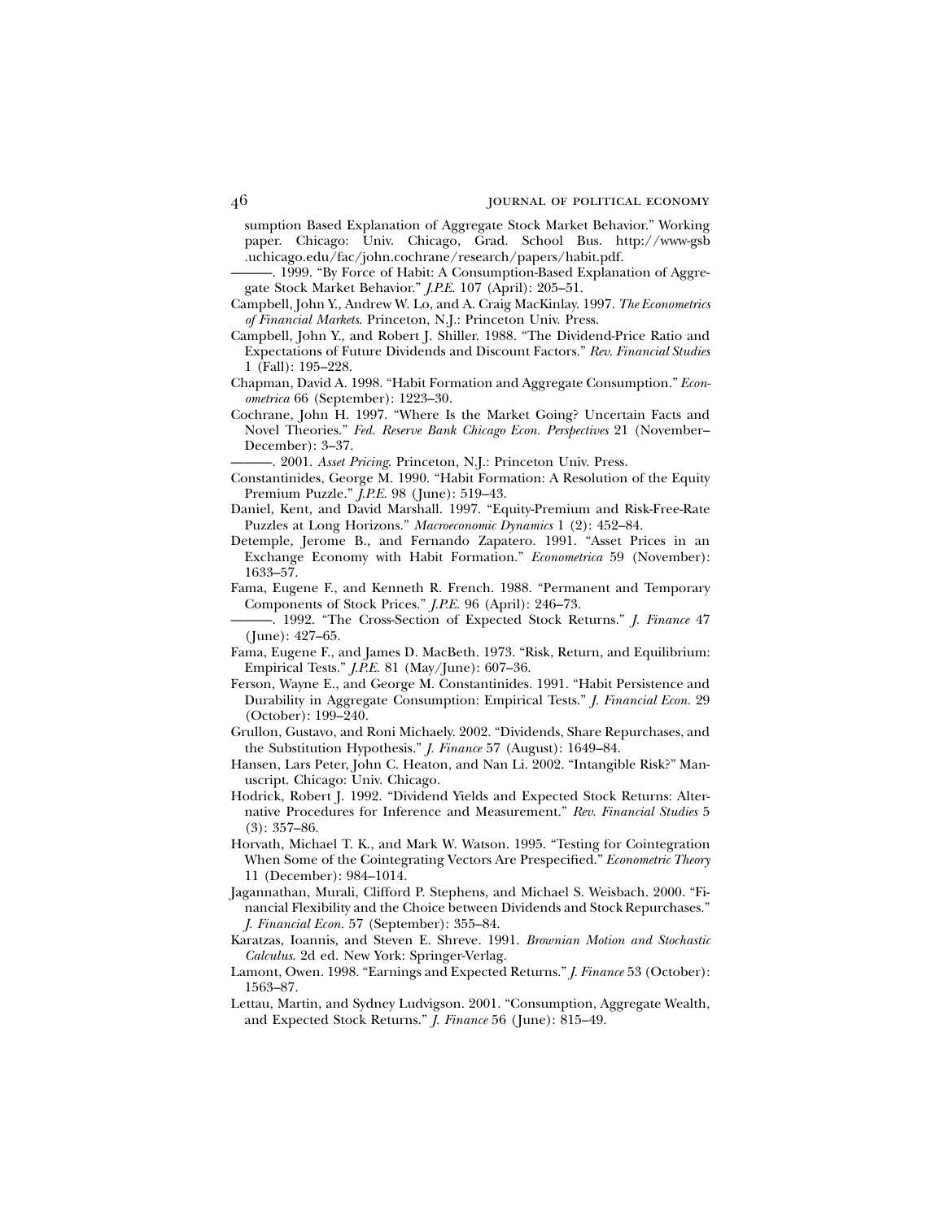sumption Based Explanation of Aggregate Stock Market Behavior." Working paper. Chicago: Univ. Chicago, Grad. School Bus. http://www-gsb.uchicago.edu/fac/john.cochrane/research/papers/habit.pdf.

———. 1999. "By Force of Habit: A Consumption-Based Explanation of Aggregate Stock Market Behavior." *J.P.E.* 107 (April): 205–51.

Campbell, John Y., Andrew W. Lo, and A. Craig MacKinlay. 1997. *The Econometrics of Financial Markets*. Princeton, N.J.: Princeton Univ. Press.

Campbell, John Y., and Robert J. Shiller. 1988. "The Dividend-Price Ratio and Expectations of Future Dividends and Discount Factors." *Rev. Financial Studies* 1 (Fall): 195–228.

Chapman, David A. 1998. "Habit Formation and Aggregate Consumption." *Econometrica* 66 (September): 1223–30.

Cochrane, John H. 1997. "Where Is the Market Going? Uncertain Facts and Novel Theories." *Fed. Reserve Bank Chicago Econ. Perspectives* 21 (November–December): 3–37.

———. 2001. *Asset Pricing*. Princeton, N.J.: Princeton Univ. Press.

Constantinides, George M. 1990. "Habit Formation: A Resolution of the Equity Premium Puzzle." *J.P.E.* 98 (June): 519–43.

Daniel, Kent, and David Marshall. 1997. "Equity-Premium and Risk-Free-Rate Puzzles at Long Horizons." *Macroeconomic Dynamics* 1 (2): 452–84.

Detemple, Jerome B., and Fernando Zapatero. 1991. "Asset Prices in an Exchange Economy with Habit Formation." *Econometrica* 59 (November): 1633–57.

Fama, Eugene F., and Kenneth R. French. 1988. "Permanent and Temporary Components of Stock Prices." *J.P.E.* 96 (April): 246–73.

———. 1992. "The Cross-Section of Expected Stock Returns." *J. Finance* 47 (June): 427–65.

Fama, Eugene F., and James D. MacBeth. 1973. "Risk, Return, and Equilibrium: Empirical Tests." *J.P.E.* 81 (May/June): 607–36.

Ferson, Wayne E., and George M. Constantinides. 1991. "Habit Persistence and Durability in Aggregate Consumption: Empirical Tests." *J. Financial Econ.* 29 (October): 199–240.

Grullon, Gustavo, and Roni Michaely. 2002. "Dividends, Share Repurchases, and the Substitution Hypothesis." *J. Finance* 57 (August): 1649–84.

Hansen, Lars Peter, John C. Heaton, and Nan Li. 2002. "Intangible Risk?" Manuscript. Chicago: Univ. Chicago.

Hodrick, Robert J. 1992. "Dividend Yields and Expected Stock Returns: Alternative Procedures for Inference and Measurement." *Rev. Financial Studies* 5 (3): 357–86.

Horvath, Michael T. K., and Mark W. Watson. 1995. "Testing for Cointegration When Some of the Cointegrating Vectors Are Prespecified." *Econometric Theory* 11 (December): 984–1014.

Jagannathan, Murali, Clifford P. Stephens, and Michael S. Weisbach. 2000. "Financial Flexibility and the Choice between Dividends and Stock Repurchases." *J. Financial Econ.* 57 (September): 355–84.

Karatzas, Ioannis, and Steven E. Shreve. 1991. *Brownian Motion and Stochastic Calculus*. 2d ed. New York: Springer-Verlag.

Lamont, Owen. 1998. "Earnings and Expected Returns." *J. Finance* 53 (October): 1563–87.

Lettau, Martin, and Sydney Ludvigson. 2001. "Consumption, Aggregate Wealth, and Expected Stock Returns." *J. Finance* 56 (June): 815–49.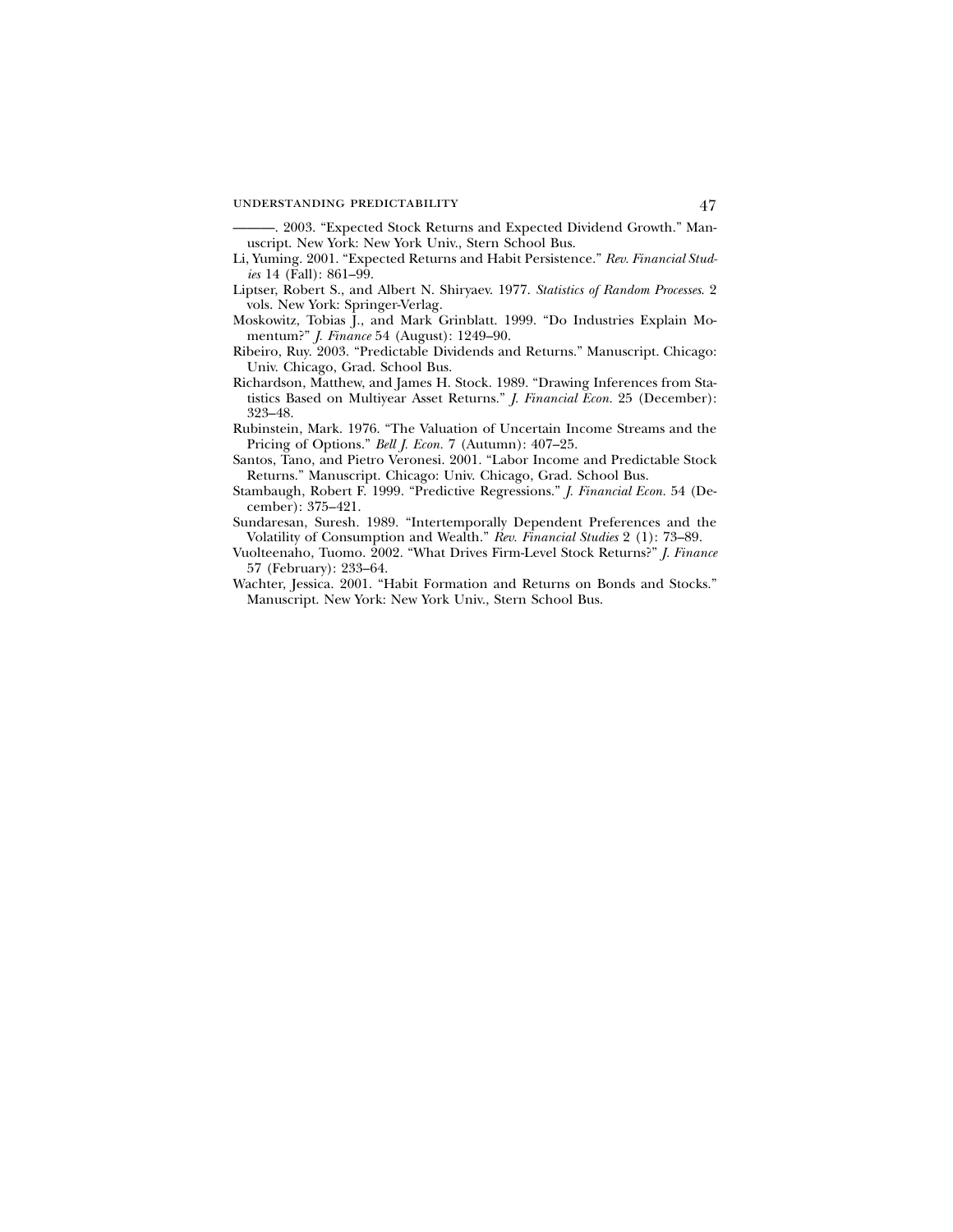———. 2003. "Expected Stock Returns and Expected Dividend Growth." Manuscript. New York: New York Univ., Stern School Bus.

Li, Yuming. 2001. "Expected Returns and Habit Persistence." *Rev. Financial Studies* 14 (Fall): 861–99.

Liptser, Robert S., and Albert N. Shiryaev. 1977. *Statistics of Random Processes.* 2 vols. New York: Springer-Verlag.

Moskowitz, Tobias J., and Mark Grinblatt. 1999. "Do Industries Explain Momentum?" *J. Finance* 54 (August): 1249–90.

Ribeiro, Ruy. 2003. "Predictable Dividends and Returns." Manuscript. Chicago: Univ. Chicago, Grad. School Bus.

Richardson, Matthew, and James H. Stock. 1989. "Drawing Inferences from Statistics Based on Multiyear Asset Returns." *J. Financial Econ.* 25 (December): 323–48.

Rubinstein, Mark. 1976. "The Valuation of Uncertain Income Streams and the Pricing of Options." *Bell J. Econ.* 7 (Autumn): 407–25.

Santos, Tano, and Pietro Veronesi. 2001. "Labor Income and Predictable Stock Returns." Manuscript. Chicago: Univ. Chicago, Grad. School Bus.

Stambaugh, Robert F. 1999. "Predictive Regressions." *J. Financial Econ.* 54 (December): 375–421.

Sundaresan, Suresh. 1989. "Intertemporally Dependent Preferences and the Volatility of Consumption and Wealth." *Rev. Financial Studies* 2 (1): 73–89.

Vuolteenaho, Tuomo. 2002. "What Drives Firm-Level Stock Returns?" *J. Finance* 57 (February): 233–64.

Wachter, Jessica. 2001. "Habit Formation and Returns on Bonds and Stocks." Manuscript. New York: New York Univ., Stern School Bus.